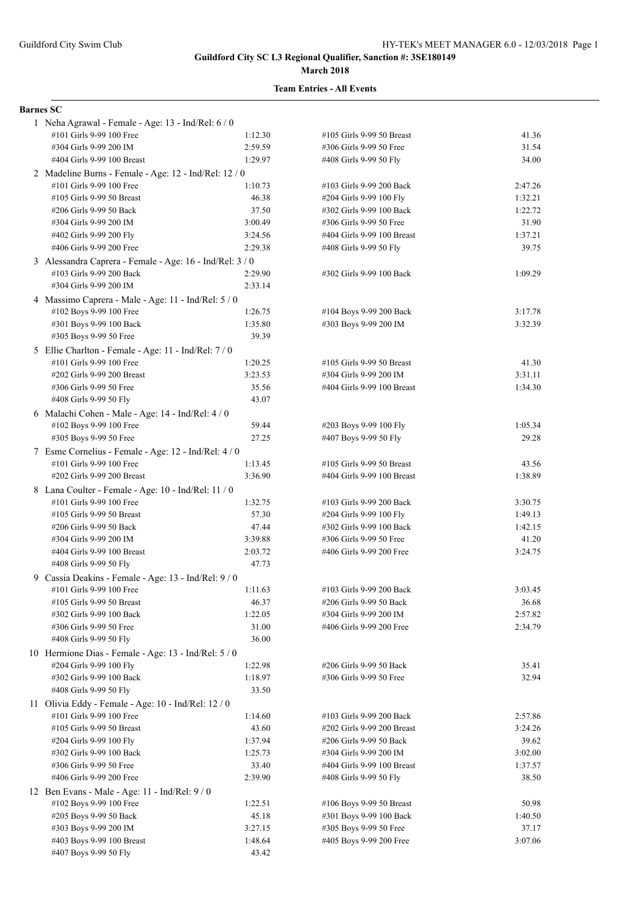**Guildford City SC L3 Regional Qualifier, Sanction #: 3SE180149**

**March 2018**

**Team Entries - All Events**

**Barnes SC**

1 Neha Agrawal - Female - Age: 13 - Ind/Rel: 6 / 0

| | | | |
|---|---|---|---|
| #101 Girls 9-99 100 Free | 1:12.30 | #105 Girls 9-99 50 Breast | 41.36 |
| #304 Girls 9-99 200 IM | 2:59.59 | #306 Girls 9-99 50 Free | 31.54 |
| #404 Girls 9-99 100 Breast | 1:29.97 | #408 Girls 9-99 50 Fly | 34.00 |

2 Madeline Burns - Female - Age: 12 - Ind/Rel: 12 / 0

| | | | |
|---|---|---|---|
| #101 Girls 9-99 100 Free | 1:10.73 | #103 Girls 9-99 200 Back | 2:47.26 |
| #105 Girls 9-99 50 Breast | 46.38 | #204 Girls 9-99 100 Fly | 1:32.21 |
| #206 Girls 9-99 50 Back | 37.50 | #302 Girls 9-99 100 Back | 1:22.72 |
| #304 Girls 9-99 200 IM | 3:00.49 | #306 Girls 9-99 50 Free | 31.90 |
| #402 Girls 9-99 200 Fly | 3:24.56 | #404 Girls 9-99 100 Breast | 1:37.21 |
| #406 Girls 9-99 200 Free | 2:29.38 | #408 Girls 9-99 50 Fly | 39.75 |

3 Alessandra Caprera - Female - Age: 16 - Ind/Rel: 3 / 0

| | | | |
|---|---|---|---|
| #103 Girls 9-99 200 Back | 2:29.90 | #302 Girls 9-99 100 Back | 1:09.29 |
| #304 Girls 9-99 200 IM | 2:33.14 | | |

4 Massimo Caprera - Male - Age: 11 - Ind/Rel: 5 / 0

| | | | |
|---|---|---|---|
| #102 Boys 9-99 100 Free | 1:26.75 | #104 Boys 9-99 200 Back | 3:17.78 |
| #301 Boys 9-99 100 Back | 1:35.80 | #303 Boys 9-99 200 IM | 3:32.39 |
| #305 Boys 9-99 50 Free | 39.39 | | |

5 Ellie Charlton - Female - Age: 11 - Ind/Rel: 7 / 0

| | | | |
|---|---|---|---|
| #101 Girls 9-99 100 Free | 1:20.25 | #105 Girls 9-99 50 Breast | 41.30 |
| #202 Girls 9-99 200 Breast | 3:23.53 | #304 Girls 9-99 200 IM | 3:31.11 |
| #306 Girls 9-99 50 Free | 35.56 | #404 Girls 9-99 100 Breast | 1:34.30 |
| #408 Girls 9-99 50 Fly | 43.07 | | |

6 Malachi Cohen - Male - Age: 14 - Ind/Rel: 4 / 0

| | | | |
|---|---|---|---|
| #102 Boys 9-99 100 Free | 59.44 | #203 Boys 9-99 100 Fly | 1:05.34 |
| #305 Boys 9-99 50 Free | 27.25 | #407 Boys 9-99 50 Fly | 29.28 |

7 Esme Cornelius - Female - Age: 12 - Ind/Rel: 4 / 0

| | | | |
|---|---|---|---|
| #101 Girls 9-99 100 Free | 1:13.45 | #105 Girls 9-99 50 Breast | 43.56 |
| #202 Girls 9-99 200 Breast | 3:36.90 | #404 Girls 9-99 100 Breast | 1:38.89 |

8 Lana Coulter - Female - Age: 10 - Ind/Rel: 11 / 0

| | | | |
|---|---|---|---|
| #101 Girls 9-99 100 Free | 1:32.75 | #103 Girls 9-99 200 Back | 3:30.75 |
| #105 Girls 9-99 50 Breast | 57.30 | #204 Girls 9-99 100 Fly | 1:49.13 |
| #206 Girls 9-99 50 Back | 47.44 | #302 Girls 9-99 100 Back | 1:42.15 |
| #304 Girls 9-99 200 IM | 3:39.88 | #306 Girls 9-99 50 Free | 41.20 |
| #404 Girls 9-99 100 Breast | 2:03.72 | #406 Girls 9-99 200 Free | 3:24.75 |
| #408 Girls 9-99 50 Fly | 47.73 | | |

9 Cassia Deakins - Female - Age: 13 - Ind/Rel: 9 / 0

| | | | |
|---|---|---|---|
| #101 Girls 9-99 100 Free | 1:11.63 | #103 Girls 9-99 200 Back | 3:03.45 |
| #105 Girls 9-99 50 Breast | 46.37 | #206 Girls 9-99 50 Back | 36.68 |
| #302 Girls 9-99 100 Back | 1:22.05 | #304 Girls 9-99 200 IM | 2:57.82 |
| #306 Girls 9-99 50 Free | 31.00 | #406 Girls 9-99 200 Free | 2:34.79 |
| #408 Girls 9-99 50 Fly | 36.00 | | |

10 Hermione Dias - Female - Age: 13 - Ind/Rel: 5 / 0

| | | | |
|---|---|---|---|
| #204 Girls 9-99 100 Fly | 1:22.98 | #206 Girls 9-99 50 Back | 35.41 |
| #302 Girls 9-99 100 Back | 1:18.97 | #306 Girls 9-99 50 Free | 32.94 |
| #408 Girls 9-99 50 Fly | 33.50 | | |

11 Olivia Eddy - Female - Age: 10 - Ind/Rel: 12 / 0

| | | | |
|---|---|---|---|
| #101 Girls 9-99 100 Free | 1:14.60 | #103 Girls 9-99 200 Back | 2:57.86 |
| #105 Girls 9-99 50 Breast | 43.60 | #202 Girls 9-99 200 Breast | 3:24.26 |
| #204 Girls 9-99 100 Fly | 1:37.94 | #206 Girls 9-99 50 Back | 39.62 |
| #302 Girls 9-99 100 Back | 1:25.73 | #304 Girls 9-99 200 IM | 3:02.00 |
| #306 Girls 9-99 50 Free | 33.40 | #404 Girls 9-99 100 Breast | 1:37.57 |
| #406 Girls 9-99 200 Free | 2:39.90 | #408 Girls 9-99 50 Fly | 38.50 |

12 Ben Evans - Male - Age: 11 - Ind/Rel: 9 / 0

| | | | |
|---|---|---|---|
| #102 Boys 9-99 100 Free | 1:22.51 | #106 Boys 9-99 50 Breast | 50.98 |
| #205 Boys 9-99 50 Back | 45.18 | #301 Boys 9-99 100 Back | 1:40.50 |
| #303 Boys 9-99 200 IM | 3:27.15 | #305 Boys 9-99 50 Free | 37.17 |
| #403 Boys 9-99 100 Breast | 1:48.64 | #405 Boys 9-99 200 Free | 3:07.06 |
| #407 Boys 9-99 50 Fly | 43.42 | | |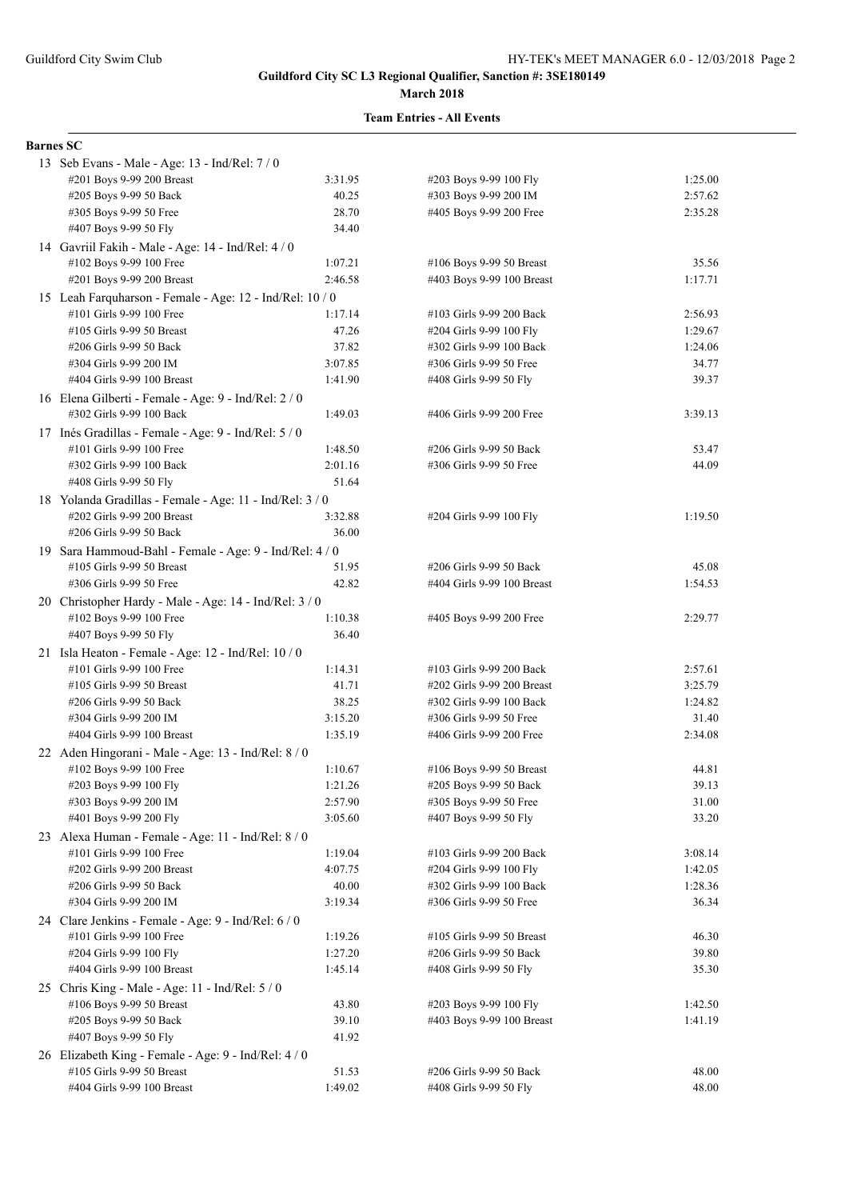**Guildford City SC L3 Regional Qualifier, Sanction #: 3SE180149**

**March 2018**

**Team Entries - All Events**

**Barnes SC**

13 Seb Evans - Male - Age: 13 - Ind/Rel: 7 / 0

| Event | Time | Event | Time |
|---|---|---|---|
| #201 Boys 9-99 200 Breast | 3:31.95 | #203 Boys 9-99 100 Fly | 1:25.00 |
| #205 Boys 9-99 50 Back | 40.25 | #303 Boys 9-99 200 IM | 2:57.62 |
| #305 Boys 9-99 50 Free | 28.70 | #405 Boys 9-99 200 Free | 2:35.28 |
| #407 Boys 9-99 50 Fly | 34.40 | | |

14 Gavriil Fakih - Male - Age: 14 - Ind/Rel: 4 / 0

| Event | Time | Event | Time |
|---|---|---|---|
| #102 Boys 9-99 100 Free | 1:07.21 | #106 Boys 9-99 50 Breast | 35.56 |
| #201 Boys 9-99 200 Breast | 2:46.58 | #403 Boys 9-99 100 Breast | 1:17.71 |

15 Leah Farquharson - Female - Age: 12 - Ind/Rel: 10 / 0

| Event | Time | Event | Time |
|---|---|---|---|
| #101 Girls 9-99 100 Free | 1:17.14 | #103 Girls 9-99 200 Back | 2:56.93 |
| #105 Girls 9-99 50 Breast | 47.26 | #204 Girls 9-99 100 Fly | 1:29.67 |
| #206 Girls 9-99 50 Back | 37.82 | #302 Girls 9-99 100 Back | 1:24.06 |
| #304 Girls 9-99 200 IM | 3:07.85 | #306 Girls 9-99 50 Free | 34.77 |
| #404 Girls 9-99 100 Breast | 1:41.90 | #408 Girls 9-99 50 Fly | 39.37 |

16 Elena Gilberti - Female - Age: 9 - Ind/Rel: 2 / 0

| Event | Time | Event | Time |
|---|---|---|---|
| #302 Girls 9-99 100 Back | 1:49.03 | #406 Girls 9-99 200 Free | 3:39.13 |

17 Inés Gradillas - Female - Age: 9 - Ind/Rel: 5 / 0

| Event | Time | Event | Time |
|---|---|---|---|
| #101 Girls 9-99 100 Free | 1:48.50 | #206 Girls 9-99 50 Back | 53.47 |
| #302 Girls 9-99 100 Back | 2:01.16 | #306 Girls 9-99 50 Free | 44.09 |
| #408 Girls 9-99 50 Fly | 51.64 | | |

18 Yolanda Gradillas - Female - Age: 11 - Ind/Rel: 3 / 0

| Event | Time | Event | Time |
|---|---|---|---|
| #202 Girls 9-99 200 Breast | 3:32.88 | #204 Girls 9-99 100 Fly | 1:19.50 |
| #206 Girls 9-99 50 Back | 36.00 | | |

19 Sara Hammoud-Bahl - Female - Age: 9 - Ind/Rel: 4 / 0

| Event | Time | Event | Time |
|---|---|---|---|
| #105 Girls 9-99 50 Breast | 51.95 | #206 Girls 9-99 50 Back | 45.08 |
| #306 Girls 9-99 50 Free | 42.82 | #404 Girls 9-99 100 Breast | 1:54.53 |

20 Christopher Hardy - Male - Age: 14 - Ind/Rel: 3 / 0

| Event | Time | Event | Time |
|---|---|---|---|
| #102 Boys 9-99 100 Free | 1:10.38 | #405 Boys 9-99 200 Free | 2:29.77 |
| #407 Boys 9-99 50 Fly | 36.40 | | |

21 Isla Heaton - Female - Age: 12 - Ind/Rel: 10 / 0

| Event | Time | Event | Time |
|---|---|---|---|
| #101 Girls 9-99 100 Free | 1:14.31 | #103 Girls 9-99 200 Back | 2:57.61 |
| #105 Girls 9-99 50 Breast | 41.71 | #202 Girls 9-99 200 Breast | 3:25.79 |
| #206 Girls 9-99 50 Back | 38.25 | #302 Girls 9-99 100 Back | 1:24.82 |
| #304 Girls 9-99 200 IM | 3:15.20 | #306 Girls 9-99 50 Free | 31.40 |
| #404 Girls 9-99 100 Breast | 1:35.19 | #406 Girls 9-99 200 Free | 2:34.08 |

22 Aden Hingorani - Male - Age: 13 - Ind/Rel: 8 / 0

| Event | Time | Event | Time |
|---|---|---|---|
| #102 Boys 9-99 100 Free | 1:10.67 | #106 Boys 9-99 50 Breast | 44.81 |
| #203 Boys 9-99 100 Fly | 1:21.26 | #205 Boys 9-99 50 Back | 39.13 |
| #303 Boys 9-99 200 IM | 2:57.90 | #305 Boys 9-99 50 Free | 31.00 |
| #401 Boys 9-99 200 Fly | 3:05.60 | #407 Boys 9-99 50 Fly | 33.20 |

23 Alexa Human - Female - Age: 11 - Ind/Rel: 8 / 0

| Event | Time | Event | Time |
|---|---|---|---|
| #101 Girls 9-99 100 Free | 1:19.04 | #103 Girls 9-99 200 Back | 3:08.14 |
| #202 Girls 9-99 200 Breast | 4:07.75 | #204 Girls 9-99 100 Fly | 1:42.05 |
| #206 Girls 9-99 50 Back | 40.00 | #302 Girls 9-99 100 Back | 1:28.36 |
| #304 Girls 9-99 200 IM | 3:19.34 | #306 Girls 9-99 50 Free | 36.34 |

24 Clare Jenkins - Female - Age: 9 - Ind/Rel: 6 / 0

| Event | Time | Event | Time |
|---|---|---|---|
| #101 Girls 9-99 100 Free | 1:19.26 | #105 Girls 9-99 50 Breast | 46.30 |
| #204 Girls 9-99 100 Fly | 1:27.20 | #206 Girls 9-99 50 Back | 39.80 |
| #404 Girls 9-99 100 Breast | 1:45.14 | #408 Girls 9-99 50 Fly | 35.30 |

25 Chris King - Male - Age: 11 - Ind/Rel: 5 / 0

| Event | Time | Event | Time |
|---|---|---|---|
| #106 Boys 9-99 50 Breast | 43.80 | #203 Boys 9-99 100 Fly | 1:42.50 |
| #205 Boys 9-99 50 Back | 39.10 | #403 Boys 9-99 100 Breast | 1:41.19 |
| #407 Boys 9-99 50 Fly | 41.92 | | |

26 Elizabeth King - Female - Age: 9 - Ind/Rel: 4 / 0

| Event | Time | Event | Time |
|---|---|---|---|
| #105 Girls 9-99 50 Breast | 51.53 | #206 Girls 9-99 50 Back | 48.00 |
| #404 Girls 9-99 100 Breast | 1:49.02 | #408 Girls 9-99 50 Fly | 48.00 |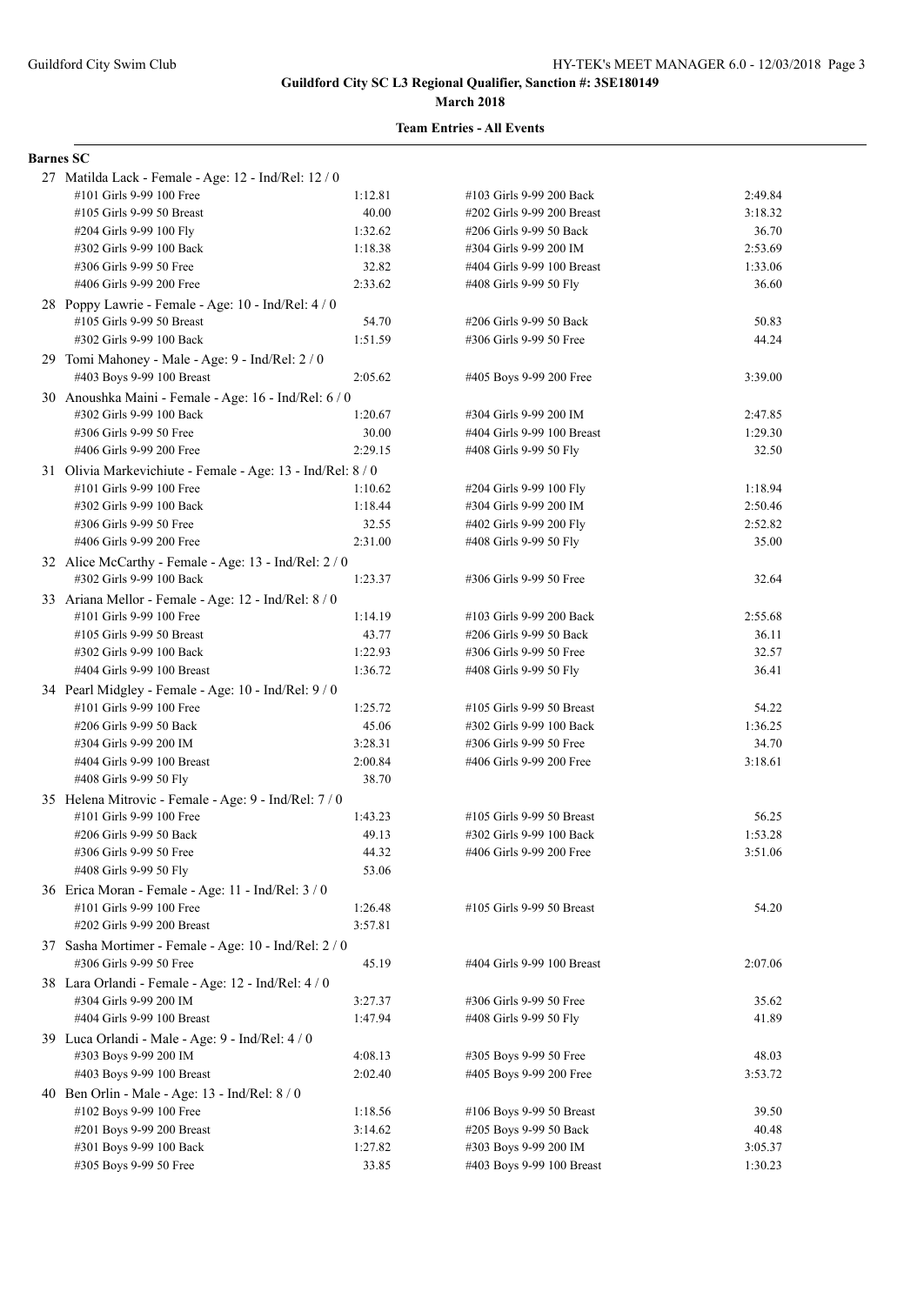**Guildford City SC L3 Regional Qualifier, Sanction #: 3SE180149**

**March 2018**

**Team Entries - All Events**

**Barnes SC**

27 Matilda Lack - Female - Age: 12 - Ind/Rel: 12 / 0

| Event | Time | Event | Time |
|---|---|---|---|
| #101 Girls 9-99 100 Free | 1:12.81 | #103 Girls 9-99 200 Back | 2:49.84 |
| #105 Girls 9-99 50 Breast | 40.00 | #202 Girls 9-99 200 Breast | 3:18.32 |
| #204 Girls 9-99 100 Fly | 1:32.62 | #206 Girls 9-99 50 Back | 36.70 |
| #302 Girls 9-99 100 Back | 1:18.38 | #304 Girls 9-99 200 IM | 2:53.69 |
| #306 Girls 9-99 50 Free | 32.82 | #404 Girls 9-99 100 Breast | 1:33.06 |
| #406 Girls 9-99 200 Free | 2:33.62 | #408 Girls 9-99 50 Fly | 36.60 |

28 Poppy Lawrie - Female - Age: 10 - Ind/Rel: 4 / 0

| Event | Time | Event | Time |
|---|---|---|---|
| #105 Girls 9-99 50 Breast | 54.70 | #206 Girls 9-99 50 Back | 50.83 |
| #302 Girls 9-99 100 Back | 1:51.59 | #306 Girls 9-99 50 Free | 44.24 |

29 Tomi Mahoney - Male - Age: 9 - Ind/Rel: 2 / 0

| Event | Time | Event | Time |
|---|---|---|---|
| #403 Boys 9-99 100 Breast | 2:05.62 | #405 Boys 9-99 200 Free | 3:39.00 |

30 Anoushka Maini - Female - Age: 16 - Ind/Rel: 6 / 0

| Event | Time | Event | Time |
|---|---|---|---|
| #302 Girls 9-99 100 Back | 1:20.67 | #304 Girls 9-99 200 IM | 2:47.85 |
| #306 Girls 9-99 50 Free | 30.00 | #404 Girls 9-99 100 Breast | 1:29.30 |
| #406 Girls 9-99 200 Free | 2:29.15 | #408 Girls 9-99 50 Fly | 32.50 |

31 Olivia Markevichiute - Female - Age: 13 - Ind/Rel: 8 / 0

| Event | Time | Event | Time |
|---|---|---|---|
| #101 Girls 9-99 100 Free | 1:10.62 | #204 Girls 9-99 100 Fly | 1:18.94 |
| #302 Girls 9-99 100 Back | 1:18.44 | #304 Girls 9-99 200 IM | 2:50.46 |
| #306 Girls 9-99 50 Free | 32.55 | #402 Girls 9-99 200 Fly | 2:52.82 |
| #406 Girls 9-99 200 Free | 2:31.00 | #408 Girls 9-99 50 Fly | 35.00 |

32 Alice McCarthy - Female - Age: 13 - Ind/Rel: 2 / 0

| Event | Time | Event | Time |
|---|---|---|---|
| #302 Girls 9-99 100 Back | 1:23.37 | #306 Girls 9-99 50 Free | 32.64 |

33 Ariana Mellor - Female - Age: 12 - Ind/Rel: 8 / 0

| Event | Time | Event | Time |
|---|---|---|---|
| #101 Girls 9-99 100 Free | 1:14.19 | #103 Girls 9-99 200 Back | 2:55.68 |
| #105 Girls 9-99 50 Breast | 43.77 | #206 Girls 9-99 50 Back | 36.11 |
| #302 Girls 9-99 100 Back | 1:22.93 | #306 Girls 9-99 50 Free | 32.57 |
| #404 Girls 9-99 100 Breast | 1:36.72 | #408 Girls 9-99 50 Fly | 36.41 |

34 Pearl Midgley - Female - Age: 10 - Ind/Rel: 9 / 0

| Event | Time | Event | Time |
|---|---|---|---|
| #101 Girls 9-99 100 Free | 1:25.72 | #105 Girls 9-99 50 Breast | 54.22 |
| #206 Girls 9-99 50 Back | 45.06 | #302 Girls 9-99 100 Back | 1:36.25 |
| #304 Girls 9-99 200 IM | 3:28.31 | #306 Girls 9-99 50 Free | 34.70 |
| #404 Girls 9-99 100 Breast | 2:00.84 | #406 Girls 9-99 200 Free | 3:18.61 |
| #408 Girls 9-99 50 Fly | 38.70 | | |

35 Helena Mitrovic - Female - Age: 9 - Ind/Rel: 7 / 0

| Event | Time | Event | Time |
|---|---|---|---|
| #101 Girls 9-99 100 Free | 1:43.23 | #105 Girls 9-99 50 Breast | 56.25 |
| #206 Girls 9-99 50 Back | 49.13 | #302 Girls 9-99 100 Back | 1:53.28 |
| #306 Girls 9-99 50 Free | 44.32 | #406 Girls 9-99 200 Free | 3:51.06 |
| #408 Girls 9-99 50 Fly | 53.06 | | |

36 Erica Moran - Female - Age: 11 - Ind/Rel: 3 / 0

| Event | Time | Event | Time |
|---|---|---|---|
| #101 Girls 9-99 100 Free | 1:26.48 | #105 Girls 9-99 50 Breast | 54.20 |
| #202 Girls 9-99 200 Breast | 3:57.81 | | |

37 Sasha Mortimer - Female - Age: 10 - Ind/Rel: 2 / 0

| Event | Time | Event | Time |
|---|---|---|---|
| #306 Girls 9-99 50 Free | 45.19 | #404 Girls 9-99 100 Breast | 2:07.06 |

38 Lara Orlandi - Female - Age: 12 - Ind/Rel: 4 / 0

| Event | Time | Event | Time |
|---|---|---|---|
| #304 Girls 9-99 200 IM | 3:27.37 | #306 Girls 9-99 50 Free | 35.62 |
| #404 Girls 9-99 100 Breast | 1:47.94 | #408 Girls 9-99 50 Fly | 41.89 |

39 Luca Orlandi - Male - Age: 9 - Ind/Rel: 4 / 0

| Event | Time | Event | Time |
|---|---|---|---|
| #303 Boys 9-99 200 IM | 4:08.13 | #305 Boys 9-99 50 Free | 48.03 |
| #403 Boys 9-99 100 Breast | 2:02.40 | #405 Boys 9-99 200 Free | 3:53.72 |

40 Ben Orlin - Male - Age: 13 - Ind/Rel: 8 / 0

| Event | Time | Event | Time |
|---|---|---|---|
| #102 Boys 9-99 100 Free | 1:18.56 | #106 Boys 9-99 50 Breast | 39.50 |
| #201 Boys 9-99 200 Breast | 3:14.62 | #205 Boys 9-99 50 Back | 40.48 |
| #301 Boys 9-99 100 Back | 1:27.82 | #303 Boys 9-99 200 IM | 3:05.37 |
| #305 Boys 9-99 50 Free | 33.85 | #403 Boys 9-99 100 Breast | 1:30.23 |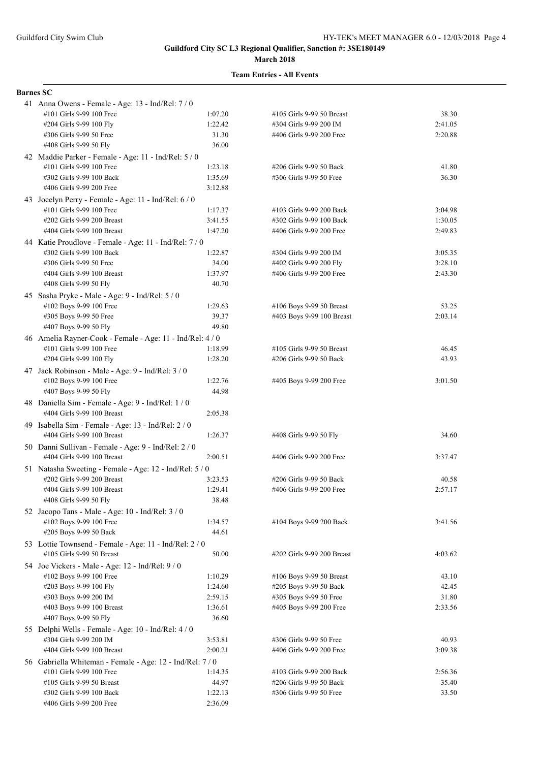## Guildford City SC L3 Regional Qualifier, Sanction #: 3SE180149

**March 2018**

### Team Entries - All Events

**Barnes SC**

41 Anna Owens - Female - Age: 13 - Ind/Rel: 7 / 0

| Event | Time | Event | Time |
|---|---|---|---|
| #101 Girls 9-99 100 Free | 1:07.20 | #105 Girls 9-99 50 Breast | 38.30 |
| #204 Girls 9-99 100 Fly | 1:22.42 | #304 Girls 9-99 200 IM | 2:41.05 |
| #306 Girls 9-99 50 Free | 31.30 | #406 Girls 9-99 200 Free | 2:20.88 |
| #408 Girls 9-99 50 Fly | 36.00 | | |

42 Maddie Parker - Female - Age: 11 - Ind/Rel: 5 / 0

| Event | Time | Event | Time |
|---|---|---|---|
| #101 Girls 9-99 100 Free | 1:23.18 | #206 Girls 9-99 50 Back | 41.80 |
| #302 Girls 9-99 100 Back | 1:35.69 | #306 Girls 9-99 50 Free | 36.30 |
| #406 Girls 9-99 200 Free | 3:12.88 | | |

43 Jocelyn Perry - Female - Age: 11 - Ind/Rel: 6 / 0

| Event | Time | Event | Time |
|---|---|---|---|
| #101 Girls 9-99 100 Free | 1:17.37 | #103 Girls 9-99 200 Back | 3:04.98 |
| #202 Girls 9-99 200 Breast | 3:41.55 | #302 Girls 9-99 100 Back | 1:30.05 |
| #404 Girls 9-99 100 Breast | 1:47.20 | #406 Girls 9-99 200 Free | 2:49.83 |

44 Katie Proudlove - Female - Age: 11 - Ind/Rel: 7 / 0

| Event | Time | Event | Time |
|---|---|---|---|
| #302 Girls 9-99 100 Back | 1:22.87 | #304 Girls 9-99 200 IM | 3:05.35 |
| #306 Girls 9-99 50 Free | 34.00 | #402 Girls 9-99 200 Fly | 3:28.10 |
| #404 Girls 9-99 100 Breast | 1:37.97 | #406 Girls 9-99 200 Free | 2:43.30 |
| #408 Girls 9-99 50 Fly | 40.70 | | |

45 Sasha Pryke - Male - Age: 9 - Ind/Rel: 5 / 0

| Event | Time | Event | Time |
|---|---|---|---|
| #102 Boys 9-99 100 Free | 1:29.63 | #106 Boys 9-99 50 Breast | 53.25 |
| #305 Boys 9-99 50 Free | 39.37 | #403 Boys 9-99 100 Breast | 2:03.14 |
| #407 Boys 9-99 50 Fly | 49.80 | | |

46 Amelia Rayner-Cook - Female - Age: 11 - Ind/Rel: 4 / 0

| Event | Time | Event | Time |
|---|---|---|---|
| #101 Girls 9-99 100 Free | 1:18.99 | #105 Girls 9-99 50 Breast | 46.45 |
| #204 Girls 9-99 100 Fly | 1:28.20 | #206 Girls 9-99 50 Back | 43.93 |

47 Jack Robinson - Male - Age: 9 - Ind/Rel: 3 / 0

| Event | Time | Event | Time |
|---|---|---|---|
| #102 Boys 9-99 100 Free | 1:22.76 | #405 Boys 9-99 200 Free | 3:01.50 |
| #407 Boys 9-99 50 Fly | 44.98 | | |

48 Daniella Sim - Female - Age: 9 - Ind/Rel: 1 / 0

| Event | Time | Event | Time |
|---|---|---|---|
| #404 Girls 9-99 100 Breast | 2:05.38 | | |

49 Isabella Sim - Female - Age: 13 - Ind/Rel: 2 / 0

| Event | Time | Event | Time |
|---|---|---|---|
| #404 Girls 9-99 100 Breast | 1:26.37 | #408 Girls 9-99 50 Fly | 34.60 |

50 Danni Sullivan - Female - Age: 9 - Ind/Rel: 2 / 0

| Event | Time | Event | Time |
|---|---|---|---|
| #404 Girls 9-99 100 Breast | 2:00.51 | #406 Girls 9-99 200 Free | 3:37.47 |

51 Natasha Sweeting - Female - Age: 12 - Ind/Rel: 5 / 0

| Event | Time | Event | Time |
|---|---|---|---|
| #202 Girls 9-99 200 Breast | 3:23.53 | #206 Girls 9-99 50 Back | 40.58 |
| #404 Girls 9-99 100 Breast | 1:29.41 | #406 Girls 9-99 200 Free | 2:57.17 |
| #408 Girls 9-99 50 Fly | 38.48 | | |

52 Jacopo Tans - Male - Age: 10 - Ind/Rel: 3 / 0

| Event | Time | Event | Time |
|---|---|---|---|
| #102 Boys 9-99 100 Free | 1:34.57 | #104 Boys 9-99 200 Back | 3:41.56 |
| #205 Boys 9-99 50 Back | 44.61 | | |

53 Lottie Townsend - Female - Age: 11 - Ind/Rel: 2 / 0

| Event | Time | Event | Time |
|---|---|---|---|
| #105 Girls 9-99 50 Breast | 50.00 | #202 Girls 9-99 200 Breast | 4:03.62 |

54 Joe Vickers - Male - Age: 12 - Ind/Rel: 9 / 0

| Event | Time | Event | Time |
|---|---|---|---|
| #102 Boys 9-99 100 Free | 1:10.29 | #106 Boys 9-99 50 Breast | 43.10 |
| #203 Boys 9-99 100 Fly | 1:24.60 | #205 Boys 9-99 50 Back | 42.45 |
| #303 Boys 9-99 200 IM | 2:59.15 | #305 Boys 9-99 50 Free | 31.80 |
| #403 Boys 9-99 100 Breast | 1:36.61 | #405 Boys 9-99 200 Free | 2:33.56 |
| #407 Boys 9-99 50 Fly | 36.60 | | |

55 Delphi Wells - Female - Age: 10 - Ind/Rel: 4 / 0

| Event | Time | Event | Time |
|---|---|---|---|
| #304 Girls 9-99 200 IM | 3:53.81 | #306 Girls 9-99 50 Free | 40.93 |
| #404 Girls 9-99 100 Breast | 2:00.21 | #406 Girls 9-99 200 Free | 3:09.38 |

56 Gabriella Whiteman - Female - Age: 12 - Ind/Rel: 7 / 0

| Event | Time | Event | Time |
|---|---|---|---|
| #101 Girls 9-99 100 Free | 1:14.35 | #103 Girls 9-99 200 Back | 2:56.36 |
| #105 Girls 9-99 50 Breast | 44.97 | #206 Girls 9-99 50 Back | 35.40 |
| #302 Girls 9-99 100 Back | 1:22.13 | #306 Girls 9-99 50 Free | 33.50 |
| #406 Girls 9-99 200 Free | 2:36.09 | | |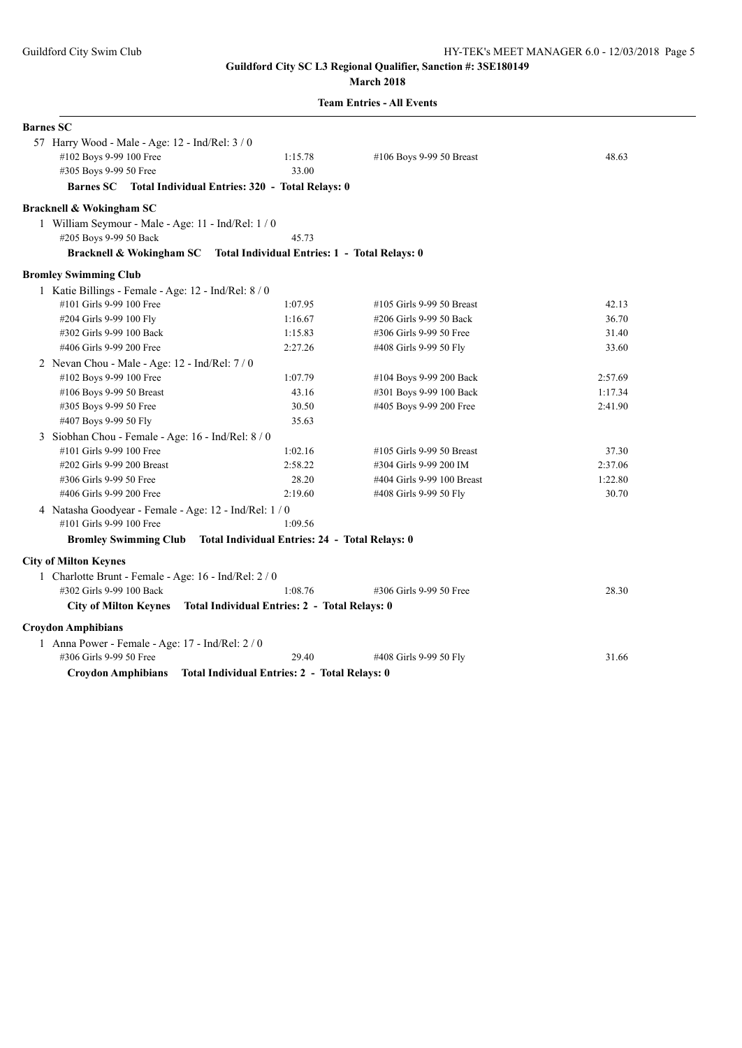**Guildford City SC L3 Regional Qualifier, Sanction #: 3SE180149**

**March 2018**

**Team Entries - All Events**

**Barnes SC**

57 Harry Wood - Male - Age: 12 - Ind/Rel: 3 / 0

| Event | Time | Event | Time |
|---|---|---|---|
| #102 Boys 9-99 100 Free | 1:15.78 | #106 Boys 9-99 50 Breast | 48.63 |
| #305 Boys 9-99 50 Free | 33.00 | | |

**Barnes SC Total Individual Entries: 320 - Total Relays: 0**

**Bracknell & Wokingham SC**

1 William Seymour - Male - Age: 11 - Ind/Rel: 1 / 0

| Event | Time | Event | Time |
|---|---|---|---|
| #205 Boys 9-99 50 Back | 45.73 | | |

**Bracknell & Wokingham SC Total Individual Entries: 1 - Total Relays: 0**

**Bromley Swimming Club**

1 Katie Billings - Female - Age: 12 - Ind/Rel: 8 / 0

| Event | Time | Event | Time |
|---|---|---|---|
| #101 Girls 9-99 100 Free | 1:07.95 | #105 Girls 9-99 50 Breast | 42.13 |
| #204 Girls 9-99 100 Fly | 1:16.67 | #206 Girls 9-99 50 Back | 36.70 |
| #302 Girls 9-99 100 Back | 1:15.83 | #306 Girls 9-99 50 Free | 31.40 |
| #406 Girls 9-99 200 Free | 2:27.26 | #408 Girls 9-99 50 Fly | 33.60 |

2 Nevan Chou - Male - Age: 12 - Ind/Rel: 7 / 0

| Event | Time | Event | Time |
|---|---|---|---|
| #102 Boys 9-99 100 Free | 1:07.79 | #104 Boys 9-99 200 Back | 2:57.69 |
| #106 Boys 9-99 50 Breast | 43.16 | #301 Boys 9-99 100 Back | 1:17.34 |
| #305 Boys 9-99 50 Free | 30.50 | #405 Boys 9-99 200 Free | 2:41.90 |
| #407 Boys 9-99 50 Fly | 35.63 | | |

3 Siobhan Chou - Female - Age: 16 - Ind/Rel: 8 / 0

| Event | Time | Event | Time |
|---|---|---|---|
| #101 Girls 9-99 100 Free | 1:02.16 | #105 Girls 9-99 50 Breast | 37.30 |
| #202 Girls 9-99 200 Breast | 2:58.22 | #304 Girls 9-99 200 IM | 2:37.06 |
| #306 Girls 9-99 50 Free | 28.20 | #404 Girls 9-99 100 Breast | 1:22.80 |
| #406 Girls 9-99 200 Free | 2:19.60 | #408 Girls 9-99 50 Fly | 30.70 |

4 Natasha Goodyear - Female - Age: 12 - Ind/Rel: 1 / 0

| Event | Time | Event | Time |
|---|---|---|---|
| #101 Girls 9-99 100 Free | 1:09.56 | | |

**Bromley Swimming Club Total Individual Entries: 24 - Total Relays: 0**

**City of Milton Keynes**

1 Charlotte Brunt - Female - Age: 16 - Ind/Rel: 2 / 0

| Event | Time | Event | Time |
|---|---|---|---|
| #302 Girls 9-99 100 Back | 1:08.76 | #306 Girls 9-99 50 Free | 28.30 |

**City of Milton Keynes Total Individual Entries: 2 - Total Relays: 0**

**Croydon Amphibians**

1 Anna Power - Female - Age: 17 - Ind/Rel: 2 / 0

| Event | Time | Event | Time |
|---|---|---|---|
| #306 Girls 9-99 50 Free | 29.40 | #408 Girls 9-99 50 Fly | 31.66 |

**Croydon Amphibians Total Individual Entries: 2 - Total Relays: 0**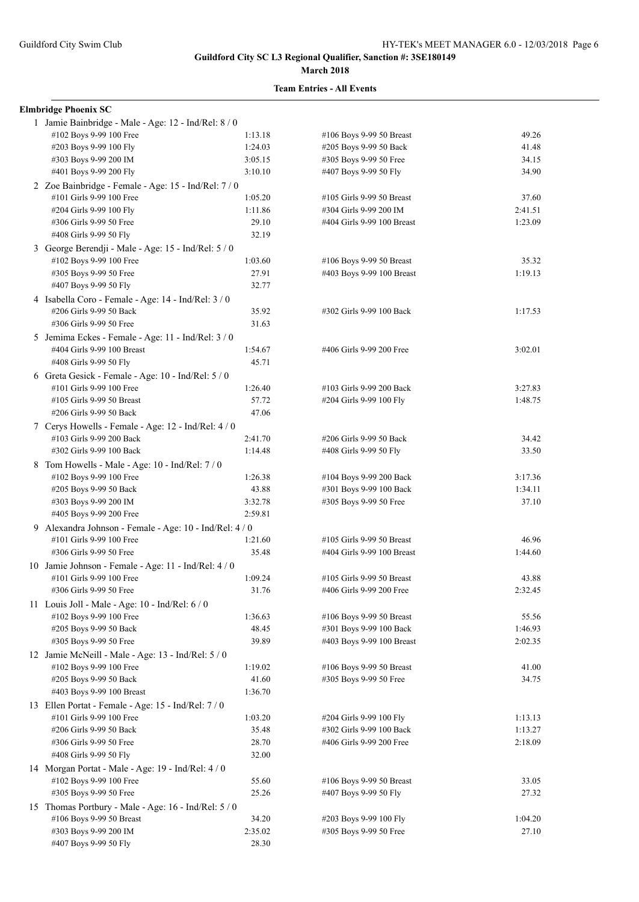**Guildford City SC L3 Regional Qualifier, Sanction #: 3SE180149**

**March 2018**

**Team Entries - All Events**

**Elmbridge Phoenix SC**

1 Jamie Bainbridge - Male - Age: 12 - Ind/Rel: 8 / 0

| Event | Time | Event | Time |
|---|---|---|---|
| #102 Boys 9-99 100 Free | 1:13.18 | #106 Boys 9-99 50 Breast | 49.26 |
| #203 Boys 9-99 100 Fly | 1:24.03 | #205 Boys 9-99 50 Back | 41.48 |
| #303 Boys 9-99 200 IM | 3:05.15 | #305 Boys 9-99 50 Free | 34.15 |
| #401 Boys 9-99 200 Fly | 3:10.10 | #407 Boys 9-99 50 Fly | 34.90 |

2 Zoe Bainbridge - Female - Age: 15 - Ind/Rel: 7 / 0

| Event | Time | Event | Time |
|---|---|---|---|
| #101 Girls 9-99 100 Free | 1:05.20 | #105 Girls 9-99 50 Breast | 37.60 |
| #204 Girls 9-99 100 Fly | 1:11.86 | #304 Girls 9-99 200 IM | 2:41.51 |
| #306 Girls 9-99 50 Free | 29.10 | #404 Girls 9-99 100 Breast | 1:23.09 |
| #408 Girls 9-99 50 Fly | 32.19 | | |

3 George Berendji - Male - Age: 15 - Ind/Rel: 5 / 0

| Event | Time | Event | Time |
|---|---|---|---|
| #102 Boys 9-99 100 Free | 1:03.60 | #106 Boys 9-99 50 Breast | 35.32 |
| #305 Boys 9-99 50 Free | 27.91 | #403 Boys 9-99 100 Breast | 1:19.13 |
| #407 Boys 9-99 50 Fly | 32.77 | | |

4 Isabella Coro - Female - Age: 14 - Ind/Rel: 3 / 0

| Event | Time | Event | Time |
|---|---|---|---|
| #206 Girls 9-99 50 Back | 35.92 | #302 Girls 9-99 100 Back | 1:17.53 |
| #306 Girls 9-99 50 Free | 31.63 | | |

5 Jemima Eckes - Female - Age: 11 - Ind/Rel: 3 / 0

| Event | Time | Event | Time |
|---|---|---|---|
| #404 Girls 9-99 100 Breast | 1:54.67 | #406 Girls 9-99 200 Free | 3:02.01 |
| #408 Girls 9-99 50 Fly | 45.71 | | |

6 Greta Gesick - Female - Age: 10 - Ind/Rel: 5 / 0

| Event | Time | Event | Time |
|---|---|---|---|
| #101 Girls 9-99 100 Free | 1:26.40 | #103 Girls 9-99 200 Back | 3:27.83 |
| #105 Girls 9-99 50 Breast | 57.72 | #204 Girls 9-99 100 Fly | 1:48.75 |
| #206 Girls 9-99 50 Back | 47.06 | | |

7 Cerys Howells - Female - Age: 12 - Ind/Rel: 4 / 0

| Event | Time | Event | Time |
|---|---|---|---|
| #103 Girls 9-99 200 Back | 2:41.70 | #206 Girls 9-99 50 Back | 34.42 |
| #302 Girls 9-99 100 Back | 1:14.48 | #408 Girls 9-99 50 Fly | 33.50 |

8 Tom Howells - Male - Age: 10 - Ind/Rel: 7 / 0

| Event | Time | Event | Time |
|---|---|---|---|
| #102 Boys 9-99 100 Free | 1:26.38 | #104 Boys 9-99 200 Back | 3:17.36 |
| #205 Boys 9-99 50 Back | 43.88 | #301 Boys 9-99 100 Back | 1:34.11 |
| #303 Boys 9-99 200 IM | 3:32.78 | #305 Boys 9-99 50 Free | 37.10 |
| #405 Boys 9-99 200 Free | 2:59.81 | | |

9 Alexandra Johnson - Female - Age: 10 - Ind/Rel: 4 / 0

| Event | Time | Event | Time |
|---|---|---|---|
| #101 Girls 9-99 100 Free | 1:21.60 | #105 Girls 9-99 50 Breast | 46.96 |
| #306 Girls 9-99 50 Free | 35.48 | #404 Girls 9-99 100 Breast | 1:44.60 |

10 Jamie Johnson - Female - Age: 11 - Ind/Rel: 4 / 0

| Event | Time | Event | Time |
|---|---|---|---|
| #101 Girls 9-99 100 Free | 1:09.24 | #105 Girls 9-99 50 Breast | 43.88 |
| #306 Girls 9-99 50 Free | 31.76 | #406 Girls 9-99 200 Free | 2:32.45 |

11 Louis Joll - Male - Age: 10 - Ind/Rel: 6 / 0

| Event | Time | Event | Time |
|---|---|---|---|
| #102 Boys 9-99 100 Free | 1:36.63 | #106 Boys 9-99 50 Breast | 55.56 |
| #205 Boys 9-99 50 Back | 48.45 | #301 Boys 9-99 100 Back | 1:46.93 |
| #305 Boys 9-99 50 Free | 39.89 | #403 Boys 9-99 100 Breast | 2:02.35 |

12 Jamie McNeill - Male - Age: 13 - Ind/Rel: 5 / 0

| Event | Time | Event | Time |
|---|---|---|---|
| #102 Boys 9-99 100 Free | 1:19.02 | #106 Boys 9-99 50 Breast | 41.00 |
| #205 Boys 9-99 50 Back | 41.60 | #305 Boys 9-99 50 Free | 34.75 |
| #403 Boys 9-99 100 Breast | 1:36.70 | | |

13 Ellen Portat - Female - Age: 15 - Ind/Rel: 7 / 0

| Event | Time | Event | Time |
|---|---|---|---|
| #101 Girls 9-99 100 Free | 1:03.20 | #204 Girls 9-99 100 Fly | 1:13.13 |
| #206 Girls 9-99 50 Back | 35.48 | #302 Girls 9-99 100 Back | 1:13.27 |
| #306 Girls 9-99 50 Free | 28.70 | #406 Girls 9-99 200 Free | 2:18.09 |
| #408 Girls 9-99 50 Fly | 32.00 | | |

14 Morgan Portat - Male - Age: 19 - Ind/Rel: 4 / 0

| Event | Time | Event | Time |
|---|---|---|---|
| #102 Boys 9-99 100 Free | 55.60 | #106 Boys 9-99 50 Breast | 33.05 |
| #305 Boys 9-99 50 Free | 25.26 | #407 Boys 9-99 50 Fly | 27.32 |

15 Thomas Portbury - Male - Age: 16 - Ind/Rel: 5 / 0

| Event | Time | Event | Time |
|---|---|---|---|
| #106 Boys 9-99 50 Breast | 34.20 | #203 Boys 9-99 100 Fly | 1:04.20 |
| #303 Boys 9-99 200 IM | 2:35.02 | #305 Boys 9-99 50 Free | 27.10 |
| #407 Boys 9-99 50 Fly | 28.30 | | |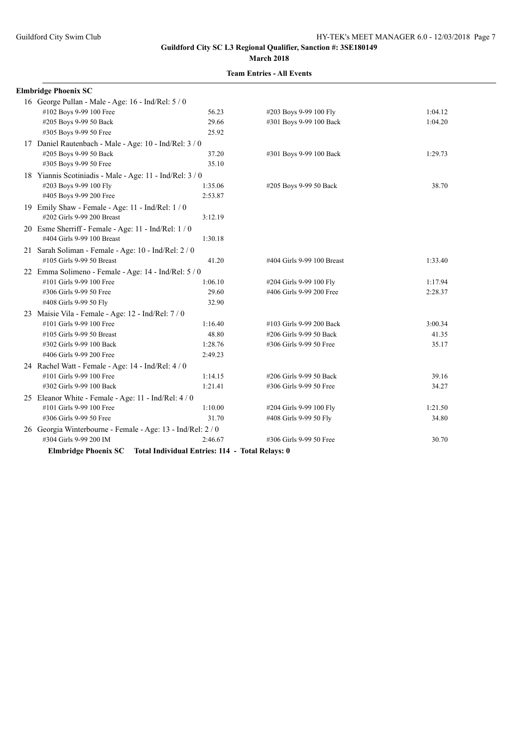**Guildford City SC L3 Regional Qualifier, Sanction #: 3SE180149**

**March 2018**

**Team Entries - All Events**

**Elmbridge Phoenix SC**

16 George Pullan - Male - Age: 16 - Ind/Rel: 5 / 0

| | | | |
|---|---|---|---|
| #102 Boys 9-99 100 Free | 56.23 | #203 Boys 9-99 100 Fly | 1:04.12 |
| #205 Boys 9-99 50 Back | 29.66 | #301 Boys 9-99 100 Back | 1:04.20 |
| #305 Boys 9-99 50 Free | 25.92 | | |

17 Daniel Rautenbach - Male - Age: 10 - Ind/Rel: 3 / 0

| | | | |
|---|---|---|---|
| #205 Boys 9-99 50 Back | 37.20 | #301 Boys 9-99 100 Back | 1:29.73 |
| #305 Boys 9-99 50 Free | 35.10 | | |

18 Yiannis Scotiniadis - Male - Age: 11 - Ind/Rel: 3 / 0

| | | | |
|---|---|---|---|
| #203 Boys 9-99 100 Fly | 1:35.06 | #205 Boys 9-99 50 Back | 38.70 |
| #405 Boys 9-99 200 Free | 2:53.87 | | |

19 Emily Shaw - Female - Age: 11 - Ind/Rel: 1 / 0

| | | | |
|---|---|---|---|
| #202 Girls 9-99 200 Breast | 3:12.19 | | |

20 Esme Sherriff - Female - Age: 11 - Ind/Rel: 1 / 0

| | | | |
|---|---|---|---|
| #404 Girls 9-99 100 Breast | 1:30.18 | | |

21 Sarah Soliman - Female - Age: 10 - Ind/Rel: 2 / 0

| | | | |
|---|---|---|---|
| #105 Girls 9-99 50 Breast | 41.20 | #404 Girls 9-99 100 Breast | 1:33.40 |

22 Emma Solimeno - Female - Age: 14 - Ind/Rel: 5 / 0

| | | | |
|---|---|---|---|
| #101 Girls 9-99 100 Free | 1:06.10 | #204 Girls 9-99 100 Fly | 1:17.94 |
| #306 Girls 9-99 50 Free | 29.60 | #406 Girls 9-99 200 Free | 2:28.37 |
| #408 Girls 9-99 50 Fly | 32.90 | | |

23 Maisie Vila - Female - Age: 12 - Ind/Rel: 7 / 0

| | | | |
|---|---|---|---|
| #101 Girls 9-99 100 Free | 1:16.40 | #103 Girls 9-99 200 Back | 3:00.34 |
| #105 Girls 9-99 50 Breast | 48.80 | #206 Girls 9-99 50 Back | 41.35 |
| #302 Girls 9-99 100 Back | 1:28.76 | #306 Girls 9-99 50 Free | 35.17 |
| #406 Girls 9-99 200 Free | 2:49.23 | | |

24 Rachel Watt - Female - Age: 14 - Ind/Rel: 4 / 0

| | | | |
|---|---|---|---|
| #101 Girls 9-99 100 Free | 1:14.15 | #206 Girls 9-99 50 Back | 39.16 |
| #302 Girls 9-99 100 Back | 1:21.41 | #306 Girls 9-99 50 Free | 34.27 |

25 Eleanor White - Female - Age: 11 - Ind/Rel: 4 / 0

| | | | |
|---|---|---|---|
| #101 Girls 9-99 100 Free | 1:10.00 | #204 Girls 9-99 100 Fly | 1:21.50 |
| #306 Girls 9-99 50 Free | 31.70 | #408 Girls 9-99 50 Fly | 34.80 |

26 Georgia Winterbourne - Female - Age: 13 - Ind/Rel: 2 / 0

| | | | |
|---|---|---|---|
| #304 Girls 9-99 200 IM | 2:46.67 | #306 Girls 9-99 50 Free | 30.70 |

**Elmbridge Phoenix SC Total Individual Entries: 114 - Total Relays: 0**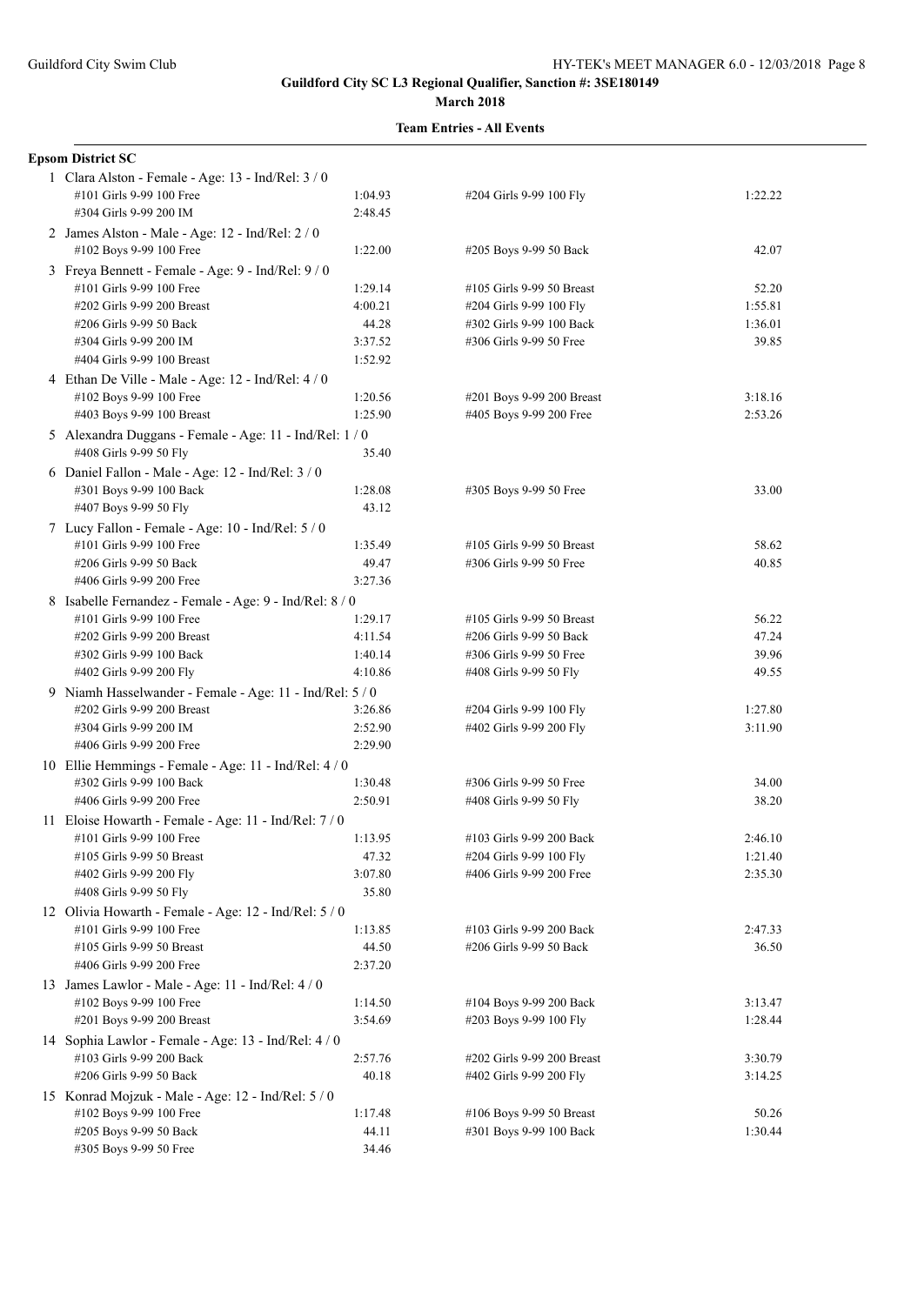**Guildford City SC L3 Regional Qualifier, Sanction #: 3SE180149**

**March 2018**

**Team Entries - All Events**

**Epsom District SC**

1 Clara Alston - Female - Age: 13 - Ind/Rel: 3 / 0

| Event | Time | Event | Time |
|---|---|---|---|
| #101 Girls 9-99 100 Free | 1:04.93 | #204 Girls 9-99 100 Fly | 1:22.22 |
| #304 Girls 9-99 200 IM | 2:48.45 | | |

2 James Alston - Male - Age: 12 - Ind/Rel: 2 / 0

| Event | Time | Event | Time |
|---|---|---|---|
| #102 Boys 9-99 100 Free | 1:22.00 | #205 Boys 9-99 50 Back | 42.07 |

3 Freya Bennett - Female - Age: 9 - Ind/Rel: 9 / 0

| Event | Time | Event | Time |
|---|---|---|---|
| #101 Girls 9-99 100 Free | 1:29.14 | #105 Girls 9-99 50 Breast | 52.20 |
| #202 Girls 9-99 200 Breast | 4:00.21 | #204 Girls 9-99 100 Fly | 1:55.81 |
| #206 Girls 9-99 50 Back | 44.28 | #302 Girls 9-99 100 Back | 1:36.01 |
| #304 Girls 9-99 200 IM | 3:37.52 | #306 Girls 9-99 50 Free | 39.85 |
| #404 Girls 9-99 100 Breast | 1:52.92 | | |

4 Ethan De Ville - Male - Age: 12 - Ind/Rel: 4 / 0

| Event | Time | Event | Time |
|---|---|---|---|
| #102 Boys 9-99 100 Free | 1:20.56 | #201 Boys 9-99 200 Breast | 3:18.16 |
| #403 Boys 9-99 100 Breast | 1:25.90 | #405 Boys 9-99 200 Free | 2:53.26 |

5 Alexandra Duggans - Female - Age: 11 - Ind/Rel: 1 / 0

| Event | Time | Event | Time |
|---|---|---|---|
| #408 Girls 9-99 50 Fly | 35.40 | | |

6 Daniel Fallon - Male - Age: 12 - Ind/Rel: 3 / 0

| Event | Time | Event | Time |
|---|---|---|---|
| #301 Boys 9-99 100 Back | 1:28.08 | #305 Boys 9-99 50 Free | 33.00 |
| #407 Boys 9-99 50 Fly | 43.12 | | |

7 Lucy Fallon - Female - Age: 10 - Ind/Rel: 5 / 0

| Event | Time | Event | Time |
|---|---|---|---|
| #101 Girls 9-99 100 Free | 1:35.49 | #105 Girls 9-99 50 Breast | 58.62 |
| #206 Girls 9-99 50 Back | 49.47 | #306 Girls 9-99 50 Free | 40.85 |
| #406 Girls 9-99 200 Free | 3:27.36 | | |

8 Isabelle Fernandez - Female - Age: 9 - Ind/Rel: 8 / 0

| Event | Time | Event | Time |
|---|---|---|---|
| #101 Girls 9-99 100 Free | 1:29.17 | #105 Girls 9-99 50 Breast | 56.22 |
| #202 Girls 9-99 200 Breast | 4:11.54 | #206 Girls 9-99 50 Back | 47.24 |
| #302 Girls 9-99 100 Back | 1:40.14 | #306 Girls 9-99 50 Free | 39.96 |
| #402 Girls 9-99 200 Fly | 4:10.86 | #408 Girls 9-99 50 Fly | 49.55 |

9 Niamh Hasselwander - Female - Age: 11 - Ind/Rel: 5 / 0

| Event | Time | Event | Time |
|---|---|---|---|
| #202 Girls 9-99 200 Breast | 3:26.86 | #204 Girls 9-99 100 Fly | 1:27.80 |
| #304 Girls 9-99 200 IM | 2:52.90 | #402 Girls 9-99 200 Fly | 3:11.90 |
| #406 Girls 9-99 200 Free | 2:29.90 | | |

10 Ellie Hemmings - Female - Age: 11 - Ind/Rel: 4 / 0

| Event | Time | Event | Time |
|---|---|---|---|
| #302 Girls 9-99 100 Back | 1:30.48 | #306 Girls 9-99 50 Free | 34.00 |
| #406 Girls 9-99 200 Free | 2:50.91 | #408 Girls 9-99 50 Fly | 38.20 |

11 Eloise Howarth - Female - Age: 11 - Ind/Rel: 7 / 0

| Event | Time | Event | Time |
|---|---|---|---|
| #101 Girls 9-99 100 Free | 1:13.95 | #103 Girls 9-99 200 Back | 2:46.10 |
| #105 Girls 9-99 50 Breast | 47.32 | #204 Girls 9-99 100 Fly | 1:21.40 |
| #402 Girls 9-99 200 Fly | 3:07.80 | #406 Girls 9-99 200 Free | 2:35.30 |
| #408 Girls 9-99 50 Fly | 35.80 | | |

12 Olivia Howarth - Female - Age: 12 - Ind/Rel: 5 / 0

| Event | Time | Event | Time |
|---|---|---|---|
| #101 Girls 9-99 100 Free | 1:13.85 | #103 Girls 9-99 200 Back | 2:47.33 |
| #105 Girls 9-99 50 Breast | 44.50 | #206 Girls 9-99 50 Back | 36.50 |
| #406 Girls 9-99 200 Free | 2:37.20 | | |

13 James Lawlor - Male - Age: 11 - Ind/Rel: 4 / 0

| Event | Time | Event | Time |
|---|---|---|---|
| #102 Boys 9-99 100 Free | 1:14.50 | #104 Boys 9-99 200 Back | 3:13.47 |
| #201 Boys 9-99 200 Breast | 3:54.69 | #203 Boys 9-99 100 Fly | 1:28.44 |

14 Sophia Lawlor - Female - Age: 13 - Ind/Rel: 4 / 0

| Event | Time | Event | Time |
|---|---|---|---|
| #103 Girls 9-99 200 Back | 2:57.76 | #202 Girls 9-99 200 Breast | 3:30.79 |
| #206 Girls 9-99 50 Back | 40.18 | #402 Girls 9-99 200 Fly | 3:14.25 |

15 Konrad Mojzuk - Male - Age: 12 - Ind/Rel: 5 / 0

| Event | Time | Event | Time |
|---|---|---|---|
| #102 Boys 9-99 100 Free | 1:17.48 | #106 Boys 9-99 50 Breast | 50.26 |
| #205 Boys 9-99 50 Back | 44.11 | #301 Boys 9-99 100 Back | 1:30.44 |
| #305 Boys 9-99 50 Free | 34.46 | | |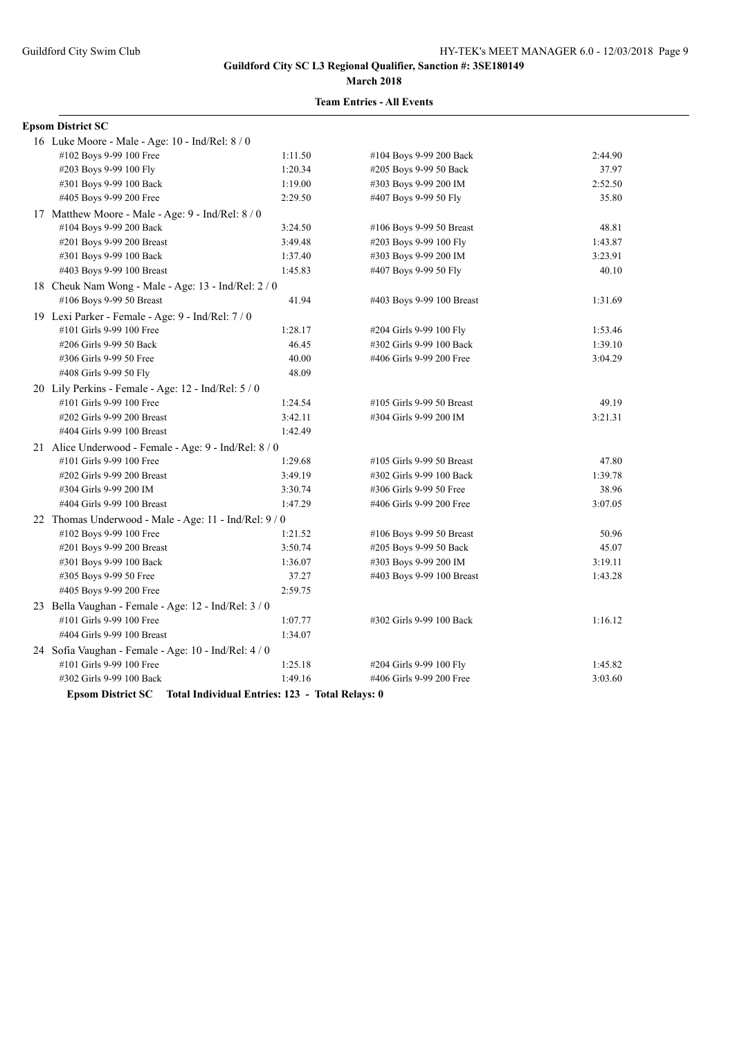Guildford City SC L3 Regional Qualifier, Sanction #: 3SE180149

March 2018

Team Entries - All Events

**Epsom District SC**

16 Luke Moore - Male - Age: 10 - Ind/Rel: 8 / 0

| Event | Time | Event | Time |
|---|---|---|---|
| #102 Boys 9-99 100 Free | 1:11.50 | #104 Boys 9-99 200 Back | 2:44.90 |
| #203 Boys 9-99 100 Fly | 1:20.34 | #205 Boys 9-99 50 Back | 37.97 |
| #301 Boys 9-99 100 Back | 1:19.00 | #303 Boys 9-99 200 IM | 2:52.50 |
| #405 Boys 9-99 200 Free | 2:29.50 | #407 Boys 9-99 50 Fly | 35.80 |

17 Matthew Moore - Male - Age: 9 - Ind/Rel: 8 / 0

| Event | Time | Event | Time |
|---|---|---|---|
| #104 Boys 9-99 200 Back | 3:24.50 | #106 Boys 9-99 50 Breast | 48.81 |
| #201 Boys 9-99 200 Breast | 3:49.48 | #203 Boys 9-99 100 Fly | 1:43.87 |
| #301 Boys 9-99 100 Back | 1:37.40 | #303 Boys 9-99 200 IM | 3:23.91 |
| #403 Boys 9-99 100 Breast | 1:45.83 | #407 Boys 9-99 50 Fly | 40.10 |

18 Cheuk Nam Wong - Male - Age: 13 - Ind/Rel: 2 / 0

| Event | Time | Event | Time |
|---|---|---|---|
| #106 Boys 9-99 50 Breast | 41.94 | #403 Boys 9-99 100 Breast | 1:31.69 |

19 Lexi Parker - Female - Age: 9 - Ind/Rel: 7 / 0

| Event | Time | Event | Time |
|---|---|---|---|
| #101 Girls 9-99 100 Free | 1:28.17 | #204 Girls 9-99 100 Fly | 1:53.46 |
| #206 Girls 9-99 50 Back | 46.45 | #302 Girls 9-99 100 Back | 1:39.10 |
| #306 Girls 9-99 50 Free | 40.00 | #406 Girls 9-99 200 Free | 3:04.29 |
| #408 Girls 9-99 50 Fly | 48.09 | | |

20 Lily Perkins - Female - Age: 12 - Ind/Rel: 5 / 0

| Event | Time | Event | Time |
|---|---|---|---|
| #101 Girls 9-99 100 Free | 1:24.54 | #105 Girls 9-99 50 Breast | 49.19 |
| #202 Girls 9-99 200 Breast | 3:42.11 | #304 Girls 9-99 200 IM | 3:21.31 |
| #404 Girls 9-99 100 Breast | 1:42.49 | | |

21 Alice Underwood - Female - Age: 9 - Ind/Rel: 8 / 0

| Event | Time | Event | Time |
|---|---|---|---|
| #101 Girls 9-99 100 Free | 1:29.68 | #105 Girls 9-99 50 Breast | 47.80 |
| #202 Girls 9-99 200 Breast | 3:49.19 | #302 Girls 9-99 100 Back | 1:39.78 |
| #304 Girls 9-99 200 IM | 3:30.74 | #306 Girls 9-99 50 Free | 38.96 |
| #404 Girls 9-99 100 Breast | 1:47.29 | #406 Girls 9-99 200 Free | 3:07.05 |

22 Thomas Underwood - Male - Age: 11 - Ind/Rel: 9 / 0

| Event | Time | Event | Time |
|---|---|---|---|
| #102 Boys 9-99 100 Free | 1:21.52 | #106 Boys 9-99 50 Breast | 50.96 |
| #201 Boys 9-99 200 Breast | 3:50.74 | #205 Boys 9-99 50 Back | 45.07 |
| #301 Boys 9-99 100 Back | 1:36.07 | #303 Boys 9-99 200 IM | 3:19.11 |
| #305 Boys 9-99 50 Free | 37.27 | #403 Boys 9-99 100 Breast | 1:43.28 |
| #405 Boys 9-99 200 Free | 2:59.75 | | |

23 Bella Vaughan - Female - Age: 12 - Ind/Rel: 3 / 0

| Event | Time | Event | Time |
|---|---|---|---|
| #101 Girls 9-99 100 Free | 1:07.77 | #302 Girls 9-99 100 Back | 1:16.12 |
| #404 Girls 9-99 100 Breast | 1:34.07 | | |

24 Sofia Vaughan - Female - Age: 10 - Ind/Rel: 4 / 0

| Event | Time | Event | Time |
|---|---|---|---|
| #101 Girls 9-99 100 Free | 1:25.18 | #204 Girls 9-99 100 Fly | 1:45.82 |
| #302 Girls 9-99 100 Back | 1:49.16 | #406 Girls 9-99 200 Free | 3:03.60 |

**Epsom District SC Total Individual Entries: 123 - Total Relays: 0**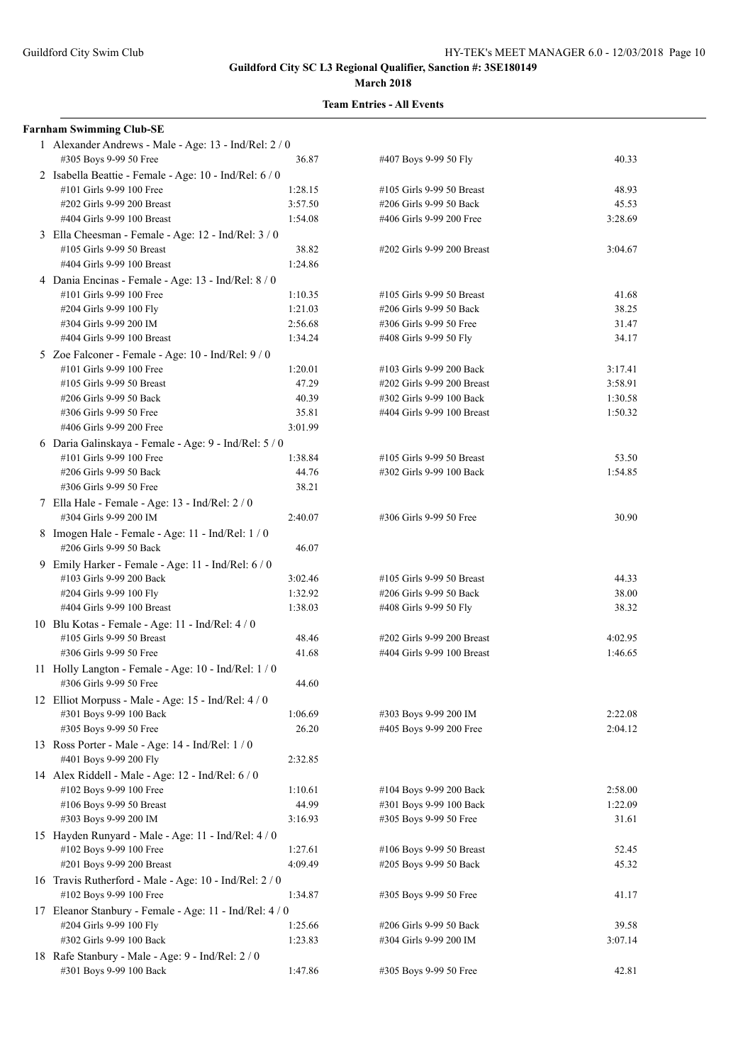**Guildford City SC L3 Regional Qualifier, Sanction #: 3SE180149**

**March 2018**

**Team Entries - All Events**

**Farnham Swimming Club-SE**

1 Alexander Andrews - Male - Age: 13 - Ind/Rel: 2 / 0

| | | | |
|---|---|---|---|
| #305 Boys 9-99 50 Free | 36.87 | #407 Boys 9-99 50 Fly | 40.33 |

2 Isabella Beattie - Female - Age: 10 - Ind/Rel: 6 / 0

| | | | |
|---|---|---|---|
| #101 Girls 9-99 100 Free | 1:28.15 | #105 Girls 9-99 50 Breast | 48.93 |
| #202 Girls 9-99 200 Breast | 3:57.50 | #206 Girls 9-99 50 Back | 45.53 |
| #404 Girls 9-99 100 Breast | 1:54.08 | #406 Girls 9-99 200 Free | 3:28.69 |

3 Ella Cheesman - Female - Age: 12 - Ind/Rel: 3 / 0

| | | | |
|---|---|---|---|
| #105 Girls 9-99 50 Breast | 38.82 | #202 Girls 9-99 200 Breast | 3:04.67 |
| #404 Girls 9-99 100 Breast | 1:24.86 | | |

4 Dania Encinas - Female - Age: 13 - Ind/Rel: 8 / 0

| | | | |
|---|---|---|---|
| #101 Girls 9-99 100 Free | 1:10.35 | #105 Girls 9-99 50 Breast | 41.68 |
| #204 Girls 9-99 100 Fly | 1:21.03 | #206 Girls 9-99 50 Back | 38.25 |
| #304 Girls 9-99 200 IM | 2:56.68 | #306 Girls 9-99 50 Free | 31.47 |
| #404 Girls 9-99 100 Breast | 1:34.24 | #408 Girls 9-99 50 Fly | 34.17 |

5 Zoe Falconer - Female - Age: 10 - Ind/Rel: 9 / 0

| | | | |
|---|---|---|---|
| #101 Girls 9-99 100 Free | 1:20.01 | #103 Girls 9-99 200 Back | 3:17.41 |
| #105 Girls 9-99 50 Breast | 47.29 | #202 Girls 9-99 200 Breast | 3:58.91 |
| #206 Girls 9-99 50 Back | 40.39 | #302 Girls 9-99 100 Back | 1:30.58 |
| #306 Girls 9-99 50 Free | 35.81 | #404 Girls 9-99 100 Breast | 1:50.32 |
| #406 Girls 9-99 200 Free | 3:01.99 | | |

6 Daria Galinskaya - Female - Age: 9 - Ind/Rel: 5 / 0

| | | | |
|---|---|---|---|
| #101 Girls 9-99 100 Free | 1:38.84 | #105 Girls 9-99 50 Breast | 53.50 |
| #206 Girls 9-99 50 Back | 44.76 | #302 Girls 9-99 100 Back | 1:54.85 |
| #306 Girls 9-99 50 Free | 38.21 | | |

7 Ella Hale - Female - Age: 13 - Ind/Rel: 2 / 0

| | | | |
|---|---|---|---|
| #304 Girls 9-99 200 IM | 2:40.07 | #306 Girls 9-99 50 Free | 30.90 |

8 Imogen Hale - Female - Age: 11 - Ind/Rel: 1 / 0

| | | | |
|---|---|---|---|
| #206 Girls 9-99 50 Back | 46.07 | | |

9 Emily Harker - Female - Age: 11 - Ind/Rel: 6 / 0

| | | | |
|---|---|---|---|
| #103 Girls 9-99 200 Back | 3:02.46 | #105 Girls 9-99 50 Breast | 44.33 |
| #204 Girls 9-99 100 Fly | 1:32.92 | #206 Girls 9-99 50 Back | 38.00 |
| #404 Girls 9-99 100 Breast | 1:38.03 | #408 Girls 9-99 50 Fly | 38.32 |

10 Blu Kotas - Female - Age: 11 - Ind/Rel: 4 / 0

| | | | |
|---|---|---|---|
| #105 Girls 9-99 50 Breast | 48.46 | #202 Girls 9-99 200 Breast | 4:02.95 |
| #306 Girls 9-99 50 Free | 41.68 | #404 Girls 9-99 100 Breast | 1:46.65 |

11 Holly Langton - Female - Age: 10 - Ind/Rel: 1 / 0

| | | | |
|---|---|---|---|
| #306 Girls 9-99 50 Free | 44.60 | | |

12 Elliot Morpuss - Male - Age: 15 - Ind/Rel: 4 / 0

| | | | |
|---|---|---|---|
| #301 Boys 9-99 100 Back | 1:06.69 | #303 Boys 9-99 200 IM | 2:22.08 |
| #305 Boys 9-99 50 Free | 26.20 | #405 Boys 9-99 200 Free | 2:04.12 |

13 Ross Porter - Male - Age: 14 - Ind/Rel: 1 / 0

| | | | |
|---|---|---|---|
| #401 Boys 9-99 200 Fly | 2:32.85 | | |

14 Alex Riddell - Male - Age: 12 - Ind/Rel: 6 / 0

| | | | |
|---|---|---|---|
| #102 Boys 9-99 100 Free | 1:10.61 | #104 Boys 9-99 200 Back | 2:58.00 |
| #106 Boys 9-99 50 Breast | 44.99 | #301 Boys 9-99 100 Back | 1:22.09 |
| #303 Boys 9-99 200 IM | 3:16.93 | #305 Boys 9-99 50 Free | 31.61 |

15 Hayden Runyard - Male - Age: 11 - Ind/Rel: 4 / 0

| | | | |
|---|---|---|---|
| #102 Boys 9-99 100 Free | 1:27.61 | #106 Boys 9-99 50 Breast | 52.45 |
| #201 Boys 9-99 200 Breast | 4:09.49 | #205 Boys 9-99 50 Back | 45.32 |

16 Travis Rutherford - Male - Age: 10 - Ind/Rel: 2 / 0

| | | | |
|---|---|---|---|
| #102 Boys 9-99 100 Free | 1:34.87 | #305 Boys 9-99 50 Free | 41.17 |

17 Eleanor Stanbury - Female - Age: 11 - Ind/Rel: 4 / 0

| | | | |
|---|---|---|---|
| #204 Girls 9-99 100 Fly | 1:25.66 | #206 Girls 9-99 50 Back | 39.58 |
| #302 Girls 9-99 100 Back | 1:23.83 | #304 Girls 9-99 200 IM | 3:07.14 |

18 Rafe Stanbury - Male - Age: 9 - Ind/Rel: 2 / 0

| | | | |
|---|---|---|---|
| #301 Boys 9-99 100 Back | 1:47.86 | #305 Boys 9-99 50 Free | 42.81 |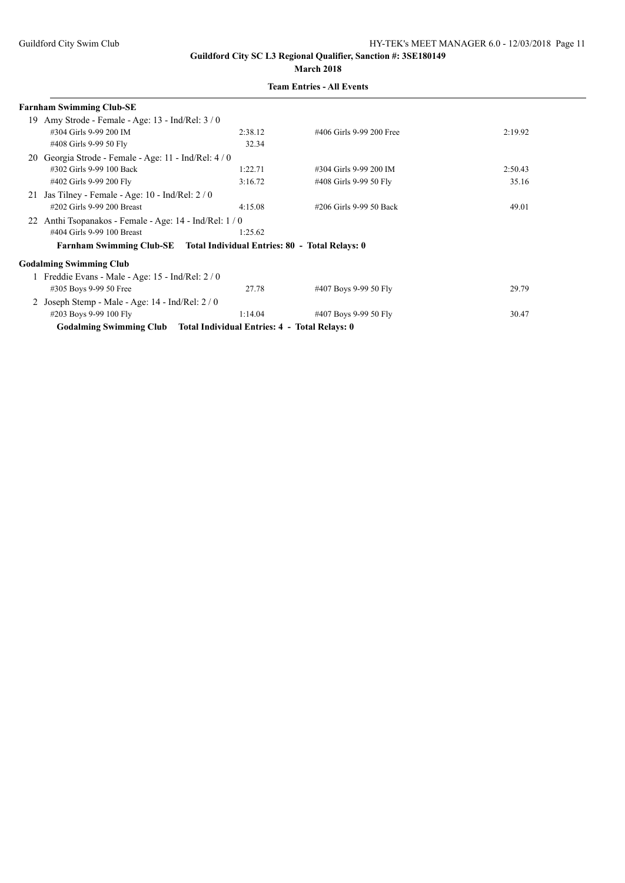**Guildford City SC L3 Regional Qualifier, Sanction #: 3SE180149**

**March 2018**

**Team Entries - All Events**

**Farnham Swimming Club-SE**

19 Amy Strode - Female - Age: 13 - Ind/Rel: 3 / 0

| | | | |
|---|---|---|---|
| #304 Girls 9-99 200 IM | 2:38.12 | #406 Girls 9-99 200 Free | 2:19.92 |
| #408 Girls 9-99 50 Fly | 32.34 | | |

20 Georgia Strode - Female - Age: 11 - Ind/Rel: 4 / 0

| | | | |
|---|---|---|---|
| #302 Girls 9-99 100 Back | 1:22.71 | #304 Girls 9-99 200 IM | 2:50.43 |
| #402 Girls 9-99 200 Fly | 3:16.72 | #408 Girls 9-99 50 Fly | 35.16 |

21 Jas Tilney - Female - Age: 10 - Ind/Rel: 2 / 0

| | | | |
|---|---|---|---|
| #202 Girls 9-99 200 Breast | 4:15.08 | #206 Girls 9-99 50 Back | 49.01 |

22 Anthi Tsopanakos - Female - Age: 14 - Ind/Rel: 1 / 0

| | | | |
|---|---|---|---|
| #404 Girls 9-99 100 Breast | 1:25.62 | | |

**Farnham Swimming Club-SE Total Individual Entries: 80 - Total Relays: 0**

**Godalming Swimming Club**

1 Freddie Evans - Male - Age: 15 - Ind/Rel: 2 / 0

| | | | |
|---|---|---|---|
| #305 Boys 9-99 50 Free | 27.78 | #407 Boys 9-99 50 Fly | 29.79 |

2 Joseph Stemp - Male - Age: 14 - Ind/Rel: 2 / 0

| | | | |
|---|---|---|---|
| #203 Boys 9-99 100 Fly | 1:14.04 | #407 Boys 9-99 50 Fly | 30.47 |

**Godalming Swimming Club Total Individual Entries: 4 - Total Relays: 0**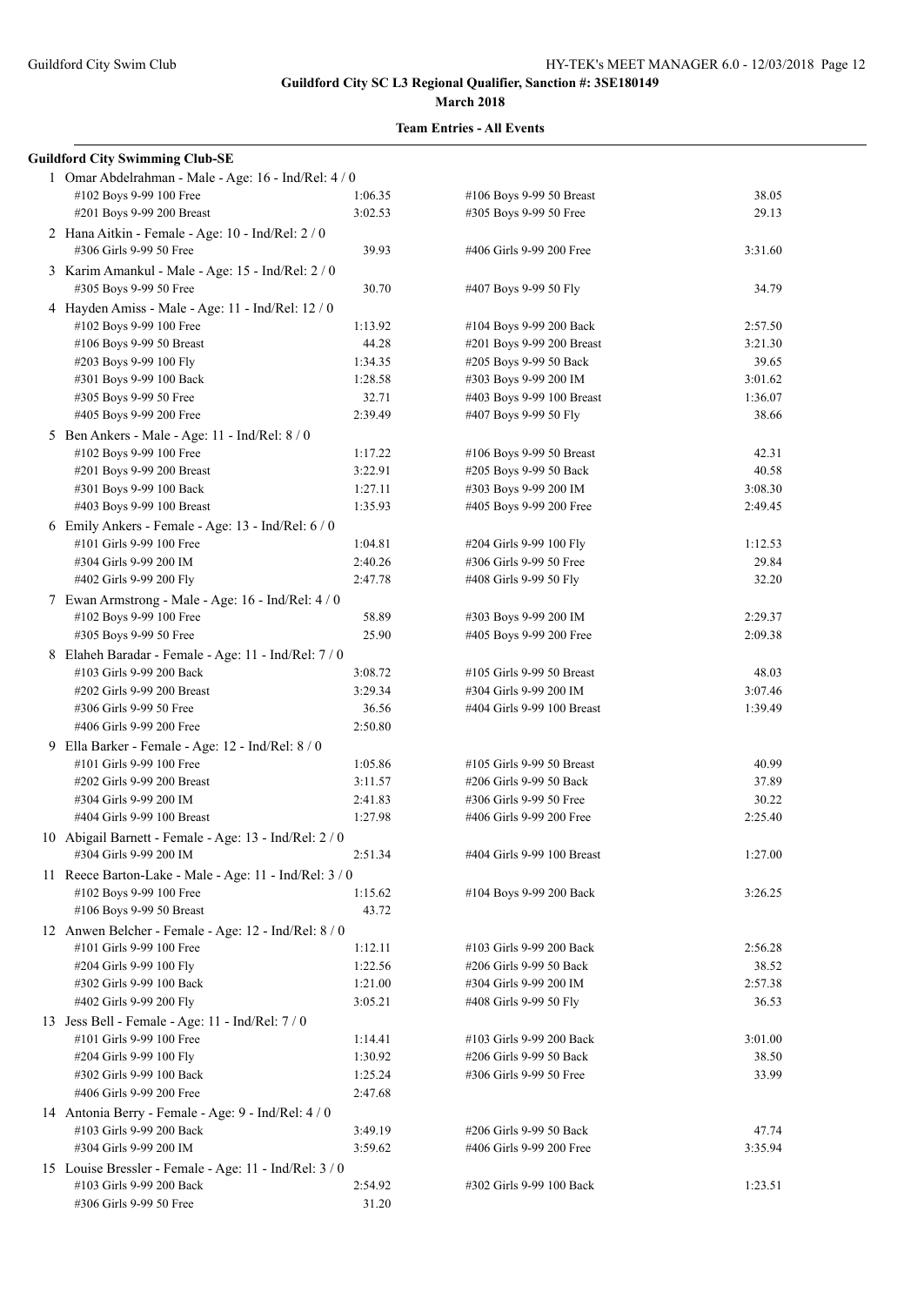**Guildford City SC L3 Regional Qualifier, Sanction #: 3SE180149**

**March 2018**

**Team Entries - All Events**

**Guildford City Swimming Club-SE**

1 Omar Abdelrahman - Male - Age: 16 - Ind/Rel: 4 / 0

| Event | Time | Event | Time |
|---|---|---|---|
| #102 Boys 9-99 100 Free | 1:06.35 | #106 Boys 9-99 50 Breast | 38.05 |
| #201 Boys 9-99 200 Breast | 3:02.53 | #305 Boys 9-99 50 Free | 29.13 |

2 Hana Aitkin - Female - Age: 10 - Ind/Rel: 2 / 0

| Event | Time | Event | Time |
|---|---|---|---|
| #306 Girls 9-99 50 Free | 39.93 | #406 Girls 9-99 200 Free | 3:31.60 |

3 Karim Amankul - Male - Age: 15 - Ind/Rel: 2 / 0

| Event | Time | Event | Time |
|---|---|---|---|
| #305 Boys 9-99 50 Free | 30.70 | #407 Boys 9-99 50 Fly | 34.79 |

4 Hayden Amiss - Male - Age: 11 - Ind/Rel: 12 / 0

| Event | Time | Event | Time |
|---|---|---|---|
| #102 Boys 9-99 100 Free | 1:13.92 | #104 Boys 9-99 200 Back | 2:57.50 |
| #106 Boys 9-99 50 Breast | 44.28 | #201 Boys 9-99 200 Breast | 3:21.30 |
| #203 Boys 9-99 100 Fly | 1:34.35 | #205 Boys 9-99 50 Back | 39.65 |
| #301 Boys 9-99 100 Back | 1:28.58 | #303 Boys 9-99 200 IM | 3:01.62 |
| #305 Boys 9-99 50 Free | 32.71 | #403 Boys 9-99 100 Breast | 1:36.07 |
| #405 Boys 9-99 200 Free | 2:39.49 | #407 Boys 9-99 50 Fly | 38.66 |

5 Ben Ankers - Male - Age: 11 - Ind/Rel: 8 / 0

| Event | Time | Event | Time |
|---|---|---|---|
| #102 Boys 9-99 100 Free | 1:17.22 | #106 Boys 9-99 50 Breast | 42.31 |
| #201 Boys 9-99 200 Breast | 3:22.91 | #205 Boys 9-99 50 Back | 40.58 |
| #301 Boys 9-99 100 Back | 1:27.11 | #303 Boys 9-99 200 IM | 3:08.30 |
| #403 Boys 9-99 100 Breast | 1:35.93 | #405 Boys 9-99 200 Free | 2:49.45 |

6 Emily Ankers - Female - Age: 13 - Ind/Rel: 6 / 0

| Event | Time | Event | Time |
|---|---|---|---|
| #101 Girls 9-99 100 Free | 1:04.81 | #204 Girls 9-99 100 Fly | 1:12.53 |
| #304 Girls 9-99 200 IM | 2:40.26 | #306 Girls 9-99 50 Free | 29.84 |
| #402 Girls 9-99 200 Fly | 2:47.78 | #408 Girls 9-99 50 Fly | 32.20 |

7 Ewan Armstrong - Male - Age: 16 - Ind/Rel: 4 / 0

| Event | Time | Event | Time |
|---|---|---|---|
| #102 Boys 9-99 100 Free | 58.89 | #303 Boys 9-99 200 IM | 2:29.37 |
| #305 Boys 9-99 50 Free | 25.90 | #405 Boys 9-99 200 Free | 2:09.38 |

8 Elaheh Baradar - Female - Age: 11 - Ind/Rel: 7 / 0

| Event | Time | Event | Time |
|---|---|---|---|
| #103 Girls 9-99 200 Back | 3:08.72 | #105 Girls 9-99 50 Breast | 48.03 |
| #202 Girls 9-99 200 Breast | 3:29.34 | #304 Girls 9-99 200 IM | 3:07.46 |
| #306 Girls 9-99 50 Free | 36.56 | #404 Girls 9-99 100 Breast | 1:39.49 |
| #406 Girls 9-99 200 Free | 2:50.80 | | |

9 Ella Barker - Female - Age: 12 - Ind/Rel: 8 / 0

| Event | Time | Event | Time |
|---|---|---|---|
| #101 Girls 9-99 100 Free | 1:05.86 | #105 Girls 9-99 50 Breast | 40.99 |
| #202 Girls 9-99 200 Breast | 3:11.57 | #206 Girls 9-99 50 Back | 37.89 |
| #304 Girls 9-99 200 IM | 2:41.83 | #306 Girls 9-99 50 Free | 30.22 |
| #404 Girls 9-99 100 Breast | 1:27.98 | #406 Girls 9-99 200 Free | 2:25.40 |

10 Abigail Barnett - Female - Age: 13 - Ind/Rel: 2 / 0

| Event | Time | Event | Time |
|---|---|---|---|
| #304 Girls 9-99 200 IM | 2:51.34 | #404 Girls 9-99 100 Breast | 1:27.00 |

11 Reece Barton-Lake - Male - Age: 11 - Ind/Rel: 3 / 0

| Event | Time | Event | Time |
|---|---|---|---|
| #102 Boys 9-99 100 Free | 1:15.62 | #104 Boys 9-99 200 Back | 3:26.25 |
| #106 Boys 9-99 50 Breast | 43.72 | | |

12 Anwen Belcher - Female - Age: 12 - Ind/Rel: 8 / 0

| Event | Time | Event | Time |
|---|---|---|---|
| #101 Girls 9-99 100 Free | 1:12.11 | #103 Girls 9-99 200 Back | 2:56.28 |
| #204 Girls 9-99 100 Fly | 1:22.56 | #206 Girls 9-99 50 Back | 38.52 |
| #302 Girls 9-99 100 Back | 1:21.00 | #304 Girls 9-99 200 IM | 2:57.38 |
| #402 Girls 9-99 200 Fly | 3:05.21 | #408 Girls 9-99 50 Fly | 36.53 |

13 Jess Bell - Female - Age: 11 - Ind/Rel: 7 / 0

| Event | Time | Event | Time |
|---|---|---|---|
| #101 Girls 9-99 100 Free | 1:14.41 | #103 Girls 9-99 200 Back | 3:01.00 |
| #204 Girls 9-99 100 Fly | 1:30.92 | #206 Girls 9-99 50 Back | 38.50 |
| #302 Girls 9-99 100 Back | 1:25.24 | #306 Girls 9-99 50 Free | 33.99 |
| #406 Girls 9-99 200 Free | 2:47.68 | | |

14 Antonia Berry - Female - Age: 9 - Ind/Rel: 4 / 0

| Event | Time | Event | Time |
|---|---|---|---|
| #103 Girls 9-99 200 Back | 3:49.19 | #206 Girls 9-99 50 Back | 47.74 |
| #304 Girls 9-99 200 IM | 3:59.62 | #406 Girls 9-99 200 Free | 3:35.94 |

15 Louise Bressler - Female - Age: 11 - Ind/Rel: 3 / 0

| Event | Time | Event | Time |
|---|---|---|---|
| #103 Girls 9-99 200 Back | 2:54.92 | #302 Girls 9-99 100 Back | 1:23.51 |
| #306 Girls 9-99 50 Free | 31.20 | | |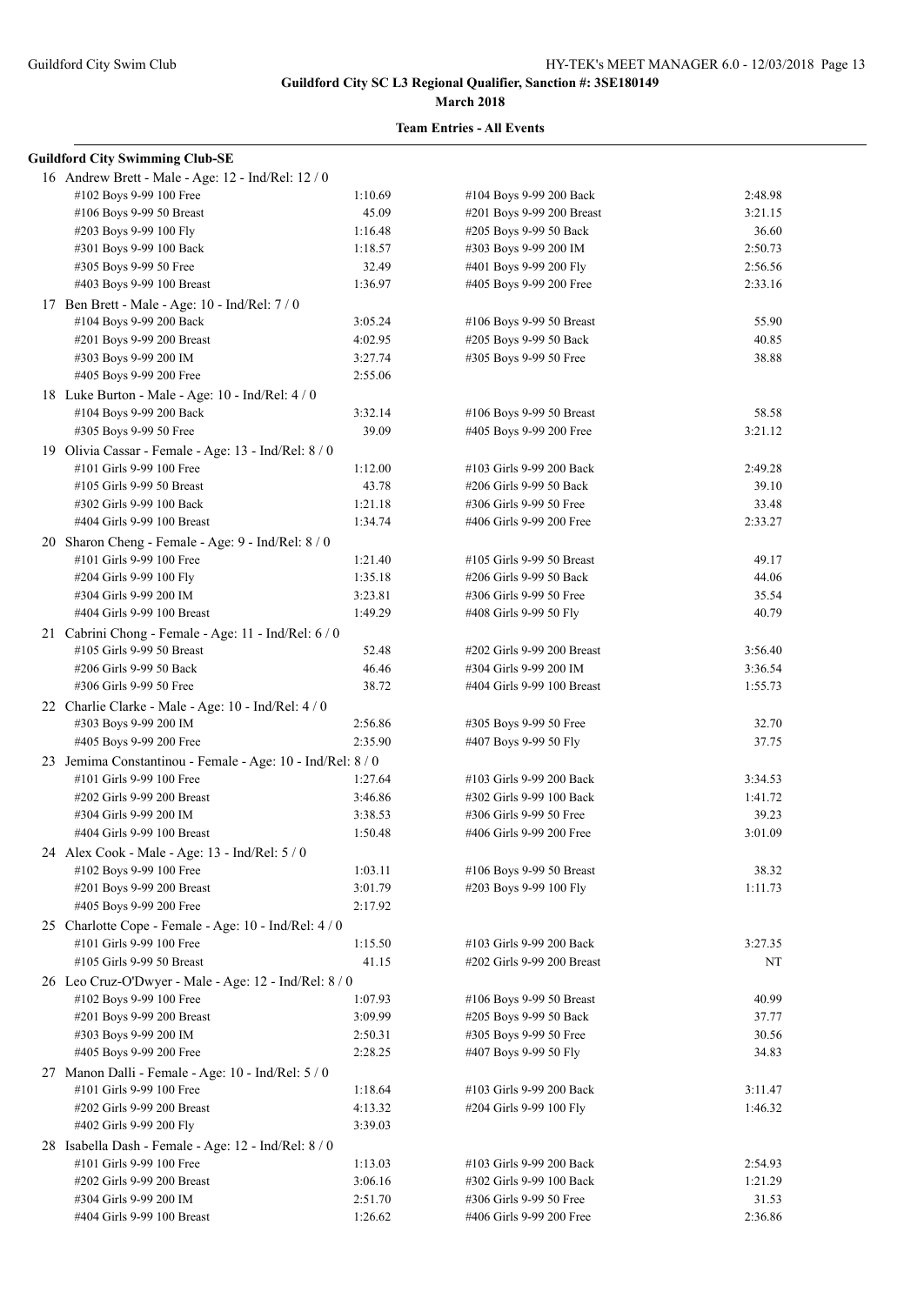**Guildford City SC L3 Regional Qualifier, Sanction #: 3SE180149**

**March 2018**

**Team Entries - All Events**

**Guildford City Swimming Club-SE**

16 Andrew Brett - Male - Age: 12 - Ind/Rel: 12 / 0

| Event | Time | Event | Time |
|---|---|---|---|
| #102 Boys 9-99 100 Free | 1:10.69 | #104 Boys 9-99 200 Back | 2:48.98 |
| #106 Boys 9-99 50 Breast | 45.09 | #201 Boys 9-99 200 Breast | 3:21.15 |
| #203 Boys 9-99 100 Fly | 1:16.48 | #205 Boys 9-99 50 Back | 36.60 |
| #301 Boys 9-99 100 Back | 1:18.57 | #303 Boys 9-99 200 IM | 2:50.73 |
| #305 Boys 9-99 50 Free | 32.49 | #401 Boys 9-99 200 Fly | 2:56.56 |
| #403 Boys 9-99 100 Breast | 1:36.97 | #405 Boys 9-99 200 Free | 2:33.16 |

17 Ben Brett - Male - Age: 10 - Ind/Rel: 7 / 0

| Event | Time | Event | Time |
|---|---|---|---|
| #104 Boys 9-99 200 Back | 3:05.24 | #106 Boys 9-99 50 Breast | 55.90 |
| #201 Boys 9-99 200 Breast | 4:02.95 | #205 Boys 9-99 50 Back | 40.85 |
| #303 Boys 9-99 200 IM | 3:27.74 | #305 Boys 9-99 50 Free | 38.88 |
| #405 Boys 9-99 200 Free | 2:55.06 | | |

18 Luke Burton - Male - Age: 10 - Ind/Rel: 4 / 0

| Event | Time | Event | Time |
|---|---|---|---|
| #104 Boys 9-99 200 Back | 3:32.14 | #106 Boys 9-99 50 Breast | 58.58 |
| #305 Boys 9-99 50 Free | 39.09 | #405 Boys 9-99 200 Free | 3:21.12 |

19 Olivia Cassar - Female - Age: 13 - Ind/Rel: 8 / 0

| Event | Time | Event | Time |
|---|---|---|---|
| #101 Girls 9-99 100 Free | 1:12.00 | #103 Girls 9-99 200 Back | 2:49.28 |
| #105 Girls 9-99 50 Breast | 43.78 | #206 Girls 9-99 50 Back | 39.10 |
| #302 Girls 9-99 100 Back | 1:21.18 | #306 Girls 9-99 50 Free | 33.48 |
| #404 Girls 9-99 100 Breast | 1:34.74 | #406 Girls 9-99 200 Free | 2:33.27 |

20 Sharon Cheng - Female - Age: 9 - Ind/Rel: 8 / 0

| Event | Time | Event | Time |
|---|---|---|---|
| #101 Girls 9-99 100 Free | 1:21.40 | #105 Girls 9-99 50 Breast | 49.17 |
| #204 Girls 9-99 100 Fly | 1:35.18 | #206 Girls 9-99 50 Back | 44.06 |
| #304 Girls 9-99 200 IM | 3:23.81 | #306 Girls 9-99 50 Free | 35.54 |
| #404 Girls 9-99 100 Breast | 1:49.29 | #408 Girls 9-99 50 Fly | 40.79 |

21 Cabrini Chong - Female - Age: 11 - Ind/Rel: 6 / 0

| Event | Time | Event | Time |
|---|---|---|---|
| #105 Girls 9-99 50 Breast | 52.48 | #202 Girls 9-99 200 Breast | 3:56.40 |
| #206 Girls 9-99 50 Back | 46.46 | #304 Girls 9-99 200 IM | 3:36.54 |
| #306 Girls 9-99 50 Free | 38.72 | #404 Girls 9-99 100 Breast | 1:55.73 |

22 Charlie Clarke - Male - Age: 10 - Ind/Rel: 4 / 0

| Event | Time | Event | Time |
|---|---|---|---|
| #303 Boys 9-99 200 IM | 2:56.86 | #305 Boys 9-99 50 Free | 32.70 |
| #405 Boys 9-99 200 Free | 2:35.90 | #407 Boys 9-99 50 Fly | 37.75 |

23 Jemima Constantinou - Female - Age: 10 - Ind/Rel: 8 / 0

| Event | Time | Event | Time |
|---|---|---|---|
| #101 Girls 9-99 100 Free | 1:27.64 | #103 Girls 9-99 200 Back | 3:34.53 |
| #202 Girls 9-99 200 Breast | 3:46.86 | #302 Girls 9-99 100 Back | 1:41.72 |
| #304 Girls 9-99 200 IM | 3:38.53 | #306 Girls 9-99 50 Free | 39.23 |
| #404 Girls 9-99 100 Breast | 1:50.48 | #406 Girls 9-99 200 Free | 3:01.09 |

24 Alex Cook - Male - Age: 13 - Ind/Rel: 5 / 0

| Event | Time | Event | Time |
|---|---|---|---|
| #102 Boys 9-99 100 Free | 1:03.11 | #106 Boys 9-99 50 Breast | 38.32 |
| #201 Boys 9-99 200 Breast | 3:01.79 | #203 Boys 9-99 100 Fly | 1:11.73 |
| #405 Boys 9-99 200 Free | 2:17.92 | | |

25 Charlotte Cope - Female - Age: 10 - Ind/Rel: 4 / 0

| Event | Time | Event | Time |
|---|---|---|---|
| #101 Girls 9-99 100 Free | 1:15.50 | #103 Girls 9-99 200 Back | 3:27.35 |
| #105 Girls 9-99 50 Breast | 41.15 | #202 Girls 9-99 200 Breast | NT |

26 Leo Cruz-O'Dwyer - Male - Age: 12 - Ind/Rel: 8 / 0

| Event | Time | Event | Time |
|---|---|---|---|
| #102 Boys 9-99 100 Free | 1:07.93 | #106 Boys 9-99 50 Breast | 40.99 |
| #201 Boys 9-99 200 Breast | 3:09.99 | #205 Boys 9-99 50 Back | 37.77 |
| #303 Boys 9-99 200 IM | 2:50.31 | #305 Boys 9-99 50 Free | 30.56 |
| #405 Boys 9-99 200 Free | 2:28.25 | #407 Boys 9-99 50 Fly | 34.83 |

27 Manon Dalli - Female - Age: 10 - Ind/Rel: 5 / 0

| Event | Time | Event | Time |
|---|---|---|---|
| #101 Girls 9-99 100 Free | 1:18.64 | #103 Girls 9-99 200 Back | 3:11.47 |
| #202 Girls 9-99 200 Breast | 4:13.32 | #204 Girls 9-99 100 Fly | 1:46.32 |
| #402 Girls 9-99 200 Fly | 3:39.03 | | |

28 Isabella Dash - Female - Age: 12 - Ind/Rel: 8 / 0

| Event | Time | Event | Time |
|---|---|---|---|
| #101 Girls 9-99 100 Free | 1:13.03 | #103 Girls 9-99 200 Back | 2:54.93 |
| #202 Girls 9-99 200 Breast | 3:06.16 | #302 Girls 9-99 100 Back | 1:21.29 |
| #304 Girls 9-99 200 IM | 2:51.70 | #306 Girls 9-99 50 Free | 31.53 |
| #404 Girls 9-99 100 Breast | 1:26.62 | #406 Girls 9-99 200 Free | 2:36.86 |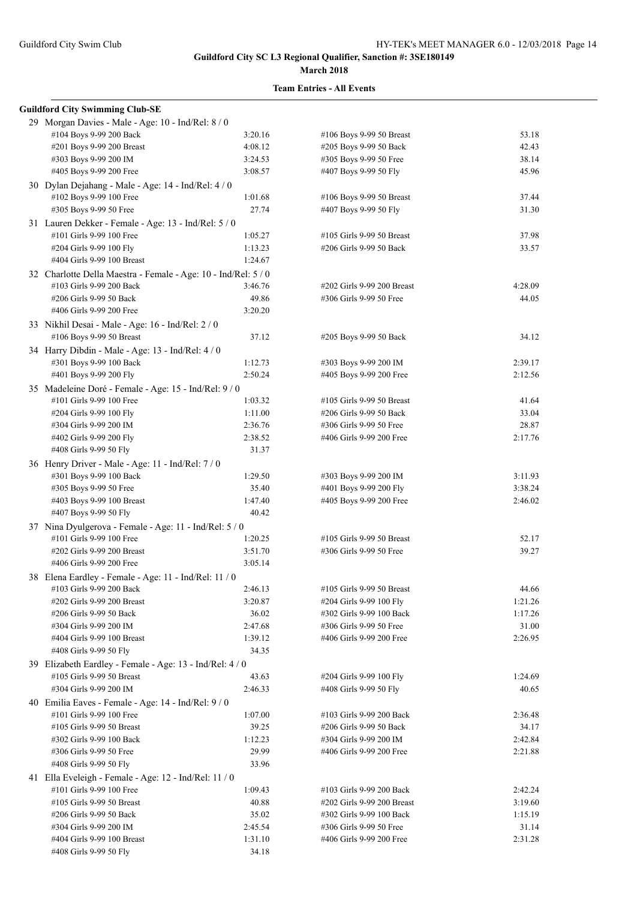Guildford City SC L3 Regional Qualifier, Sanction #: 3SE180149

March 2018

**Team Entries - All Events**

**Guildford City Swimming Club-SE**

29 Morgan Davies - Male - Age: 10 - Ind/Rel: 8 / 0

| Event | Time | Event | Time |
|---|---|---|---|
| #104 Boys 9-99 200 Back | 3:20.16 | #106 Boys 9-99 50 Breast | 53.18 |
| #201 Boys 9-99 200 Breast | 4:08.12 | #205 Boys 9-99 50 Back | 42.43 |
| #303 Boys 9-99 200 IM | 3:24.53 | #305 Boys 9-99 50 Free | 38.14 |
| #405 Boys 9-99 200 Free | 3:08.57 | #407 Boys 9-99 50 Fly | 45.96 |

30 Dylan Dejahang - Male - Age: 14 - Ind/Rel: 4 / 0

| Event | Time | Event | Time |
|---|---|---|---|
| #102 Boys 9-99 100 Free | 1:01.68 | #106 Boys 9-99 50 Breast | 37.44 |
| #305 Boys 9-99 50 Free | 27.74 | #407 Boys 9-99 50 Fly | 31.30 |

31 Lauren Dekker - Female - Age: 13 - Ind/Rel: 5 / 0

| Event | Time | Event | Time |
|---|---|---|---|
| #101 Girls 9-99 100 Free | 1:05.27 | #105 Girls 9-99 50 Breast | 37.98 |
| #204 Girls 9-99 100 Fly | 1:13.23 | #206 Girls 9-99 50 Back | 33.57 |
| #404 Girls 9-99 100 Breast | 1:24.67 | | |

32 Charlotte Della Maestra - Female - Age: 10 - Ind/Rel: 5 / 0

| Event | Time | Event | Time |
|---|---|---|---|
| #103 Girls 9-99 200 Back | 3:46.76 | #202 Girls 9-99 200 Breast | 4:28.09 |
| #206 Girls 9-99 50 Back | 49.86 | #306 Girls 9-99 50 Free | 44.05 |
| #406 Girls 9-99 200 Free | 3:20.20 | | |

33 Nikhil Desai - Male - Age: 16 - Ind/Rel: 2 / 0

| Event | Time | Event | Time |
|---|---|---|---|
| #106 Boys 9-99 50 Breast | 37.12 | #205 Boys 9-99 50 Back | 34.12 |

34 Harry Dibdin - Male - Age: 13 - Ind/Rel: 4 / 0

| Event | Time | Event | Time |
|---|---|---|---|
| #301 Boys 9-99 100 Back | 1:12.73 | #303 Boys 9-99 200 IM | 2:39.17 |
| #401 Boys 9-99 200 Fly | 2:50.24 | #405 Boys 9-99 200 Free | 2:12.56 |

35 Madeleine Doré - Female - Age: 15 - Ind/Rel: 9 / 0

| Event | Time | Event | Time |
|---|---|---|---|
| #101 Girls 9-99 100 Free | 1:03.32 | #105 Girls 9-99 50 Breast | 41.64 |
| #204 Girls 9-99 100 Fly | 1:11.00 | #206 Girls 9-99 50 Back | 33.04 |
| #304 Girls 9-99 200 IM | 2:36.76 | #306 Girls 9-99 50 Free | 28.87 |
| #402 Girls 9-99 200 Fly | 2:38.52 | #406 Girls 9-99 200 Free | 2:17.76 |
| #408 Girls 9-99 50 Fly | 31.37 | | |

36 Henry Driver - Male - Age: 11 - Ind/Rel: 7 / 0

| Event | Time | Event | Time |
|---|---|---|---|
| #301 Boys 9-99 100 Back | 1:29.50 | #303 Boys 9-99 200 IM | 3:11.93 |
| #305 Boys 9-99 50 Free | 35.40 | #401 Boys 9-99 200 Fly | 3:38.24 |
| #403 Boys 9-99 100 Breast | 1:47.40 | #405 Boys 9-99 200 Free | 2:46.02 |
| #407 Boys 9-99 50 Fly | 40.42 | | |

37 Nina Dyulgerova - Female - Age: 11 - Ind/Rel: 5 / 0

| Event | Time | Event | Time |
|---|---|---|---|
| #101 Girls 9-99 100 Free | 1:20.25 | #105 Girls 9-99 50 Breast | 52.17 |
| #202 Girls 9-99 200 Breast | 3:51.70 | #306 Girls 9-99 50 Free | 39.27 |
| #406 Girls 9-99 200 Free | 3:05.14 | | |

38 Elena Eardley - Female - Age: 11 - Ind/Rel: 11 / 0

| Event | Time | Event | Time |
|---|---|---|---|
| #103 Girls 9-99 200 Back | 2:46.13 | #105 Girls 9-99 50 Breast | 44.66 |
| #202 Girls 9-99 200 Breast | 3:20.87 | #204 Girls 9-99 100 Fly | 1:21.26 |
| #206 Girls 9-99 50 Back | 36.02 | #302 Girls 9-99 100 Back | 1:17.26 |
| #304 Girls 9-99 200 IM | 2:47.68 | #306 Girls 9-99 50 Free | 31.00 |
| #404 Girls 9-99 100 Breast | 1:39.12 | #406 Girls 9-99 200 Free | 2:26.95 |
| #408 Girls 9-99 50 Fly | 34.35 | | |

39 Elizabeth Eardley - Female - Age: 13 - Ind/Rel: 4 / 0

| Event | Time | Event | Time |
|---|---|---|---|
| #105 Girls 9-99 50 Breast | 43.63 | #204 Girls 9-99 100 Fly | 1:24.69 |
| #304 Girls 9-99 200 IM | 2:46.33 | #408 Girls 9-99 50 Fly | 40.65 |

40 Emilia Eaves - Female - Age: 14 - Ind/Rel: 9 / 0

| Event | Time | Event | Time |
|---|---|---|---|
| #101 Girls 9-99 100 Free | 1:07.00 | #103 Girls 9-99 200 Back | 2:36.48 |
| #105 Girls 9-99 50 Breast | 39.25 | #206 Girls 9-99 50 Back | 34.17 |
| #302 Girls 9-99 100 Back | 1:12.23 | #304 Girls 9-99 200 IM | 2:42.84 |
| #306 Girls 9-99 50 Free | 29.99 | #406 Girls 9-99 200 Free | 2:21.88 |
| #408 Girls 9-99 50 Fly | 33.96 | | |

41 Ella Eveleigh - Female - Age: 12 - Ind/Rel: 11 / 0

| Event | Time | Event | Time |
|---|---|---|---|
| #101 Girls 9-99 100 Free | 1:09.43 | #103 Girls 9-99 200 Back | 2:42.24 |
| #105 Girls 9-99 50 Breast | 40.88 | #202 Girls 9-99 200 Breast | 3:19.60 |
| #206 Girls 9-99 50 Back | 35.02 | #302 Girls 9-99 100 Back | 1:15.19 |
| #304 Girls 9-99 200 IM | 2:45.54 | #306 Girls 9-99 50 Free | 31.14 |
| #404 Girls 9-99 100 Breast | 1:31.10 | #406 Girls 9-99 200 Free | 2:31.28 |
| #408 Girls 9-99 50 Fly | 34.18 | | |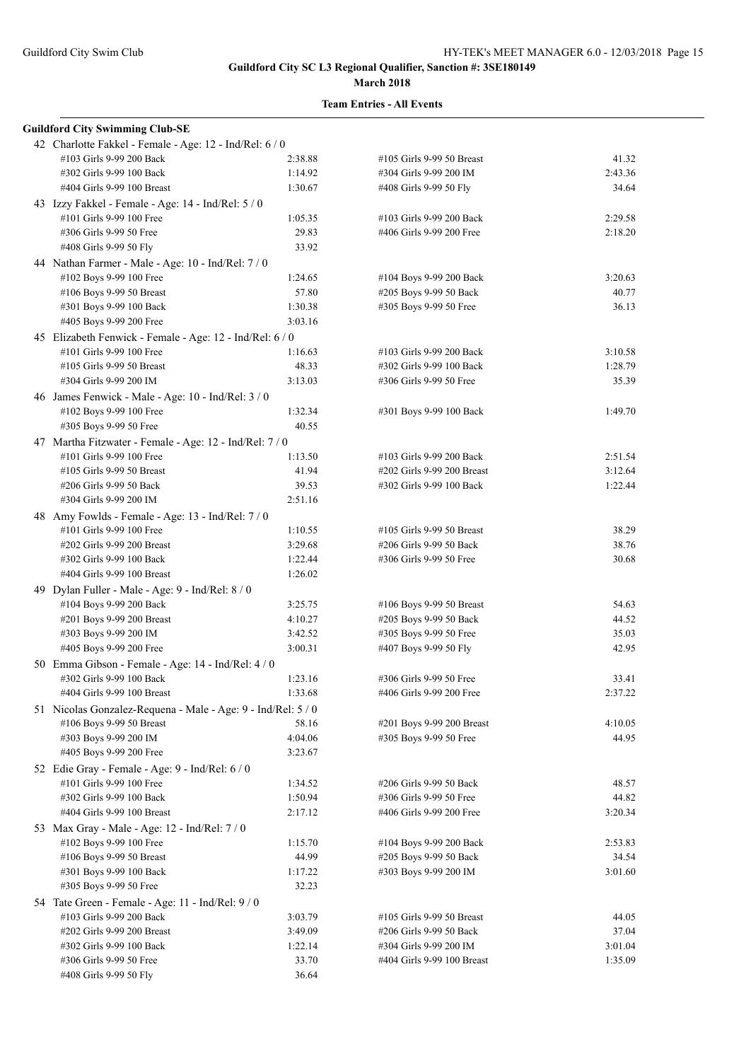**Guildford City SC L3 Regional Qualifier, Sanction #: 3SE180149**

**March 2018**

**Team Entries - All Events**

**Guildford City Swimming Club-SE**

42 Charlotte Fakkel - Female - Age: 12 - Ind/Rel: 6 / 0

| Event | Time | Event | Time |
|---|---|---|---|
| #103 Girls 9-99 200 Back | 2:38.88 | #105 Girls 9-99 50 Breast | 41.32 |
| #302 Girls 9-99 100 Back | 1:14.92 | #304 Girls 9-99 200 IM | 2:43.36 |
| #404 Girls 9-99 100 Breast | 1:30.67 | #408 Girls 9-99 50 Fly | 34.64 |

43 Izzy Fakkel - Female - Age: 14 - Ind/Rel: 5 / 0

| Event | Time | Event | Time |
|---|---|---|---|
| #101 Girls 9-99 100 Free | 1:05.35 | #103 Girls 9-99 200 Back | 2:29.58 |
| #306 Girls 9-99 50 Free | 29.83 | #406 Girls 9-99 200 Free | 2:18.20 |
| #408 Girls 9-99 50 Fly | 33.92 | | |

44 Nathan Farmer - Male - Age: 10 - Ind/Rel: 7 / 0

| Event | Time | Event | Time |
|---|---|---|---|
| #102 Boys 9-99 100 Free | 1:24.65 | #104 Boys 9-99 200 Back | 3:20.63 |
| #106 Boys 9-99 50 Breast | 57.80 | #205 Boys 9-99 50 Back | 40.77 |
| #301 Boys 9-99 100 Back | 1:30.38 | #305 Boys 9-99 50 Free | 36.13 |
| #405 Boys 9-99 200 Free | 3:03.16 | | |

45 Elizabeth Fenwick - Female - Age: 12 - Ind/Rel: 6 / 0

| Event | Time | Event | Time |
|---|---|---|---|
| #101 Girls 9-99 100 Free | 1:16.63 | #103 Girls 9-99 200 Back | 3:10.58 |
| #105 Girls 9-99 50 Breast | 48.33 | #302 Girls 9-99 100 Back | 1:28.79 |
| #304 Girls 9-99 200 IM | 3:13.03 | #306 Girls 9-99 50 Free | 35.39 |

46 James Fenwick - Male - Age: 10 - Ind/Rel: 3 / 0

| Event | Time | Event | Time |
|---|---|---|---|
| #102 Boys 9-99 100 Free | 1:32.34 | #301 Boys 9-99 100 Back | 1:49.70 |
| #305 Boys 9-99 50 Free | 40.55 | | |

47 Martha Fitzwater - Female - Age: 12 - Ind/Rel: 7 / 0

| Event | Time | Event | Time |
|---|---|---|---|
| #101 Girls 9-99 100 Free | 1:13.50 | #103 Girls 9-99 200 Back | 2:51.54 |
| #105 Girls 9-99 50 Breast | 41.94 | #202 Girls 9-99 200 Breast | 3:12.64 |
| #206 Girls 9-99 50 Back | 39.53 | #302 Girls 9-99 100 Back | 1:22.44 |
| #304 Girls 9-99 200 IM | 2:51.16 | | |

48 Amy Fowlds - Female - Age: 13 - Ind/Rel: 7 / 0

| Event | Time | Event | Time |
|---|---|---|---|
| #101 Girls 9-99 100 Free | 1:10.55 | #105 Girls 9-99 50 Breast | 38.29 |
| #202 Girls 9-99 200 Breast | 3:29.68 | #206 Girls 9-99 50 Back | 38.76 |
| #302 Girls 9-99 100 Back | 1:22.44 | #306 Girls 9-99 50 Free | 30.68 |
| #404 Girls 9-99 100 Breast | 1:26.02 | | |

49 Dylan Fuller - Male - Age: 9 - Ind/Rel: 8 / 0

| Event | Time | Event | Time |
|---|---|---|---|
| #104 Boys 9-99 200 Back | 3:25.75 | #106 Boys 9-99 50 Breast | 54.63 |
| #201 Boys 9-99 200 Breast | 4:10.27 | #205 Boys 9-99 50 Back | 44.52 |
| #303 Boys 9-99 200 IM | 3:42.52 | #305 Boys 9-99 50 Free | 35.03 |
| #405 Boys 9-99 200 Free | 3:00.31 | #407 Boys 9-99 50 Fly | 42.95 |

50 Emma Gibson - Female - Age: 14 - Ind/Rel: 4 / 0

| Event | Time | Event | Time |
|---|---|---|---|
| #302 Girls 9-99 100 Back | 1:23.16 | #306 Girls 9-99 50 Free | 33.41 |
| #404 Girls 9-99 100 Breast | 1:33.68 | #406 Girls 9-99 200 Free | 2:37.22 |

51 Nicolas Gonzalez-Requena - Male - Age: 9 - Ind/Rel: 5 / 0

| Event | Time | Event | Time |
|---|---|---|---|
| #106 Boys 9-99 50 Breast | 58.16 | #201 Boys 9-99 200 Breast | 4:10.05 |
| #303 Boys 9-99 200 IM | 4:04.06 | #305 Boys 9-99 50 Free | 44.95 |
| #405 Boys 9-99 200 Free | 3:23.67 | | |

52 Edie Gray - Female - Age: 9 - Ind/Rel: 6 / 0

| Event | Time | Event | Time |
|---|---|---|---|
| #101 Girls 9-99 100 Free | 1:34.52 | #206 Girls 9-99 50 Back | 48.57 |
| #302 Girls 9-99 100 Back | 1:50.94 | #306 Girls 9-99 50 Free | 44.82 |
| #404 Girls 9-99 100 Breast | 2:17.12 | #406 Girls 9-99 200 Free | 3:20.34 |

53 Max Gray - Male - Age: 12 - Ind/Rel: 7 / 0

| Event | Time | Event | Time |
|---|---|---|---|
| #102 Boys 9-99 100 Free | 1:15.70 | #104 Boys 9-99 200 Back | 2:53.83 |
| #106 Boys 9-99 50 Breast | 44.99 | #205 Boys 9-99 50 Back | 34.54 |
| #301 Boys 9-99 100 Back | 1:17.22 | #303 Boys 9-99 200 IM | 3:01.60 |
| #305 Boys 9-99 50 Free | 32.23 | | |

54 Tate Green - Female - Age: 11 - Ind/Rel: 9 / 0

| Event | Time | Event | Time |
|---|---|---|---|
| #103 Girls 9-99 200 Back | 3:03.79 | #105 Girls 9-99 50 Breast | 44.05 |
| #202 Girls 9-99 200 Breast | 3:49.09 | #206 Girls 9-99 50 Back | 37.04 |
| #302 Girls 9-99 100 Back | 1:22.14 | #304 Girls 9-99 200 IM | 3:01.04 |
| #306 Girls 9-99 50 Free | 33.70 | #404 Girls 9-99 100 Breast | 1:35.09 |
| #408 Girls 9-99 50 Fly | 36.64 | | |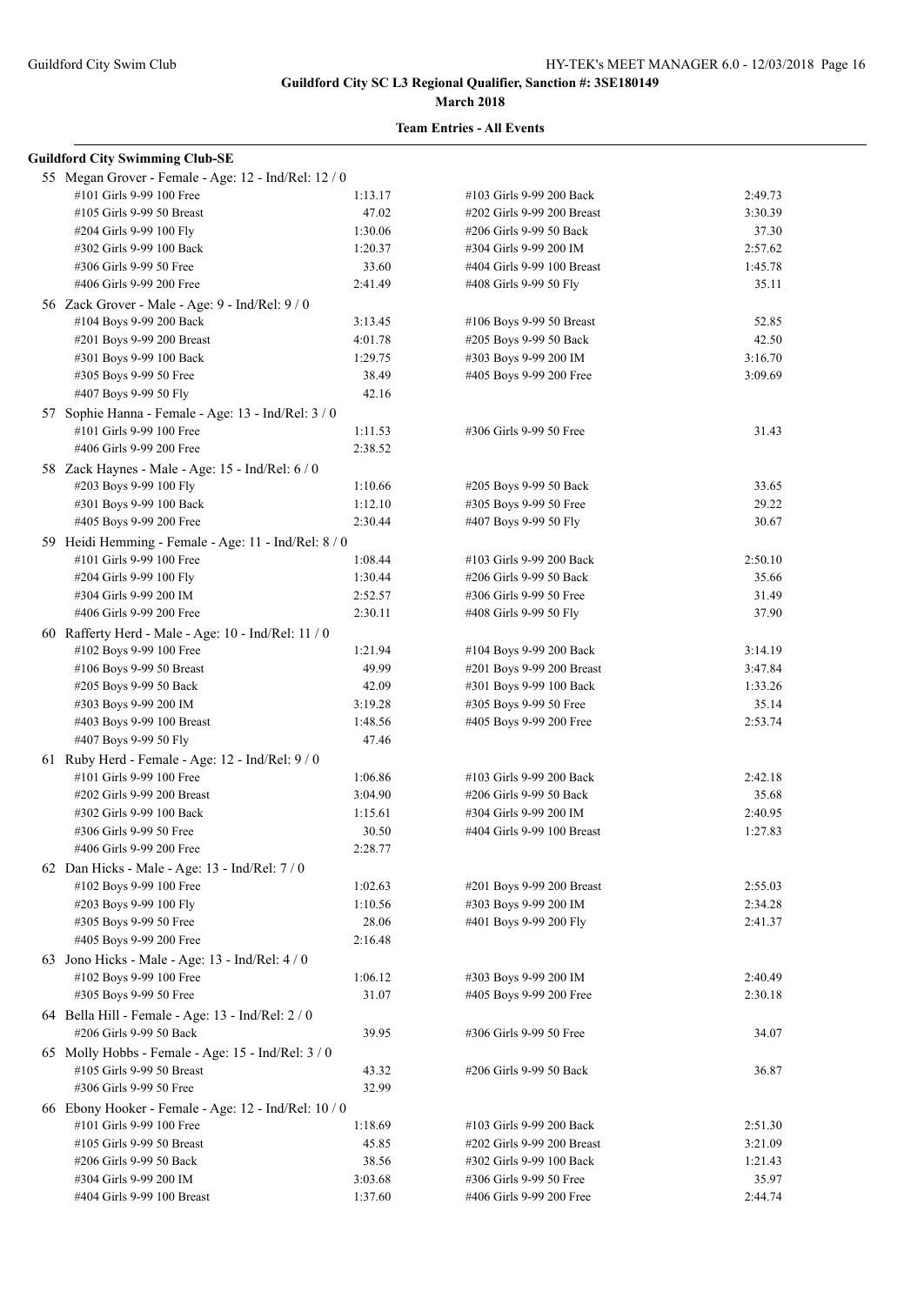**Guildford City SC L3 Regional Qualifier, Sanction #: 3SE180149**

**March 2018**

**Team Entries - All Events**

**Guildford City Swimming Club-SE**

55 Megan Grover - Female - Age: 12 - Ind/Rel: 12 / 0

| Event | Time | Event | Time |
|---|---|---|---|
| #101 Girls 9-99 100 Free | 1:13.17 | #103 Girls 9-99 200 Back | 2:49.73 |
| #105 Girls 9-99 50 Breast | 47.02 | #202 Girls 9-99 200 Breast | 3:30.39 |
| #204 Girls 9-99 100 Fly | 1:30.06 | #206 Girls 9-99 50 Back | 37.30 |
| #302 Girls 9-99 100 Back | 1:20.37 | #304 Girls 9-99 200 IM | 2:57.62 |
| #306 Girls 9-99 50 Free | 33.60 | #404 Girls 9-99 100 Breast | 1:45.78 |
| #406 Girls 9-99 200 Free | 2:41.49 | #408 Girls 9-99 50 Fly | 35.11 |

56 Zack Grover - Male - Age: 9 - Ind/Rel: 9 / 0

| Event | Time | Event | Time |
|---|---|---|---|
| #104 Boys 9-99 200 Back | 3:13.45 | #106 Boys 9-99 50 Breast | 52.85 |
| #201 Boys 9-99 200 Breast | 4:01.78 | #205 Boys 9-99 50 Back | 42.50 |
| #301 Boys 9-99 100 Back | 1:29.75 | #303 Boys 9-99 200 IM | 3:16.70 |
| #305 Boys 9-99 50 Free | 38.49 | #405 Boys 9-99 200 Free | 3:09.69 |
| #407 Boys 9-99 50 Fly | 42.16 | | |

57 Sophie Hanna - Female - Age: 13 - Ind/Rel: 3 / 0

| Event | Time | Event | Time |
|---|---|---|---|
| #101 Girls 9-99 100 Free | 1:11.53 | #306 Girls 9-99 50 Free | 31.43 |
| #406 Girls 9-99 200 Free | 2:38.52 | | |

58 Zack Haynes - Male - Age: 15 - Ind/Rel: 6 / 0

| Event | Time | Event | Time |
|---|---|---|---|
| #203 Boys 9-99 100 Fly | 1:10.66 | #205 Boys 9-99 50 Back | 33.65 |
| #301 Boys 9-99 100 Back | 1:12.10 | #305 Boys 9-99 50 Free | 29.22 |
| #405 Boys 9-99 200 Free | 2:30.44 | #407 Boys 9-99 50 Fly | 30.67 |

59 Heidi Hemming - Female - Age: 11 - Ind/Rel: 8 / 0

| Event | Time | Event | Time |
|---|---|---|---|
| #101 Girls 9-99 100 Free | 1:08.44 | #103 Girls 9-99 200 Back | 2:50.10 |
| #204 Girls 9-99 100 Fly | 1:30.44 | #206 Girls 9-99 50 Back | 35.66 |
| #304 Girls 9-99 200 IM | 2:52.57 | #306 Girls 9-99 50 Free | 31.49 |
| #406 Girls 9-99 200 Free | 2:30.11 | #408 Girls 9-99 50 Fly | 37.90 |

60 Rafferty Herd - Male - Age: 10 - Ind/Rel: 11 / 0

| Event | Time | Event | Time |
|---|---|---|---|
| #102 Boys 9-99 100 Free | 1:21.94 | #104 Boys 9-99 200 Back | 3:14.19 |
| #106 Boys 9-99 50 Breast | 49.99 | #201 Boys 9-99 200 Breast | 3:47.84 |
| #205 Boys 9-99 50 Back | 42.09 | #301 Boys 9-99 100 Back | 1:33.26 |
| #303 Boys 9-99 200 IM | 3:19.28 | #305 Boys 9-99 50 Free | 35.14 |
| #403 Boys 9-99 100 Breast | 1:48.56 | #405 Boys 9-99 200 Free | 2:53.74 |
| #407 Boys 9-99 50 Fly | 47.46 | | |

61 Ruby Herd - Female - Age: 12 - Ind/Rel: 9 / 0

| Event | Time | Event | Time |
|---|---|---|---|
| #101 Girls 9-99 100 Free | 1:06.86 | #103 Girls 9-99 200 Back | 2:42.18 |
| #202 Girls 9-99 200 Breast | 3:04.90 | #206 Girls 9-99 50 Back | 35.68 |
| #302 Girls 9-99 100 Back | 1:15.61 | #304 Girls 9-99 200 IM | 2:40.95 |
| #306 Girls 9-99 50 Free | 30.50 | #404 Girls 9-99 100 Breast | 1:27.83 |
| #406 Girls 9-99 200 Free | 2:28.77 | | |

62 Dan Hicks - Male - Age: 13 - Ind/Rel: 7 / 0

| Event | Time | Event | Time |
|---|---|---|---|
| #102 Boys 9-99 100 Free | 1:02.63 | #201 Boys 9-99 200 Breast | 2:55.03 |
| #203 Boys 9-99 100 Fly | 1:10.56 | #303 Boys 9-99 200 IM | 2:34.28 |
| #305 Boys 9-99 50 Free | 28.06 | #401 Boys 9-99 200 Fly | 2:41.37 |
| #405 Boys 9-99 200 Free | 2:16.48 | | |

63 Jono Hicks - Male - Age: 13 - Ind/Rel: 4 / 0

| Event | Time | Event | Time |
|---|---|---|---|
| #102 Boys 9-99 100 Free | 1:06.12 | #303 Boys 9-99 200 IM | 2:40.49 |
| #305 Boys 9-99 50 Free | 31.07 | #405 Boys 9-99 200 Free | 2:30.18 |

64 Bella Hill - Female - Age: 13 - Ind/Rel: 2 / 0

| Event | Time | Event | Time |
|---|---|---|---|
| #206 Girls 9-99 50 Back | 39.95 | #306 Girls 9-99 50 Free | 34.07 |

65 Molly Hobbs - Female - Age: 15 - Ind/Rel: 3 / 0

| Event | Time | Event | Time |
|---|---|---|---|
| #105 Girls 9-99 50 Breast | 43.32 | #206 Girls 9-99 50 Back | 36.87 |
| #306 Girls 9-99 50 Free | 32.99 | | |

66 Ebony Hooker - Female - Age: 12 - Ind/Rel: 10 / 0

| Event | Time | Event | Time |
|---|---|---|---|
| #101 Girls 9-99 100 Free | 1:18.69 | #103 Girls 9-99 200 Back | 2:51.30 |
| #105 Girls 9-99 50 Breast | 45.85 | #202 Girls 9-99 200 Breast | 3:21.09 |
| #206 Girls 9-99 50 Back | 38.56 | #302 Girls 9-99 100 Back | 1:21.43 |
| #304 Girls 9-99 200 IM | 3:03.68 | #306 Girls 9-99 50 Free | 35.97 |
| #404 Girls 9-99 100 Breast | 1:37.60 | #406 Girls 9-99 200 Free | 2:44.74 |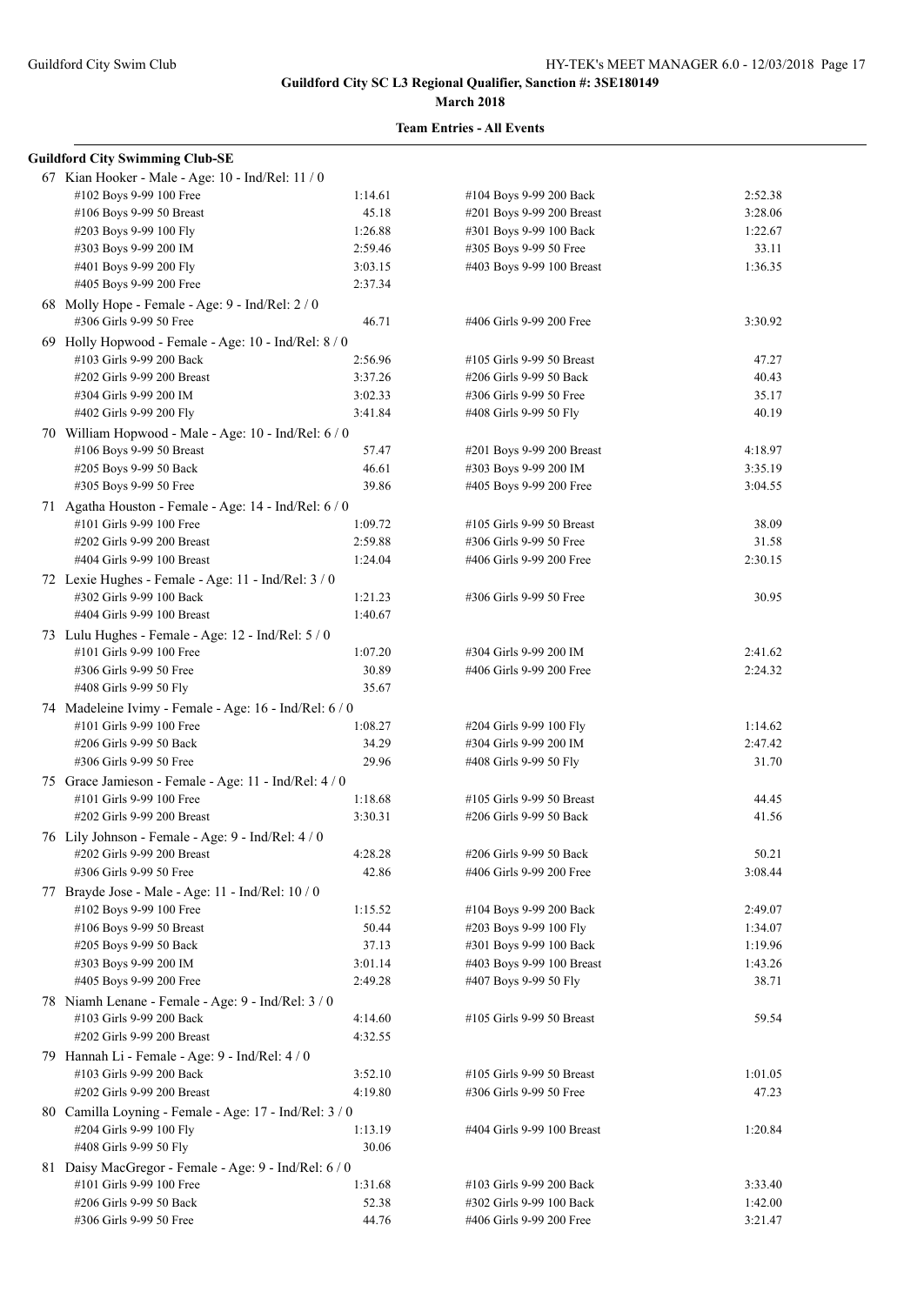**Guildford City SC L3 Regional Qualifier, Sanction #: 3SE180149**

**March 2018**

**Team Entries - All Events**

**Guildford City Swimming Club-SE**

67 Kian Hooker - Male - Age: 10 - Ind/Rel: 11 / 0

| Event | Time | Event | Time |
|---|---|---|---|
| #102 Boys 9-99 100 Free | 1:14.61 | #104 Boys 9-99 200 Back | 2:52.38 |
| #106 Boys 9-99 50 Breast | 45.18 | #201 Boys 9-99 200 Breast | 3:28.06 |
| #203 Boys 9-99 100 Fly | 1:26.88 | #301 Boys 9-99 100 Back | 1:22.67 |
| #303 Boys 9-99 200 IM | 2:59.46 | #305 Boys 9-99 50 Free | 33.11 |
| #401 Boys 9-99 200 Fly | 3:03.15 | #403 Boys 9-99 100 Breast | 1:36.35 |
| #405 Boys 9-99 200 Free | 2:37.34 | | |

68 Molly Hope - Female - Age: 9 - Ind/Rel: 2 / 0

| Event | Time | Event | Time |
|---|---|---|---|
| #306 Girls 9-99 50 Free | 46.71 | #406 Girls 9-99 200 Free | 3:30.92 |

69 Holly Hopwood - Female - Age: 10 - Ind/Rel: 8 / 0

| Event | Time | Event | Time |
|---|---|---|---|
| #103 Girls 9-99 200 Back | 2:56.96 | #105 Girls 9-99 50 Breast | 47.27 |
| #202 Girls 9-99 200 Breast | 3:37.26 | #206 Girls 9-99 50 Back | 40.43 |
| #304 Girls 9-99 200 IM | 3:02.33 | #306 Girls 9-99 50 Free | 35.17 |
| #402 Girls 9-99 200 Fly | 3:41.84 | #408 Girls 9-99 50 Fly | 40.19 |

70 William Hopwood - Male - Age: 10 - Ind/Rel: 6 / 0

| Event | Time | Event | Time |
|---|---|---|---|
| #106 Boys 9-99 50 Breast | 57.47 | #201 Boys 9-99 200 Breast | 4:18.97 |
| #205 Boys 9-99 50 Back | 46.61 | #303 Boys 9-99 200 IM | 3:35.19 |
| #305 Boys 9-99 50 Free | 39.86 | #405 Boys 9-99 200 Free | 3:04.55 |

71 Agatha Houston - Female - Age: 14 - Ind/Rel: 6 / 0

| Event | Time | Event | Time |
|---|---|---|---|
| #101 Girls 9-99 100 Free | 1:09.72 | #105 Girls 9-99 50 Breast | 38.09 |
| #202 Girls 9-99 200 Breast | 2:59.88 | #306 Girls 9-99 50 Free | 31.58 |
| #404 Girls 9-99 100 Breast | 1:24.04 | #406 Girls 9-99 200 Free | 2:30.15 |

72 Lexie Hughes - Female - Age: 11 - Ind/Rel: 3 / 0

| Event | Time | Event | Time |
|---|---|---|---|
| #302 Girls 9-99 100 Back | 1:21.23 | #306 Girls 9-99 50 Free | 30.95 |
| #404 Girls 9-99 100 Breast | 1:40.67 | | |

73 Lulu Hughes - Female - Age: 12 - Ind/Rel: 5 / 0

| Event | Time | Event | Time |
|---|---|---|---|
| #101 Girls 9-99 100 Free | 1:07.20 | #304 Girls 9-99 200 IM | 2:41.62 |
| #306 Girls 9-99 50 Free | 30.89 | #406 Girls 9-99 200 Free | 2:24.32 |
| #408 Girls 9-99 50 Fly | 35.67 | | |

74 Madeleine Ivimy - Female - Age: 16 - Ind/Rel: 6 / 0

| Event | Time | Event | Time |
|---|---|---|---|
| #101 Girls 9-99 100 Free | 1:08.27 | #204 Girls 9-99 100 Fly | 1:14.62 |
| #206 Girls 9-99 50 Back | 34.29 | #304 Girls 9-99 200 IM | 2:47.42 |
| #306 Girls 9-99 50 Free | 29.96 | #408 Girls 9-99 50 Fly | 31.70 |

75 Grace Jamieson - Female - Age: 11 - Ind/Rel: 4 / 0

| Event | Time | Event | Time |
|---|---|---|---|
| #101 Girls 9-99 100 Free | 1:18.68 | #105 Girls 9-99 50 Breast | 44.45 |
| #202 Girls 9-99 200 Breast | 3:30.31 | #206 Girls 9-99 50 Back | 41.56 |

76 Lily Johnson - Female - Age: 9 - Ind/Rel: 4 / 0

| Event | Time | Event | Time |
|---|---|---|---|
| #202 Girls 9-99 200 Breast | 4:28.28 | #206 Girls 9-99 50 Back | 50.21 |
| #306 Girls 9-99 50 Free | 42.86 | #406 Girls 9-99 200 Free | 3:08.44 |

77 Brayde Jose - Male - Age: 11 - Ind/Rel: 10 / 0

| Event | Time | Event | Time |
|---|---|---|---|
| #102 Boys 9-99 100 Free | 1:15.52 | #104 Boys 9-99 200 Back | 2:49.07 |
| #106 Boys 9-99 50 Breast | 50.44 | #203 Boys 9-99 100 Fly | 1:34.07 |
| #205 Boys 9-99 50 Back | 37.13 | #301 Boys 9-99 100 Back | 1:19.96 |
| #303 Boys 9-99 200 IM | 3:01.14 | #403 Boys 9-99 100 Breast | 1:43.26 |
| #405 Boys 9-99 200 Free | 2:49.28 | #407 Boys 9-99 50 Fly | 38.71 |

78 Niamh Lenane - Female - Age: 9 - Ind/Rel: 3 / 0

| Event | Time | Event | Time |
|---|---|---|---|
| #103 Girls 9-99 200 Back | 4:14.60 | #105 Girls 9-99 50 Breast | 59.54 |
| #202 Girls 9-99 200 Breast | 4:32.55 | | |

79 Hannah Li - Female - Age: 9 - Ind/Rel: 4 / 0

| Event | Time | Event | Time |
|---|---|---|---|
| #103 Girls 9-99 200 Back | 3:52.10 | #105 Girls 9-99 50 Breast | 1:01.05 |
| #202 Girls 9-99 200 Breast | 4:19.80 | #306 Girls 9-99 50 Free | 47.23 |

80 Camilla Loyning - Female - Age: 17 - Ind/Rel: 3 / 0

| Event | Time | Event | Time |
|---|---|---|---|
| #204 Girls 9-99 100 Fly | 1:13.19 | #404 Girls 9-99 100 Breast | 1:20.84 |
| #408 Girls 9-99 50 Fly | 30.06 | | |

81 Daisy MacGregor - Female - Age: 9 - Ind/Rel: 6 / 0

| Event | Time | Event | Time |
|---|---|---|---|
| #101 Girls 9-99 100 Free | 1:31.68 | #103 Girls 9-99 200 Back | 3:33.40 |
| #206 Girls 9-99 50 Back | 52.38 | #302 Girls 9-99 100 Back | 1:42.00 |
| #306 Girls 9-99 50 Free | 44.76 | #406 Girls 9-99 200 Free | 3:21.47 |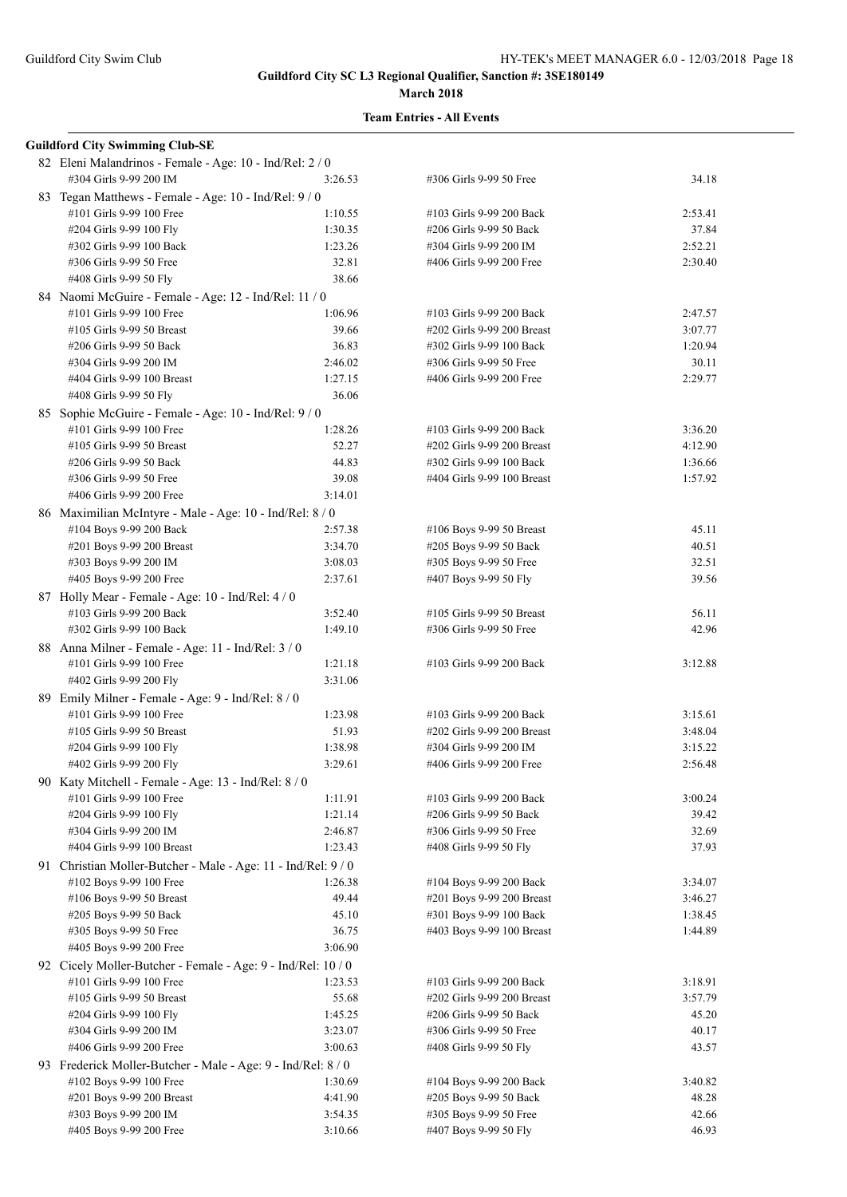**Guildford City SC L3 Regional Qualifier, Sanction #: 3SE180149**

**March 2018**

**Team Entries - All Events**

**Guildford City Swimming Club-SE**

82 Eleni Malandrinos - Female - Age: 10 - Ind/Rel: 2 / 0

| Event | Time | Event | Time |
|---|---|---|---|
| #304 Girls 9-99 200 IM | 3:26.53 | #306 Girls 9-99 50 Free | 34.18 |

83 Tegan Matthews - Female - Age: 10 - Ind/Rel: 9 / 0

| Event | Time | Event | Time |
|---|---|---|---|
| #101 Girls 9-99 100 Free | 1:10.55 | #103 Girls 9-99 200 Back | 2:53.41 |
| #204 Girls 9-99 100 Fly | 1:30.35 | #206 Girls 9-99 50 Back | 37.84 |
| #302 Girls 9-99 100 Back | 1:23.26 | #304 Girls 9-99 200 IM | 2:52.21 |
| #306 Girls 9-99 50 Free | 32.81 | #406 Girls 9-99 200 Free | 2:30.40 |
| #408 Girls 9-99 50 Fly | 38.66 | | |

84 Naomi McGuire - Female - Age: 12 - Ind/Rel: 11 / 0

| Event | Time | Event | Time |
|---|---|---|---|
| #101 Girls 9-99 100 Free | 1:06.96 | #103 Girls 9-99 200 Back | 2:47.57 |
| #105 Girls 9-99 50 Breast | 39.66 | #202 Girls 9-99 200 Breast | 3:07.77 |
| #206 Girls 9-99 50 Back | 36.83 | #302 Girls 9-99 100 Back | 1:20.94 |
| #304 Girls 9-99 200 IM | 2:46.02 | #306 Girls 9-99 50 Free | 30.11 |
| #404 Girls 9-99 100 Breast | 1:27.15 | #406 Girls 9-99 200 Free | 2:29.77 |
| #408 Girls 9-99 50 Fly | 36.06 | | |

85 Sophie McGuire - Female - Age: 10 - Ind/Rel: 9 / 0

| Event | Time | Event | Time |
|---|---|---|---|
| #101 Girls 9-99 100 Free | 1:28.26 | #103 Girls 9-99 200 Back | 3:36.20 |
| #105 Girls 9-99 50 Breast | 52.27 | #202 Girls 9-99 200 Breast | 4:12.90 |
| #206 Girls 9-99 50 Back | 44.83 | #302 Girls 9-99 100 Back | 1:36.66 |
| #306 Girls 9-99 50 Free | 39.08 | #404 Girls 9-99 100 Breast | 1:57.92 |
| #406 Girls 9-99 200 Free | 3:14.01 | | |

86 Maximilian McIntyre - Male - Age: 10 - Ind/Rel: 8 / 0

| Event | Time | Event | Time |
|---|---|---|---|
| #104 Boys 9-99 200 Back | 2:57.38 | #106 Boys 9-99 50 Breast | 45.11 |
| #201 Boys 9-99 200 Breast | 3:34.70 | #205 Boys 9-99 50 Back | 40.51 |
| #303 Boys 9-99 200 IM | 3:08.03 | #305 Boys 9-99 50 Free | 32.51 |
| #405 Boys 9-99 200 Free | 2:37.61 | #407 Boys 9-99 50 Fly | 39.56 |

87 Holly Mear - Female - Age: 10 - Ind/Rel: 4 / 0

| Event | Time | Event | Time |
|---|---|---|---|
| #103 Girls 9-99 200 Back | 3:52.40 | #105 Girls 9-99 50 Breast | 56.11 |
| #302 Girls 9-99 100 Back | 1:49.10 | #306 Girls 9-99 50 Free | 42.96 |

88 Anna Milner - Female - Age: 11 - Ind/Rel: 3 / 0

| Event | Time | Event | Time |
|---|---|---|---|
| #101 Girls 9-99 100 Free | 1:21.18 | #103 Girls 9-99 200 Back | 3:12.88 |
| #402 Girls 9-99 200 Fly | 3:31.06 | | |

89 Emily Milner - Female - Age: 9 - Ind/Rel: 8 / 0

| Event | Time | Event | Time |
|---|---|---|---|
| #101 Girls 9-99 100 Free | 1:23.98 | #103 Girls 9-99 200 Back | 3:15.61 |
| #105 Girls 9-99 50 Breast | 51.93 | #202 Girls 9-99 200 Breast | 3:48.04 |
| #204 Girls 9-99 100 Fly | 1:38.98 | #304 Girls 9-99 200 IM | 3:15.22 |
| #402 Girls 9-99 200 Fly | 3:29.61 | #406 Girls 9-99 200 Free | 2:56.48 |

90 Katy Mitchell - Female - Age: 13 - Ind/Rel: 8 / 0

| Event | Time | Event | Time |
|---|---|---|---|
| #101 Girls 9-99 100 Free | 1:11.91 | #103 Girls 9-99 200 Back | 3:00.24 |
| #204 Girls 9-99 100 Fly | 1:21.14 | #206 Girls 9-99 50 Back | 39.42 |
| #304 Girls 9-99 200 IM | 2:46.87 | #306 Girls 9-99 50 Free | 32.69 |
| #404 Girls 9-99 100 Breast | 1:23.43 | #408 Girls 9-99 50 Fly | 37.93 |

91 Christian Moller-Butcher - Male - Age: 11 - Ind/Rel: 9 / 0

| Event | Time | Event | Time |
|---|---|---|---|
| #102 Boys 9-99 100 Free | 1:26.38 | #104 Boys 9-99 200 Back | 3:34.07 |
| #106 Boys 9-99 50 Breast | 49.44 | #201 Boys 9-99 200 Breast | 3:46.27 |
| #205 Boys 9-99 50 Back | 45.10 | #301 Boys 9-99 100 Back | 1:38.45 |
| #305 Boys 9-99 50 Free | 36.75 | #403 Boys 9-99 100 Breast | 1:44.89 |
| #405 Boys 9-99 200 Free | 3:06.90 | | |

92 Cicely Moller-Butcher - Female - Age: 9 - Ind/Rel: 10 / 0

| Event | Time | Event | Time |
|---|---|---|---|
| #101 Girls 9-99 100 Free | 1:23.53 | #103 Girls 9-99 200 Back | 3:18.91 |
| #105 Girls 9-99 50 Breast | 55.68 | #202 Girls 9-99 200 Breast | 3:57.79 |
| #204 Girls 9-99 100 Fly | 1:45.25 | #206 Girls 9-99 50 Back | 45.20 |
| #304 Girls 9-99 200 IM | 3:23.07 | #306 Girls 9-99 50 Free | 40.17 |
| #406 Girls 9-99 200 Free | 3:00.63 | #408 Girls 9-99 50 Fly | 43.57 |

93 Frederick Moller-Butcher - Male - Age: 9 - Ind/Rel: 8 / 0

| Event | Time | Event | Time |
|---|---|---|---|
| #102 Boys 9-99 100 Free | 1:30.69 | #104 Boys 9-99 200 Back | 3:40.82 |
| #201 Boys 9-99 200 Breast | 4:41.90 | #205 Boys 9-99 50 Back | 48.28 |
| #303 Boys 9-99 200 IM | 3:54.35 | #305 Boys 9-99 50 Free | 42.66 |
| #405 Boys 9-99 200 Free | 3:10.66 | #407 Boys 9-99 50 Fly | 46.93 |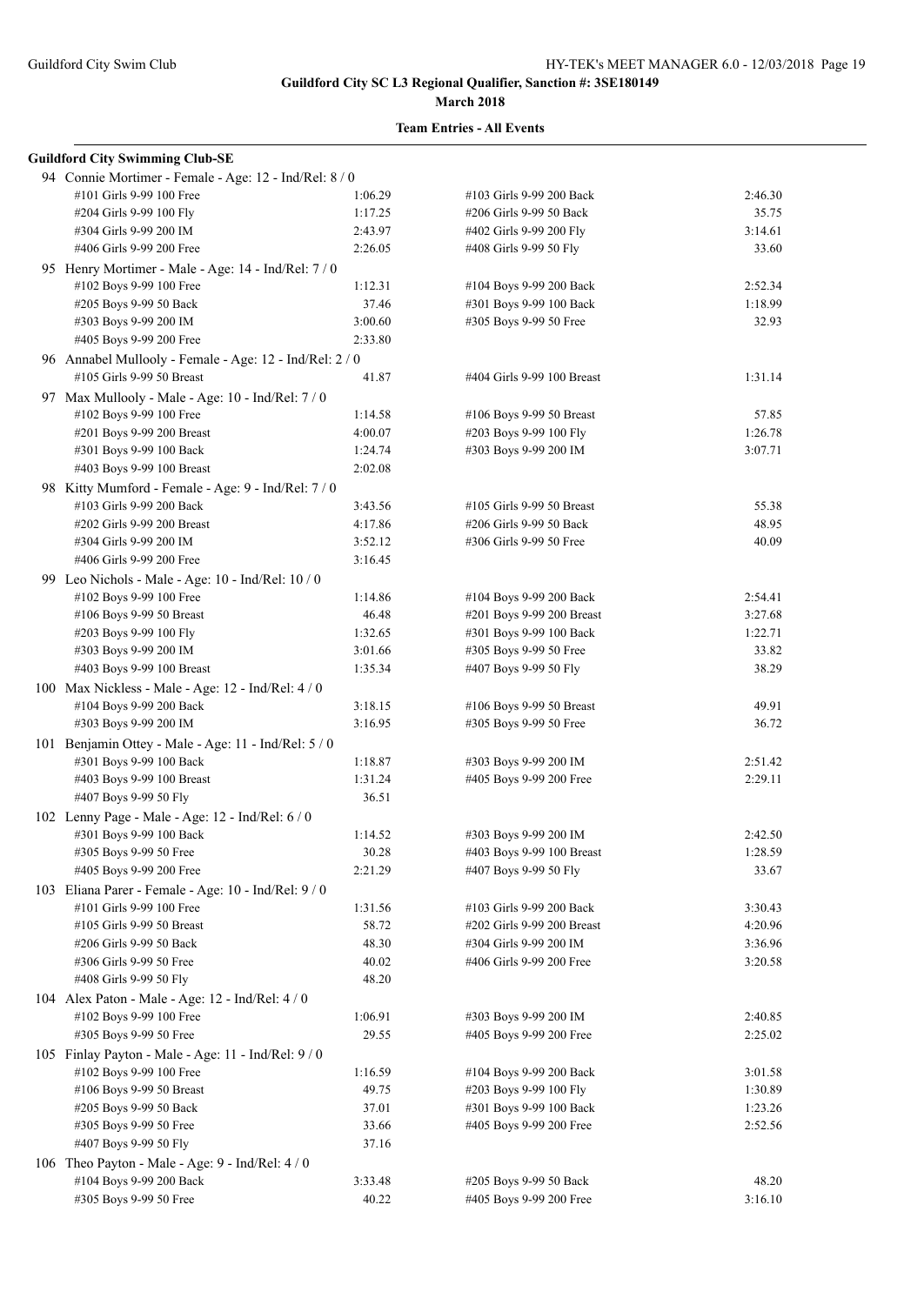**Guildford City SC L3 Regional Qualifier, Sanction #: 3SE180149**

**March 2018**

**Team Entries - All Events**

**Guildford City Swimming Club-SE**

94 Connie Mortimer - Female - Age: 12 - Ind/Rel: 8 / 0

| Event | Time | Event | Time |
|---|---|---|---|
| #101 Girls 9-99 100 Free | 1:06.29 | #103 Girls 9-99 200 Back | 2:46.30 |
| #204 Girls 9-99 100 Fly | 1:17.25 | #206 Girls 9-99 50 Back | 35.75 |
| #304 Girls 9-99 200 IM | 2:43.97 | #402 Girls 9-99 200 Fly | 3:14.61 |
| #406 Girls 9-99 200 Free | 2:26.05 | #408 Girls 9-99 50 Fly | 33.60 |

95 Henry Mortimer - Male - Age: 14 - Ind/Rel: 7 / 0

| Event | Time | Event | Time |
|---|---|---|---|
| #102 Boys 9-99 100 Free | 1:12.31 | #104 Boys 9-99 200 Back | 2:52.34 |
| #205 Boys 9-99 50 Back | 37.46 | #301 Boys 9-99 100 Back | 1:18.99 |
| #303 Boys 9-99 200 IM | 3:00.60 | #305 Boys 9-99 50 Free | 32.93 |
| #405 Boys 9-99 200 Free | 2:33.80 | | |

96 Annabel Mullooly - Female - Age: 12 - Ind/Rel: 2 / 0

| Event | Time | Event | Time |
|---|---|---|---|
| #105 Girls 9-99 50 Breast | 41.87 | #404 Girls 9-99 100 Breast | 1:31.14 |

97 Max Mullooly - Male - Age: 10 - Ind/Rel: 7 / 0

| Event | Time | Event | Time |
|---|---|---|---|
| #102 Boys 9-99 100 Free | 1:14.58 | #106 Boys 9-99 50 Breast | 57.85 |
| #201 Boys 9-99 200 Breast | 4:00.07 | #203 Boys 9-99 100 Fly | 1:26.78 |
| #301 Boys 9-99 100 Back | 1:24.74 | #303 Boys 9-99 200 IM | 3:07.71 |
| #403 Boys 9-99 100 Breast | 2:02.08 | | |

98 Kitty Mumford - Female - Age: 9 - Ind/Rel: 7 / 0

| Event | Time | Event | Time |
|---|---|---|---|
| #103 Girls 9-99 200 Back | 3:43.56 | #105 Girls 9-99 50 Breast | 55.38 |
| #202 Girls 9-99 200 Breast | 4:17.86 | #206 Girls 9-99 50 Back | 48.95 |
| #304 Girls 9-99 200 IM | 3:52.12 | #306 Girls 9-99 50 Free | 40.09 |
| #406 Girls 9-99 200 Free | 3:16.45 | | |

99 Leo Nichols - Male - Age: 10 - Ind/Rel: 10 / 0

| Event | Time | Event | Time |
|---|---|---|---|
| #102 Boys 9-99 100 Free | 1:14.86 | #104 Boys 9-99 200 Back | 2:54.41 |
| #106 Boys 9-99 50 Breast | 46.48 | #201 Boys 9-99 200 Breast | 3:27.68 |
| #203 Boys 9-99 100 Fly | 1:32.65 | #301 Boys 9-99 100 Back | 1:22.71 |
| #303 Boys 9-99 200 IM | 3:01.66 | #305 Boys 9-99 50 Free | 33.82 |
| #403 Boys 9-99 100 Breast | 1:35.34 | #407 Boys 9-99 50 Fly | 38.29 |

100 Max Nickless - Male - Age: 12 - Ind/Rel: 4 / 0

| Event | Time | Event | Time |
|---|---|---|---|
| #104 Boys 9-99 200 Back | 3:18.15 | #106 Boys 9-99 50 Breast | 49.91 |
| #303 Boys 9-99 200 IM | 3:16.95 | #305 Boys 9-99 50 Free | 36.72 |

101 Benjamin Ottey - Male - Age: 11 - Ind/Rel: 5 / 0

| Event | Time | Event | Time |
|---|---|---|---|
| #301 Boys 9-99 100 Back | 1:18.87 | #303 Boys 9-99 200 IM | 2:51.42 |
| #403 Boys 9-99 100 Breast | 1:31.24 | #405 Boys 9-99 200 Free | 2:29.11 |
| #407 Boys 9-99 50 Fly | 36.51 | | |

102 Lenny Page - Male - Age: 12 - Ind/Rel: 6 / 0

| Event | Time | Event | Time |
|---|---|---|---|
| #301 Boys 9-99 100 Back | 1:14.52 | #303 Boys 9-99 200 IM | 2:42.50 |
| #305 Boys 9-99 50 Free | 30.28 | #403 Boys 9-99 100 Breast | 1:28.59 |
| #405 Boys 9-99 200 Free | 2:21.29 | #407 Boys 9-99 50 Fly | 33.67 |

103 Eliana Parer - Female - Age: 10 - Ind/Rel: 9 / 0

| Event | Time | Event | Time |
|---|---|---|---|
| #101 Girls 9-99 100 Free | 1:31.56 | #103 Girls 9-99 200 Back | 3:30.43 |
| #105 Girls 9-99 50 Breast | 58.72 | #202 Girls 9-99 200 Breast | 4:20.96 |
| #206 Girls 9-99 50 Back | 48.30 | #304 Girls 9-99 200 IM | 3:36.96 |
| #306 Girls 9-99 50 Free | 40.02 | #406 Girls 9-99 200 Free | 3:20.58 |
| #408 Girls 9-99 50 Fly | 48.20 | | |

104 Alex Paton - Male - Age: 12 - Ind/Rel: 4 / 0

| Event | Time | Event | Time |
|---|---|---|---|
| #102 Boys 9-99 100 Free | 1:06.91 | #303 Boys 9-99 200 IM | 2:40.85 |
| #305 Boys 9-99 50 Free | 29.55 | #405 Boys 9-99 200 Free | 2:25.02 |

105 Finlay Payton - Male - Age: 11 - Ind/Rel: 9 / 0

| Event | Time | Event | Time |
|---|---|---|---|
| #102 Boys 9-99 100 Free | 1:16.59 | #104 Boys 9-99 200 Back | 3:01.58 |
| #106 Boys 9-99 50 Breast | 49.75 | #203 Boys 9-99 100 Fly | 1:30.89 |
| #205 Boys 9-99 50 Back | 37.01 | #301 Boys 9-99 100 Back | 1:23.26 |
| #305 Boys 9-99 50 Free | 33.66 | #405 Boys 9-99 200 Free | 2:52.56 |
| #407 Boys 9-99 50 Fly | 37.16 | | |

106 Theo Payton - Male - Age: 9 - Ind/Rel: 4 / 0

| Event | Time | Event | Time |
|---|---|---|---|
| #104 Boys 9-99 200 Back | 3:33.48 | #205 Boys 9-99 50 Back | 48.20 |
| #305 Boys 9-99 50 Free | 40.22 | #405 Boys 9-99 200 Free | 3:16.10 |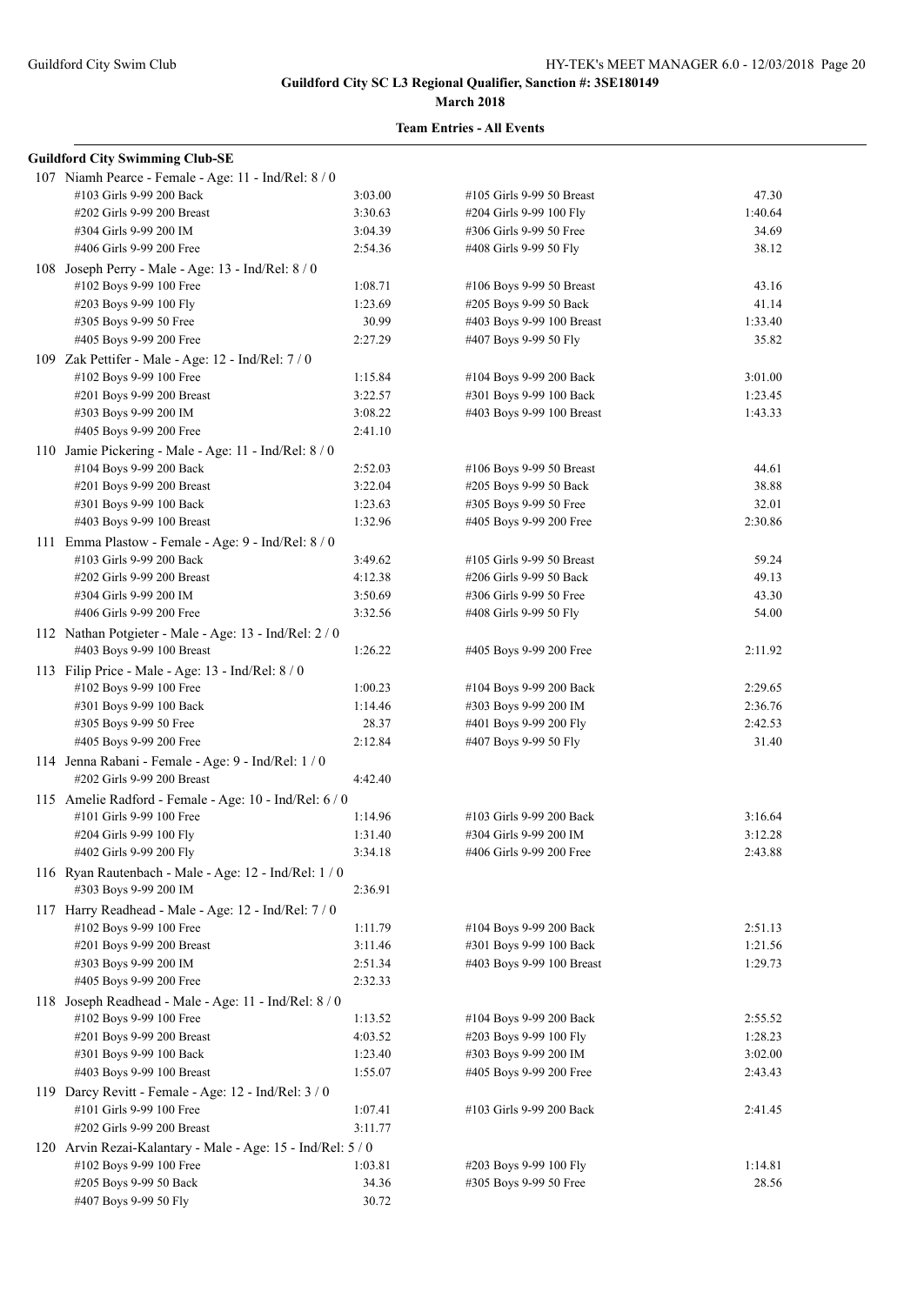**Guildford City SC L3 Regional Qualifier, Sanction #: 3SE180149**

**March 2018**

**Team Entries - All Events**

**Guildford City Swimming Club-SE**

107 Niamh Pearce - Female - Age: 11 - Ind/Rel: 8 / 0

| | | | |
|---|---|---|---|
| #103 Girls 9-99 200 Back | 3:03.00 | #105 Girls 9-99 50 Breast | 47.30 |
| #202 Girls 9-99 200 Breast | 3:30.63 | #204 Girls 9-99 100 Fly | 1:40.64 |
| #304 Girls 9-99 200 IM | 3:04.39 | #306 Girls 9-99 50 Free | 34.69 |
| #406 Girls 9-99 200 Free | 2:54.36 | #408 Girls 9-99 50 Fly | 38.12 |

108 Joseph Perry - Male - Age: 13 - Ind/Rel: 8 / 0

| | | | |
|---|---|---|---|
| #102 Boys 9-99 100 Free | 1:08.71 | #106 Boys 9-99 50 Breast | 43.16 |
| #203 Boys 9-99 100 Fly | 1:23.69 | #205 Boys 9-99 50 Back | 41.14 |
| #305 Boys 9-99 50 Free | 30.99 | #403 Boys 9-99 100 Breast | 1:33.40 |
| #405 Boys 9-99 200 Free | 2:27.29 | #407 Boys 9-99 50 Fly | 35.82 |

109 Zak Pettifer - Male - Age: 12 - Ind/Rel: 7 / 0

| | | | |
|---|---|---|---|
| #102 Boys 9-99 100 Free | 1:15.84 | #104 Boys 9-99 200 Back | 3:01.00 |
| #201 Boys 9-99 200 Breast | 3:22.57 | #301 Boys 9-99 100 Back | 1:23.45 |
| #303 Boys 9-99 200 IM | 3:08.22 | #403 Boys 9-99 100 Breast | 1:43.33 |
| #405 Boys 9-99 200 Free | 2:41.10 | | |

110 Jamie Pickering - Male - Age: 11 - Ind/Rel: 8 / 0

| | | | |
|---|---|---|---|
| #104 Boys 9-99 200 Back | 2:52.03 | #106 Boys 9-99 50 Breast | 44.61 |
| #201 Boys 9-99 200 Breast | 3:22.04 | #205 Boys 9-99 50 Back | 38.88 |
| #301 Boys 9-99 100 Back | 1:23.63 | #305 Boys 9-99 50 Free | 32.01 |
| #403 Boys 9-99 100 Breast | 1:32.96 | #405 Boys 9-99 200 Free | 2:30.86 |

111 Emma Plastow - Female - Age: 9 - Ind/Rel: 8 / 0

| | | | |
|---|---|---|---|
| #103 Girls 9-99 200 Back | 3:49.62 | #105 Girls 9-99 50 Breast | 59.24 |
| #202 Girls 9-99 200 Breast | 4:12.38 | #206 Girls 9-99 50 Back | 49.13 |
| #304 Girls 9-99 200 IM | 3:50.69 | #306 Girls 9-99 50 Free | 43.30 |
| #406 Girls 9-99 200 Free | 3:32.56 | #408 Girls 9-99 50 Fly | 54.00 |

112 Nathan Potgieter - Male - Age: 13 - Ind/Rel: 2 / 0

| | | | |
|---|---|---|---|
| #403 Boys 9-99 100 Breast | 1:26.22 | #405 Boys 9-99 200 Free | 2:11.92 |

113 Filip Price - Male - Age: 13 - Ind/Rel: 8 / 0

| | | | |
|---|---|---|---|
| #102 Boys 9-99 100 Free | 1:00.23 | #104 Boys 9-99 200 Back | 2:29.65 |
| #301 Boys 9-99 100 Back | 1:14.46 | #303 Boys 9-99 200 IM | 2:36.76 |
| #305 Boys 9-99 50 Free | 28.37 | #401 Boys 9-99 200 Fly | 2:42.53 |
| #405 Boys 9-99 200 Free | 2:12.84 | #407 Boys 9-99 50 Fly | 31.40 |

114 Jenna Rabani - Female - Age: 9 - Ind/Rel: 1 / 0

| | | | |
|---|---|---|---|
| #202 Girls 9-99 200 Breast | 4:42.40 | | |

115 Amelie Radford - Female - Age: 10 - Ind/Rel: 6 / 0

| | | | |
|---|---|---|---|
| #101 Girls 9-99 100 Free | 1:14.96 | #103 Girls 9-99 200 Back | 3:16.64 |
| #204 Girls 9-99 100 Fly | 1:31.40 | #304 Girls 9-99 200 IM | 3:12.28 |
| #402 Girls 9-99 200 Fly | 3:34.18 | #406 Girls 9-99 200 Free | 2:43.88 |

116 Ryan Rautenbach - Male - Age: 12 - Ind/Rel: 1 / 0

| | | | |
|---|---|---|---|
| #303 Boys 9-99 200 IM | 2:36.91 | | |

117 Harry Readhead - Male - Age: 12 - Ind/Rel: 7 / 0

| | | | |
|---|---|---|---|
| #102 Boys 9-99 100 Free | 1:11.79 | #104 Boys 9-99 200 Back | 2:51.13 |
| #201 Boys 9-99 200 Breast | 3:11.46 | #301 Boys 9-99 100 Back | 1:21.56 |
| #303 Boys 9-99 200 IM | 2:51.34 | #403 Boys 9-99 100 Breast | 1:29.73 |
| #405 Boys 9-99 200 Free | 2:32.33 | | |

118 Joseph Readhead - Male - Age: 11 - Ind/Rel: 8 / 0

| | | | |
|---|---|---|---|
| #102 Boys 9-99 100 Free | 1:13.52 | #104 Boys 9-99 200 Back | 2:55.52 |
| #201 Boys 9-99 200 Breast | 4:03.52 | #203 Boys 9-99 100 Fly | 1:28.23 |
| #301 Boys 9-99 100 Back | 1:23.40 | #303 Boys 9-99 200 IM | 3:02.00 |
| #403 Boys 9-99 100 Breast | 1:55.07 | #405 Boys 9-99 200 Free | 2:43.43 |

119 Darcy Revitt - Female - Age: 12 - Ind/Rel: 3 / 0

| | | | |
|---|---|---|---|
| #101 Girls 9-99 100 Free | 1:07.41 | #103 Girls 9-99 200 Back | 2:41.45 |
| #202 Girls 9-99 200 Breast | 3:11.77 | | |

120 Arvin Rezai-Kalantary - Male - Age: 15 - Ind/Rel: 5 / 0

| | | | |
|---|---|---|---|
| #102 Boys 9-99 100 Free | 1:03.81 | #203 Boys 9-99 100 Fly | 1:14.81 |
| #205 Boys 9-99 50 Back | 34.36 | #305 Boys 9-99 50 Free | 28.56 |
| #407 Boys 9-99 50 Fly | 30.72 | | |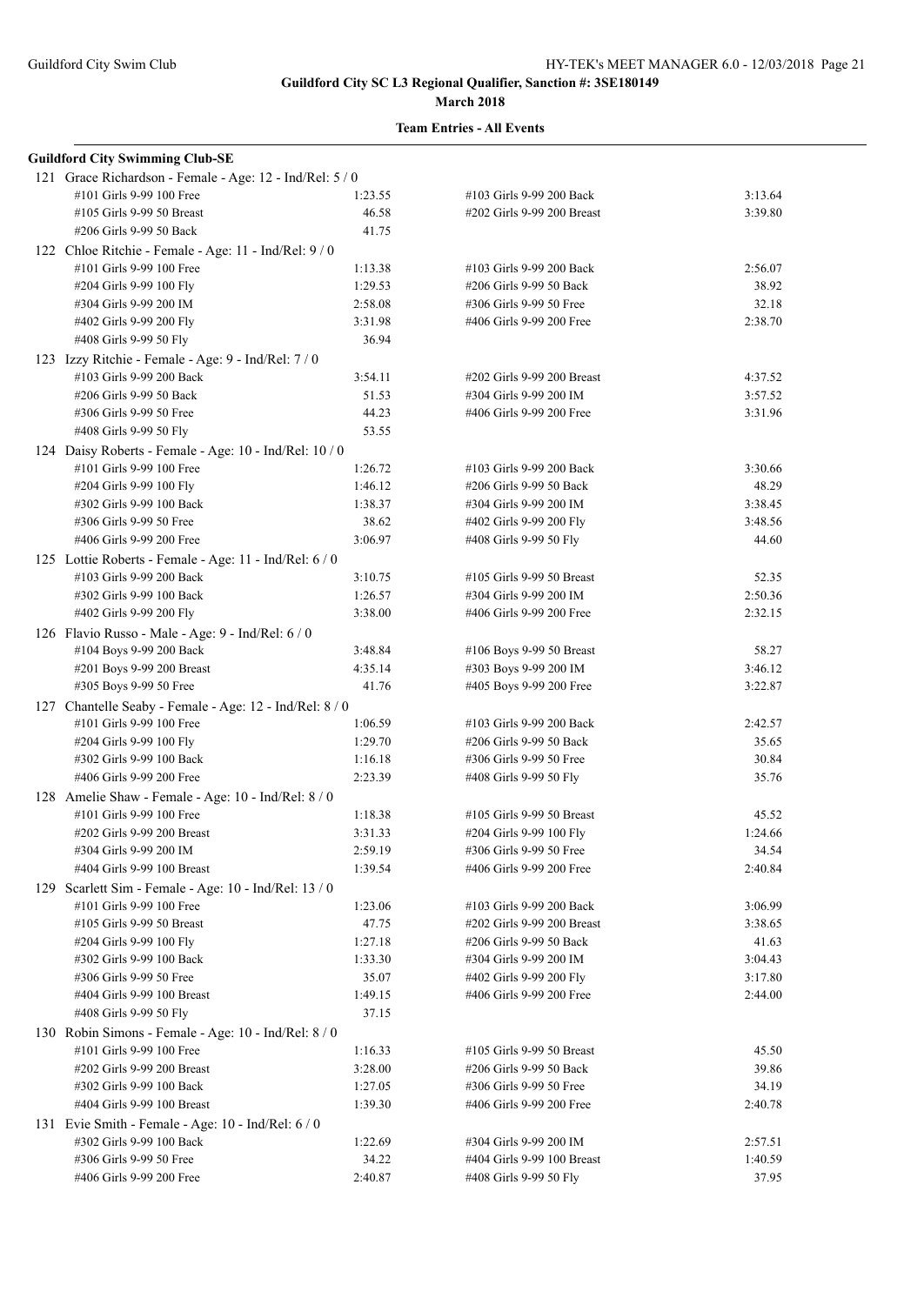Guildford City SC L3 Regional Qualifier, Sanction #: 3SE180149

March 2018

Team Entries - All Events

**Guildford City Swimming Club-SE**

121 Grace Richardson - Female - Age: 12 - Ind/Rel: 5 / 0

| Event | Time | Event | Time |
|---|---|---|---|
| #101 Girls 9-99 100 Free | 1:23.55 | #103 Girls 9-99 200 Back | 3:13.64 |
| #105 Girls 9-99 50 Breast | 46.58 | #202 Girls 9-99 200 Breast | 3:39.80 |
| #206 Girls 9-99 50 Back | 41.75 | | |

122 Chloe Ritchie - Female - Age: 11 - Ind/Rel: 9 / 0

| Event | Time | Event | Time |
|---|---|---|---|
| #101 Girls 9-99 100 Free | 1:13.38 | #103 Girls 9-99 200 Back | 2:56.07 |
| #204 Girls 9-99 100 Fly | 1:29.53 | #206 Girls 9-99 50 Back | 38.92 |
| #304 Girls 9-99 200 IM | 2:58.08 | #306 Girls 9-99 50 Free | 32.18 |
| #402 Girls 9-99 200 Fly | 3:31.98 | #406 Girls 9-99 200 Free | 2:38.70 |
| #408 Girls 9-99 50 Fly | 36.94 | | |

123 Izzy Ritchie - Female - Age: 9 - Ind/Rel: 7 / 0

| Event | Time | Event | Time |
|---|---|---|---|
| #103 Girls 9-99 200 Back | 3:54.11 | #202 Girls 9-99 200 Breast | 4:37.52 |
| #206 Girls 9-99 50 Back | 51.53 | #304 Girls 9-99 200 IM | 3:57.52 |
| #306 Girls 9-99 50 Free | 44.23 | #406 Girls 9-99 200 Free | 3:31.96 |
| #408 Girls 9-99 50 Fly | 53.55 | | |

124 Daisy Roberts - Female - Age: 10 - Ind/Rel: 10 / 0

| Event | Time | Event | Time |
|---|---|---|---|
| #101 Girls 9-99 100 Free | 1:26.72 | #103 Girls 9-99 200 Back | 3:30.66 |
| #204 Girls 9-99 100 Fly | 1:46.12 | #206 Girls 9-99 50 Back | 48.29 |
| #302 Girls 9-99 100 Back | 1:38.37 | #304 Girls 9-99 200 IM | 3:38.45 |
| #306 Girls 9-99 50 Free | 38.62 | #402 Girls 9-99 200 Fly | 3:48.56 |
| #406 Girls 9-99 200 Free | 3:06.97 | #408 Girls 9-99 50 Fly | 44.60 |

125 Lottie Roberts - Female - Age: 11 - Ind/Rel: 6 / 0

| Event | Time | Event | Time |
|---|---|---|---|
| #103 Girls 9-99 200 Back | 3:10.75 | #105 Girls 9-99 50 Breast | 52.35 |
| #302 Girls 9-99 100 Back | 1:26.57 | #304 Girls 9-99 200 IM | 2:50.36 |
| #402 Girls 9-99 200 Fly | 3:38.00 | #406 Girls 9-99 200 Free | 2:32.15 |

126 Flavio Russo - Male - Age: 9 - Ind/Rel: 6 / 0

| Event | Time | Event | Time |
|---|---|---|---|
| #104 Boys 9-99 200 Back | 3:48.84 | #106 Boys 9-99 50 Breast | 58.27 |
| #201 Boys 9-99 200 Breast | 4:35.14 | #303 Boys 9-99 200 IM | 3:46.12 |
| #305 Boys 9-99 50 Free | 41.76 | #405 Boys 9-99 200 Free | 3:22.87 |

127 Chantelle Seaby - Female - Age: 12 - Ind/Rel: 8 / 0

| Event | Time | Event | Time |
|---|---|---|---|
| #101 Girls 9-99 100 Free | 1:06.59 | #103 Girls 9-99 200 Back | 2:42.57 |
| #204 Girls 9-99 100 Fly | 1:29.70 | #206 Girls 9-99 50 Back | 35.65 |
| #302 Girls 9-99 100 Back | 1:16.18 | #306 Girls 9-99 50 Free | 30.84 |
| #406 Girls 9-99 200 Free | 2:23.39 | #408 Girls 9-99 50 Fly | 35.76 |

128 Amelie Shaw - Female - Age: 10 - Ind/Rel: 8 / 0

| Event | Time | Event | Time |
|---|---|---|---|
| #101 Girls 9-99 100 Free | 1:18.38 | #105 Girls 9-99 50 Breast | 45.52 |
| #202 Girls 9-99 200 Breast | 3:31.33 | #204 Girls 9-99 100 Fly | 1:24.66 |
| #304 Girls 9-99 200 IM | 2:59.19 | #306 Girls 9-99 50 Free | 34.54 |
| #404 Girls 9-99 100 Breast | 1:39.54 | #406 Girls 9-99 200 Free | 2:40.84 |

129 Scarlett Sim - Female - Age: 10 - Ind/Rel: 13 / 0

| Event | Time | Event | Time |
|---|---|---|---|
| #101 Girls 9-99 100 Free | 1:23.06 | #103 Girls 9-99 200 Back | 3:06.99 |
| #105 Girls 9-99 50 Breast | 47.75 | #202 Girls 9-99 200 Breast | 3:38.65 |
| #204 Girls 9-99 100 Fly | 1:27.18 | #206 Girls 9-99 50 Back | 41.63 |
| #302 Girls 9-99 100 Back | 1:33.30 | #304 Girls 9-99 200 IM | 3:04.43 |
| #306 Girls 9-99 50 Free | 35.07 | #402 Girls 9-99 200 Fly | 3:17.80 |
| #404 Girls 9-99 100 Breast | 1:49.15 | #406 Girls 9-99 200 Free | 2:44.00 |
| #408 Girls 9-99 50 Fly | 37.15 | | |

130 Robin Simons - Female - Age: 10 - Ind/Rel: 8 / 0

| Event | Time | Event | Time |
|---|---|---|---|
| #101 Girls 9-99 100 Free | 1:16.33 | #105 Girls 9-99 50 Breast | 45.50 |
| #202 Girls 9-99 200 Breast | 3:28.00 | #206 Girls 9-99 50 Back | 39.86 |
| #302 Girls 9-99 100 Back | 1:27.05 | #306 Girls 9-99 50 Free | 34.19 |
| #404 Girls 9-99 100 Breast | 1:39.30 | #406 Girls 9-99 200 Free | 2:40.78 |

131 Evie Smith - Female - Age: 10 - Ind/Rel: 6 / 0

| Event | Time | Event | Time |
|---|---|---|---|
| #302 Girls 9-99 100 Back | 1:22.69 | #304 Girls 9-99 200 IM | 2:57.51 |
| #306 Girls 9-99 50 Free | 34.22 | #404 Girls 9-99 100 Breast | 1:40.59 |
| #406 Girls 9-99 200 Free | 2:40.87 | #408 Girls 9-99 50 Fly | 37.95 |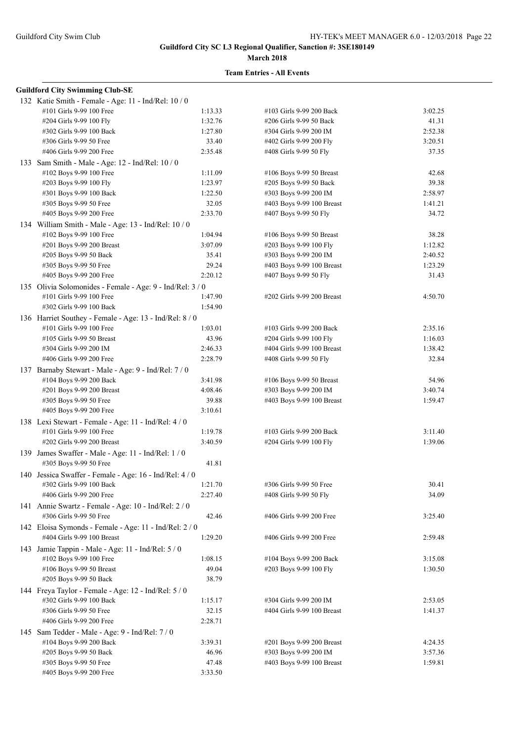**Guildford City SC L3 Regional Qualifier, Sanction #: 3SE180149**

**March 2018**

**Team Entries - All Events**

**Guildford City Swimming Club-SE**

132 Katie Smith - Female - Age: 11 - Ind/Rel: 10 / 0

| | | | |
|---|---|---|---|
| #101 Girls 9-99 100 Free | 1:13.33 | #103 Girls 9-99 200 Back | 3:02.25 |
| #204 Girls 9-99 100 Fly | 1:32.76 | #206 Girls 9-99 50 Back | 41.31 |
| #302 Girls 9-99 100 Back | 1:27.80 | #304 Girls 9-99 200 IM | 2:52.38 |
| #306 Girls 9-99 50 Free | 33.40 | #402 Girls 9-99 200 Fly | 3:20.51 |
| #406 Girls 9-99 200 Free | 2:35.48 | #408 Girls 9-99 50 Fly | 37.35 |

133 Sam Smith - Male - Age: 12 - Ind/Rel: 10 / 0

| | | | |
|---|---|---|---|
| #102 Boys 9-99 100 Free | 1:11.09 | #106 Boys 9-99 50 Breast | 42.68 |
| #203 Boys 9-99 100 Fly | 1:23.97 | #205 Boys 9-99 50 Back | 39.38 |
| #301 Boys 9-99 100 Back | 1:22.50 | #303 Boys 9-99 200 IM | 2:58.97 |
| #305 Boys 9-99 50 Free | 32.05 | #403 Boys 9-99 100 Breast | 1:41.21 |
| #405 Boys 9-99 200 Free | 2:33.70 | #407 Boys 9-99 50 Fly | 34.72 |

134 William Smith - Male - Age: 13 - Ind/Rel: 10 / 0

| | | | |
|---|---|---|---|
| #102 Boys 9-99 100 Free | 1:04.94 | #106 Boys 9-99 50 Breast | 38.28 |
| #201 Boys 9-99 200 Breast | 3:07.09 | #203 Boys 9-99 100 Fly | 1:12.82 |
| #205 Boys 9-99 50 Back | 35.41 | #303 Boys 9-99 200 IM | 2:40.52 |
| #305 Boys 9-99 50 Free | 29.24 | #403 Boys 9-99 100 Breast | 1:23.29 |
| #405 Boys 9-99 200 Free | 2:20.12 | #407 Boys 9-99 50 Fly | 31.43 |

135 Olivia Solomonides - Female - Age: 9 - Ind/Rel: 3 / 0

| | | | |
|---|---|---|---|
| #101 Girls 9-99 100 Free | 1:47.90 | #202 Girls 9-99 200 Breast | 4:50.70 |
| #302 Girls 9-99 100 Back | 1:54.90 | | |

136 Harriet Southey - Female - Age: 13 - Ind/Rel: 8 / 0

| | | | |
|---|---|---|---|
| #101 Girls 9-99 100 Free | 1:03.01 | #103 Girls 9-99 200 Back | 2:35.16 |
| #105 Girls 9-99 50 Breast | 43.96 | #204 Girls 9-99 100 Fly | 1:16.03 |
| #304 Girls 9-99 200 IM | 2:46.33 | #404 Girls 9-99 100 Breast | 1:38.42 |
| #406 Girls 9-99 200 Free | 2:28.79 | #408 Girls 9-99 50 Fly | 32.84 |

137 Barnaby Stewart - Male - Age: 9 - Ind/Rel: 7 / 0

| | | | |
|---|---|---|---|
| #104 Boys 9-99 200 Back | 3:41.98 | #106 Boys 9-99 50 Breast | 54.96 |
| #201 Boys 9-99 200 Breast | 4:08.46 | #303 Boys 9-99 200 IM | 3:40.74 |
| #305 Boys 9-99 50 Free | 39.88 | #403 Boys 9-99 100 Breast | 1:59.47 |
| #405 Boys 9-99 200 Free | 3:10.61 | | |

138 Lexi Stewart - Female - Age: 11 - Ind/Rel: 4 / 0

| | | | |
|---|---|---|---|
| #101 Girls 9-99 100 Free | 1:19.78 | #103 Girls 9-99 200 Back | 3:11.40 |
| #202 Girls 9-99 200 Breast | 3:40.59 | #204 Girls 9-99 100 Fly | 1:39.06 |

139 James Swaffer - Male - Age: 11 - Ind/Rel: 1 / 0

| | | | |
|---|---|---|---|
| #305 Boys 9-99 50 Free | 41.81 | | |

140 Jessica Swaffer - Female - Age: 16 - Ind/Rel: 4 / 0

| | | | |
|---|---|---|---|
| #302 Girls 9-99 100 Back | 1:21.70 | #306 Girls 9-99 50 Free | 30.41 |
| #406 Girls 9-99 200 Free | 2:27.40 | #408 Girls 9-99 50 Fly | 34.09 |

141 Annie Swartz - Female - Age: 10 - Ind/Rel: 2 / 0

| | | | |
|---|---|---|---|
| #306 Girls 9-99 50 Free | 42.46 | #406 Girls 9-99 200 Free | 3:25.40 |

142 Eloisa Symonds - Female - Age: 11 - Ind/Rel: 2 / 0

| | | | |
|---|---|---|---|
| #404 Girls 9-99 100 Breast | 1:29.20 | #406 Girls 9-99 200 Free | 2:59.48 |

143 Jamie Tappin - Male - Age: 11 - Ind/Rel: 5 / 0

| | | | |
|---|---|---|---|
| #102 Boys 9-99 100 Free | 1:08.15 | #104 Boys 9-99 200 Back | 3:15.08 |
| #106 Boys 9-99 50 Breast | 49.04 | #203 Boys 9-99 100 Fly | 1:30.50 |
| #205 Boys 9-99 50 Back | 38.79 | | |

144 Freya Taylor - Female - Age: 12 - Ind/Rel: 5 / 0

| | | | |
|---|---|---|---|
| #302 Girls 9-99 100 Back | 1:15.17 | #304 Girls 9-99 200 IM | 2:53.05 |
| #306 Girls 9-99 50 Free | 32.15 | #404 Girls 9-99 100 Breast | 1:41.37 |
| #406 Girls 9-99 200 Free | 2:28.71 | | |

145 Sam Tedder - Male - Age: 9 - Ind/Rel: 7 / 0

| | | | |
|---|---|---|---|
| #104 Boys 9-99 200 Back | 3:39.31 | #201 Boys 9-99 200 Breast | 4:24.35 |
| #205 Boys 9-99 50 Back | 46.96 | #303 Boys 9-99 200 IM | 3:57.36 |
| #305 Boys 9-99 50 Free | 47.48 | #403 Boys 9-99 100 Breast | 1:59.81 |
| #405 Boys 9-99 200 Free | 3:33.50 | | |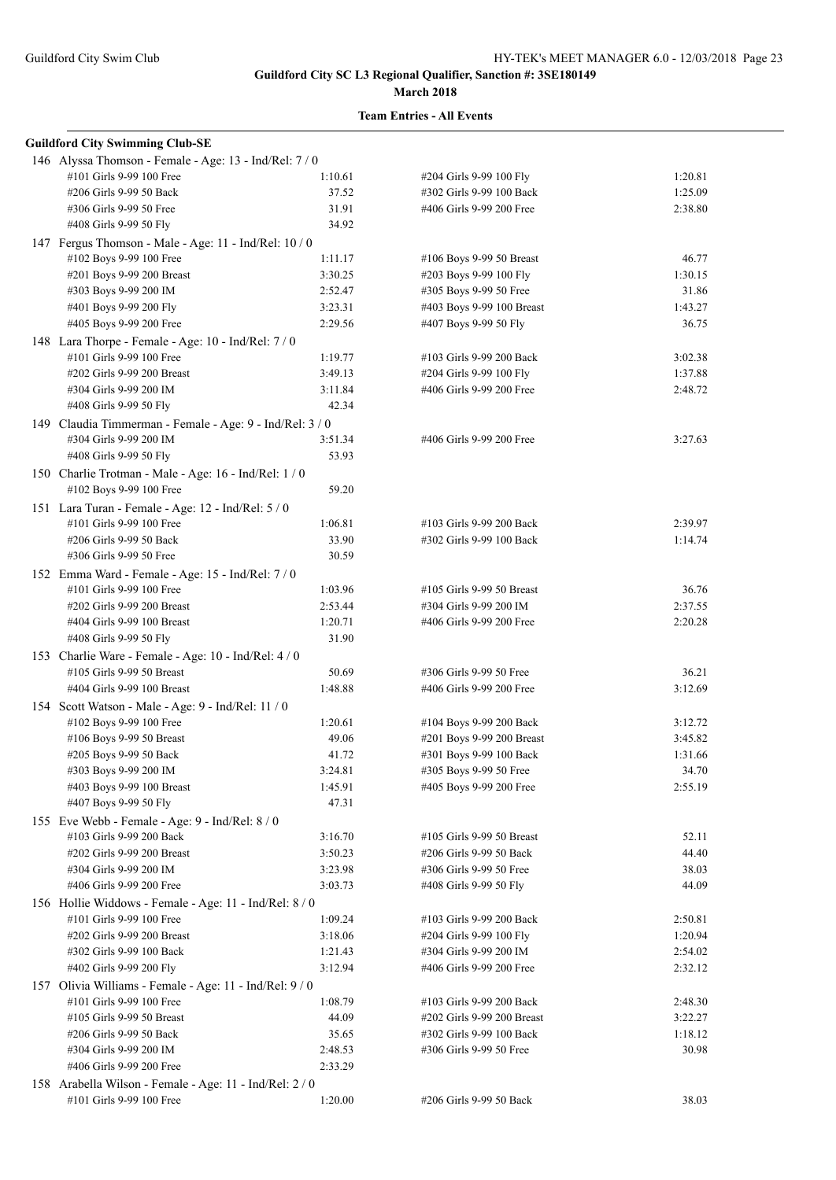**Guildford City SC L3 Regional Qualifier, Sanction #: 3SE180149**

**March 2018**

**Team Entries - All Events**

**Guildford City Swimming Club-SE**

146 Alyssa Thomson - Female - Age: 13 - Ind/Rel: 7 / 0

| Event | Time | Event | Time |
|---|---|---|---|
| #101 Girls 9-99 100 Free | 1:10.61 | #204 Girls 9-99 100 Fly | 1:20.81 |
| #206 Girls 9-99 50 Back | 37.52 | #302 Girls 9-99 100 Back | 1:25.09 |
| #306 Girls 9-99 50 Free | 31.91 | #406 Girls 9-99 200 Free | 2:38.80 |
| #408 Girls 9-99 50 Fly | 34.92 | | |

147 Fergus Thomson - Male - Age: 11 - Ind/Rel: 10 / 0

| Event | Time | Event | Time |
|---|---|---|---|
| #102 Boys 9-99 100 Free | 1:11.17 | #106 Boys 9-99 50 Breast | 46.77 |
| #201 Boys 9-99 200 Breast | 3:30.25 | #203 Boys 9-99 100 Fly | 1:30.15 |
| #303 Boys 9-99 200 IM | 2:52.47 | #305 Boys 9-99 50 Free | 31.86 |
| #401 Boys 9-99 200 Fly | 3:23.31 | #403 Boys 9-99 100 Breast | 1:43.27 |
| #405 Boys 9-99 200 Free | 2:29.56 | #407 Boys 9-99 50 Fly | 36.75 |

148 Lara Thorpe - Female - Age: 10 - Ind/Rel: 7 / 0

| Event | Time | Event | Time |
|---|---|---|---|
| #101 Girls 9-99 100 Free | 1:19.77 | #103 Girls 9-99 200 Back | 3:02.38 |
| #202 Girls 9-99 200 Breast | 3:49.13 | #204 Girls 9-99 100 Fly | 1:37.88 |
| #304 Girls 9-99 200 IM | 3:11.84 | #406 Girls 9-99 200 Free | 2:48.72 |
| #408 Girls 9-99 50 Fly | 42.34 | | |

149 Claudia Timmerman - Female - Age: 9 - Ind/Rel: 3 / 0

| Event | Time | Event | Time |
|---|---|---|---|
| #304 Girls 9-99 200 IM | 3:51.34 | #406 Girls 9-99 200 Free | 3:27.63 |
| #408 Girls 9-99 50 Fly | 53.93 | | |

150 Charlie Trotman - Male - Age: 16 - Ind/Rel: 1 / 0

| Event | Time | Event | Time |
|---|---|---|---|
| #102 Boys 9-99 100 Free | 59.20 | | |

151 Lara Turan - Female - Age: 12 - Ind/Rel: 5 / 0

| Event | Time | Event | Time |
|---|---|---|---|
| #101 Girls 9-99 100 Free | 1:06.81 | #103 Girls 9-99 200 Back | 2:39.97 |
| #206 Girls 9-99 50 Back | 33.90 | #302 Girls 9-99 100 Back | 1:14.74 |
| #306 Girls 9-99 50 Free | 30.59 | | |

152 Emma Ward - Female - Age: 15 - Ind/Rel: 7 / 0

| Event | Time | Event | Time |
|---|---|---|---|
| #101 Girls 9-99 100 Free | 1:03.96 | #105 Girls 9-99 50 Breast | 36.76 |
| #202 Girls 9-99 200 Breast | 2:53.44 | #304 Girls 9-99 200 IM | 2:37.55 |
| #404 Girls 9-99 100 Breast | 1:20.71 | #406 Girls 9-99 200 Free | 2:20.28 |
| #408 Girls 9-99 50 Fly | 31.90 | | |

153 Charlie Ware - Female - Age: 10 - Ind/Rel: 4 / 0

| Event | Time | Event | Time |
|---|---|---|---|
| #105 Girls 9-99 50 Breast | 50.69 | #306 Girls 9-99 50 Free | 36.21 |
| #404 Girls 9-99 100 Breast | 1:48.88 | #406 Girls 9-99 200 Free | 3:12.69 |

154 Scott Watson - Male - Age: 9 - Ind/Rel: 11 / 0

| Event | Time | Event | Time |
|---|---|---|---|
| #102 Boys 9-99 100 Free | 1:20.61 | #104 Boys 9-99 200 Back | 3:12.72 |
| #106 Boys 9-99 50 Breast | 49.06 | #201 Boys 9-99 200 Breast | 3:45.82 |
| #205 Boys 9-99 50 Back | 41.72 | #301 Boys 9-99 100 Back | 1:31.66 |
| #303 Boys 9-99 200 IM | 3:24.81 | #305 Boys 9-99 50 Free | 34.70 |
| #403 Boys 9-99 100 Breast | 1:45.91 | #405 Boys 9-99 200 Free | 2:55.19 |
| #407 Boys 9-99 50 Fly | 47.31 | | |

155 Eve Webb - Female - Age: 9 - Ind/Rel: 8 / 0

| Event | Time | Event | Time |
|---|---|---|---|
| #103 Girls 9-99 200 Back | 3:16.70 | #105 Girls 9-99 50 Breast | 52.11 |
| #202 Girls 9-99 200 Breast | 3:50.23 | #206 Girls 9-99 50 Back | 44.40 |
| #304 Girls 9-99 200 IM | 3:23.98 | #306 Girls 9-99 50 Free | 38.03 |
| #406 Girls 9-99 200 Free | 3:03.73 | #408 Girls 9-99 50 Fly | 44.09 |

156 Hollie Widdows - Female - Age: 11 - Ind/Rel: 8 / 0

| Event | Time | Event | Time |
|---|---|---|---|
| #101 Girls 9-99 100 Free | 1:09.24 | #103 Girls 9-99 200 Back | 2:50.81 |
| #202 Girls 9-99 200 Breast | 3:18.06 | #204 Girls 9-99 100 Fly | 1:20.94 |
| #302 Girls 9-99 100 Back | 1:21.43 | #304 Girls 9-99 200 IM | 2:54.02 |
| #402 Girls 9-99 200 Fly | 3:12.94 | #406 Girls 9-99 200 Free | 2:32.12 |

157 Olivia Williams - Female - Age: 11 - Ind/Rel: 9 / 0

| Event | Time | Event | Time |
|---|---|---|---|
| #101 Girls 9-99 100 Free | 1:08.79 | #103 Girls 9-99 200 Back | 2:48.30 |
| #105 Girls 9-99 50 Breast | 44.09 | #202 Girls 9-99 200 Breast | 3:22.27 |
| #206 Girls 9-99 50 Back | 35.65 | #302 Girls 9-99 100 Back | 1:18.12 |
| #304 Girls 9-99 200 IM | 2:48.53 | #306 Girls 9-99 50 Free | 30.98 |
| #406 Girls 9-99 200 Free | 2:33.29 | | |

158 Arabella Wilson - Female - Age: 11 - Ind/Rel: 2 / 0

| Event | Time | Event | Time |
|---|---|---|---|
| #101 Girls 9-99 100 Free | 1:20.00 | #206 Girls 9-99 50 Back | 38.03 |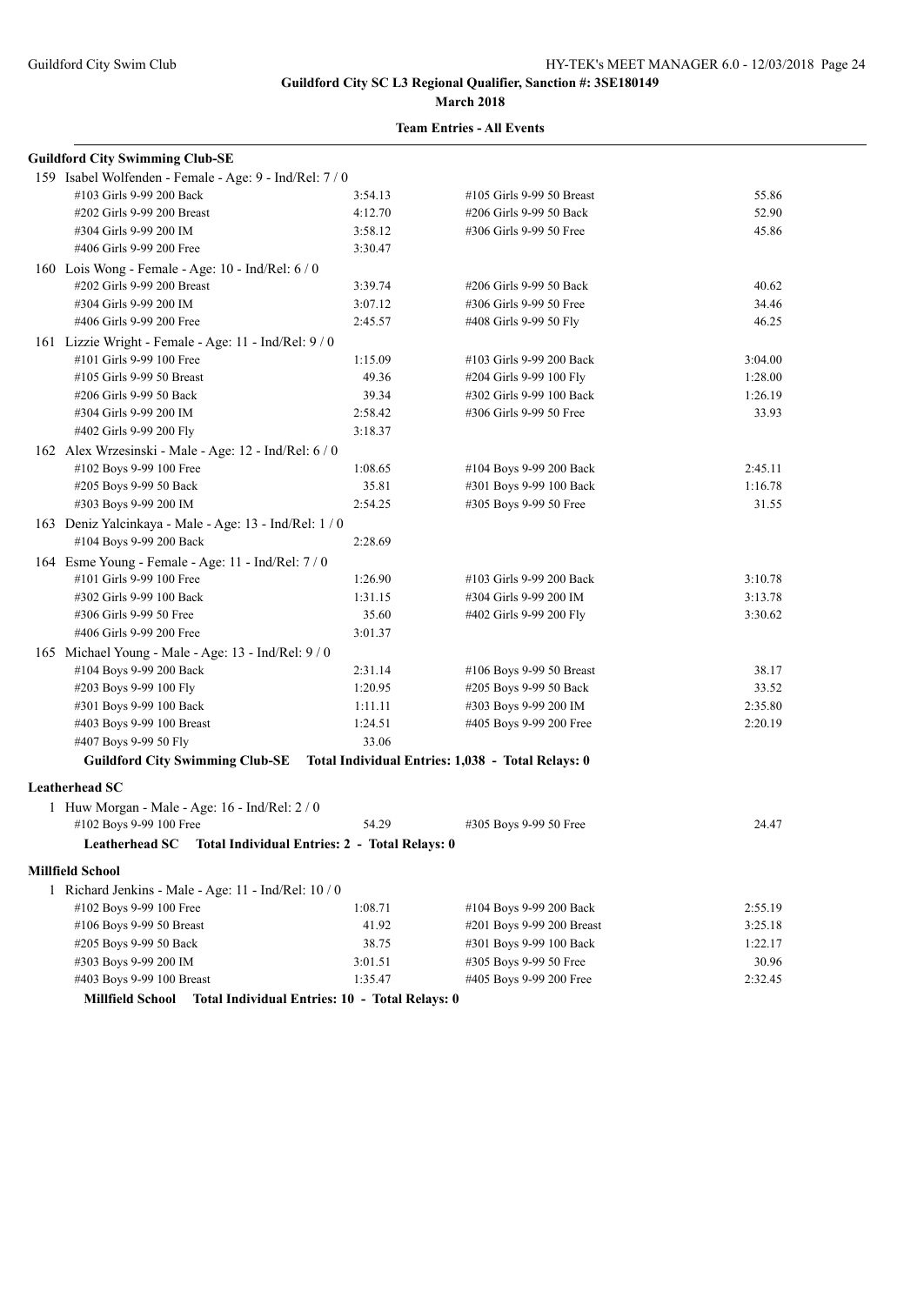**Guildford City SC L3 Regional Qualifier, Sanction #: 3SE180149**

**March 2018**

**Team Entries - All Events**

**Guildford City Swimming Club-SE**

159 Isabel Wolfenden - Female - Age: 9 - Ind/Rel: 7 / 0

| | | | |
|---|---|---|---|
| #103 Girls 9-99 200 Back | 3:54.13 | #105 Girls 9-99 50 Breast | 55.86 |
| #202 Girls 9-99 200 Breast | 4:12.70 | #206 Girls 9-99 50 Back | 52.90 |
| #304 Girls 9-99 200 IM | 3:58.12 | #306 Girls 9-99 50 Free | 45.86 |
| #406 Girls 9-99 200 Free | 3:30.47 | | |

160 Lois Wong - Female - Age: 10 - Ind/Rel: 6 / 0

| | | | |
|---|---|---|---|
| #202 Girls 9-99 200 Breast | 3:39.74 | #206 Girls 9-99 50 Back | 40.62 |
| #304 Girls 9-99 200 IM | 3:07.12 | #306 Girls 9-99 50 Free | 34.46 |
| #406 Girls 9-99 200 Free | 2:45.57 | #408 Girls 9-99 50 Fly | 46.25 |

161 Lizzie Wright - Female - Age: 11 - Ind/Rel: 9 / 0

| | | | |
|---|---|---|---|
| #101 Girls 9-99 100 Free | 1:15.09 | #103 Girls 9-99 200 Back | 3:04.00 |
| #105 Girls 9-99 50 Breast | 49.36 | #204 Girls 9-99 100 Fly | 1:28.00 |
| #206 Girls 9-99 50 Back | 39.34 | #302 Girls 9-99 100 Back | 1:26.19 |
| #304 Girls 9-99 200 IM | 2:58.42 | #306 Girls 9-99 50 Free | 33.93 |
| #402 Girls 9-99 200 Fly | 3:18.37 | | |

162 Alex Wrzesinski - Male - Age: 12 - Ind/Rel: 6 / 0

| | | | |
|---|---|---|---|
| #102 Boys 9-99 100 Free | 1:08.65 | #104 Boys 9-99 200 Back | 2:45.11 |
| #205 Boys 9-99 50 Back | 35.81 | #301 Boys 9-99 100 Back | 1:16.78 |
| #303 Boys 9-99 200 IM | 2:54.25 | #305 Boys 9-99 50 Free | 31.55 |

163 Deniz Yalcinkaya - Male - Age: 13 - Ind/Rel: 1 / 0

| | | | |
|---|---|---|---|
| #104 Boys 9-99 200 Back | 2:28.69 | | |

164 Esme Young - Female - Age: 11 - Ind/Rel: 7 / 0

| | | | |
|---|---|---|---|
| #101 Girls 9-99 100 Free | 1:26.90 | #103 Girls 9-99 200 Back | 3:10.78 |
| #302 Girls 9-99 100 Back | 1:31.15 | #304 Girls 9-99 200 IM | 3:13.78 |
| #306 Girls 9-99 50 Free | 35.60 | #402 Girls 9-99 200 Fly | 3:30.62 |
| #406 Girls 9-99 200 Free | 3:01.37 | | |

165 Michael Young - Male - Age: 13 - Ind/Rel: 9 / 0

| | | | |
|---|---|---|---|
| #104 Boys 9-99 200 Back | 2:31.14 | #106 Boys 9-99 50 Breast | 38.17 |
| #203 Boys 9-99 100 Fly | 1:20.95 | #205 Boys 9-99 50 Back | 33.52 |
| #301 Boys 9-99 100 Back | 1:11.11 | #303 Boys 9-99 200 IM | 2:35.80 |
| #403 Boys 9-99 100 Breast | 1:24.51 | #405 Boys 9-99 200 Free | 2:20.19 |
| #407 Boys 9-99 50 Fly | 33.06 | | |

**Guildford City Swimming Club-SE Total Individual Entries: 1,038 - Total Relays: 0**

**Leatherhead SC**

1 Huw Morgan - Male - Age: 16 - Ind/Rel: 2 / 0

| | | | |
|---|---|---|---|
| #102 Boys 9-99 100 Free | 54.29 | #305 Boys 9-99 50 Free | 24.47 |

**Leatherhead SC Total Individual Entries: 2 - Total Relays: 0**

**Millfield School**

1 Richard Jenkins - Male - Age: 11 - Ind/Rel: 10 / 0

| | | | |
|---|---|---|---|
| #102 Boys 9-99 100 Free | 1:08.71 | #104 Boys 9-99 200 Back | 2:55.19 |
| #106 Boys 9-99 50 Breast | 41.92 | #201 Boys 9-99 200 Breast | 3:25.18 |
| #205 Boys 9-99 50 Back | 38.75 | #301 Boys 9-99 100 Back | 1:22.17 |
| #303 Boys 9-99 200 IM | 3:01.51 | #305 Boys 9-99 50 Free | 30.96 |
| #403 Boys 9-99 100 Breast | 1:35.47 | #405 Boys 9-99 200 Free | 2:32.45 |

**Millfield School Total Individual Entries: 10 - Total Relays: 0**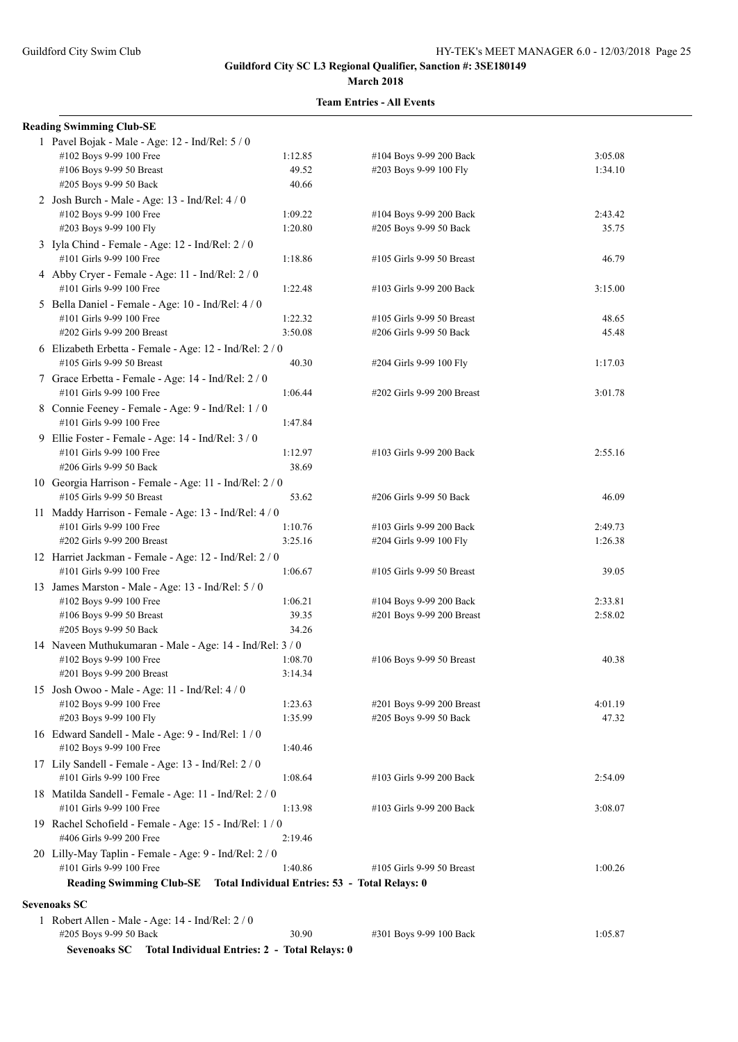**Guildford City SC L3 Regional Qualifier, Sanction #: 3SE180149**

**March 2018**

**Team Entries - All Events**

**Reading Swimming Club-SE**

1 Pavel Bojak - Male - Age: 12 - Ind/Rel: 5 / 0

| | | | |
|---|---|---|---|
| #102 Boys 9-99 100 Free | 1:12.85 | #104 Boys 9-99 200 Back | 3:05.08 |
| #106 Boys 9-99 50 Breast | 49.52 | #203 Boys 9-99 100 Fly | 1:34.10 |
| #205 Boys 9-99 50 Back | 40.66 | | |

2 Josh Burch - Male - Age: 13 - Ind/Rel: 4 / 0

| | | | |
|---|---|---|---|
| #102 Boys 9-99 100 Free | 1:09.22 | #104 Boys 9-99 200 Back | 2:43.42 |
| #203 Boys 9-99 100 Fly | 1:20.80 | #205 Boys 9-99 50 Back | 35.75 |

3 Iyla Chind - Female - Age: 12 - Ind/Rel: 2 / 0

| | | | |
|---|---|---|---|
| #101 Girls 9-99 100 Free | 1:18.86 | #105 Girls 9-99 50 Breast | 46.79 |

4 Abby Cryer - Female - Age: 11 - Ind/Rel: 2 / 0

| | | | |
|---|---|---|---|
| #101 Girls 9-99 100 Free | 1:22.48 | #103 Girls 9-99 200 Back | 3:15.00 |

5 Bella Daniel - Female - Age: 10 - Ind/Rel: 4 / 0

| | | | |
|---|---|---|---|
| #101 Girls 9-99 100 Free | 1:22.32 | #105 Girls 9-99 50 Breast | 48.65 |
| #202 Girls 9-99 200 Breast | 3:50.08 | #206 Girls 9-99 50 Back | 45.48 |

6 Elizabeth Erbetta - Female - Age: 12 - Ind/Rel: 2 / 0

| | | | |
|---|---|---|---|
| #105 Girls 9-99 50 Breast | 40.30 | #204 Girls 9-99 100 Fly | 1:17.03 |

7 Grace Erbetta - Female - Age: 14 - Ind/Rel: 2 / 0

| | | | |
|---|---|---|---|
| #101 Girls 9-99 100 Free | 1:06.44 | #202 Girls 9-99 200 Breast | 3:01.78 |

8 Connie Feeney - Female - Age: 9 - Ind/Rel: 1 / 0

| | | | |
|---|---|---|---|
| #101 Girls 9-99 100 Free | 1:47.84 | | |

9 Ellie Foster - Female - Age: 14 - Ind/Rel: 3 / 0

| | | | |
|---|---|---|---|
| #101 Girls 9-99 100 Free | 1:12.97 | #103 Girls 9-99 200 Back | 2:55.16 |
| #206 Girls 9-99 50 Back | 38.69 | | |

10 Georgia Harrison - Female - Age: 11 - Ind/Rel: 2 / 0

| | | | |
|---|---|---|---|
| #105 Girls 9-99 50 Breast | 53.62 | #206 Girls 9-99 50 Back | 46.09 |

11 Maddy Harrison - Female - Age: 13 - Ind/Rel: 4 / 0

| | | | |
|---|---|---|---|
| #101 Girls 9-99 100 Free | 1:10.76 | #103 Girls 9-99 200 Back | 2:49.73 |
| #202 Girls 9-99 200 Breast | 3:25.16 | #204 Girls 9-99 100 Fly | 1:26.38 |

12 Harriet Jackman - Female - Age: 12 - Ind/Rel: 2 / 0

| | | | |
|---|---|---|---|
| #101 Girls 9-99 100 Free | 1:06.67 | #105 Girls 9-99 50 Breast | 39.05 |

13 James Marston - Male - Age: 13 - Ind/Rel: 5 / 0

| | | | |
|---|---|---|---|
| #102 Boys 9-99 100 Free | 1:06.21 | #104 Boys 9-99 200 Back | 2:33.81 |
| #106 Boys 9-99 50 Breast | 39.35 | #201 Boys 9-99 200 Breast | 2:58.02 |
| #205 Boys 9-99 50 Back | 34.26 | | |

14 Naveen Muthukumaran - Male - Age: 14 - Ind/Rel: 3 / 0

| | | | |
|---|---|---|---|
| #102 Boys 9-99 100 Free | 1:08.70 | #106 Boys 9-99 50 Breast | 40.38 |
| #201 Boys 9-99 200 Breast | 3:14.34 | | |

15 Josh Owoo - Male - Age: 11 - Ind/Rel: 4 / 0

| | | | |
|---|---|---|---|
| #102 Boys 9-99 100 Free | 1:23.63 | #201 Boys 9-99 200 Breast | 4:01.19 |
| #203 Boys 9-99 100 Fly | 1:35.99 | #205 Boys 9-99 50 Back | 47.32 |

16 Edward Sandell - Male - Age: 9 - Ind/Rel: 1 / 0

| | | | |
|---|---|---|---|
| #102 Boys 9-99 100 Free | 1:40.46 | | |

17 Lily Sandell - Female - Age: 13 - Ind/Rel: 2 / 0

| | | | |
|---|---|---|---|
| #101 Girls 9-99 100 Free | 1:08.64 | #103 Girls 9-99 200 Back | 2:54.09 |

18 Matilda Sandell - Female - Age: 11 - Ind/Rel: 2 / 0

| | | | |
|---|---|---|---|
| #101 Girls 9-99 100 Free | 1:13.98 | #103 Girls 9-99 200 Back | 3:08.07 |

19 Rachel Schofield - Female - Age: 15 - Ind/Rel: 1 / 0

| | | | |
|---|---|---|---|
| #406 Girls 9-99 200 Free | 2:19.46 | | |

20 Lilly-May Taplin - Female - Age: 9 - Ind/Rel: 2 / 0

| | | | |
|---|---|---|---|
| #101 Girls 9-99 100 Free | 1:40.86 | #105 Girls 9-99 50 Breast | 1:00.26 |

**Reading Swimming Club-SE Total Individual Entries: 53 - Total Relays: 0**

**Sevenoaks SC**

1 Robert Allen - Male - Age: 14 - Ind/Rel: 2 / 0

| | | | |
|---|---|---|---|
| #205 Boys 9-99 50 Back | 30.90 | #301 Boys 9-99 100 Back | 1:05.87 |

**Sevenoaks SC Total Individual Entries: 2 - Total Relays: 0**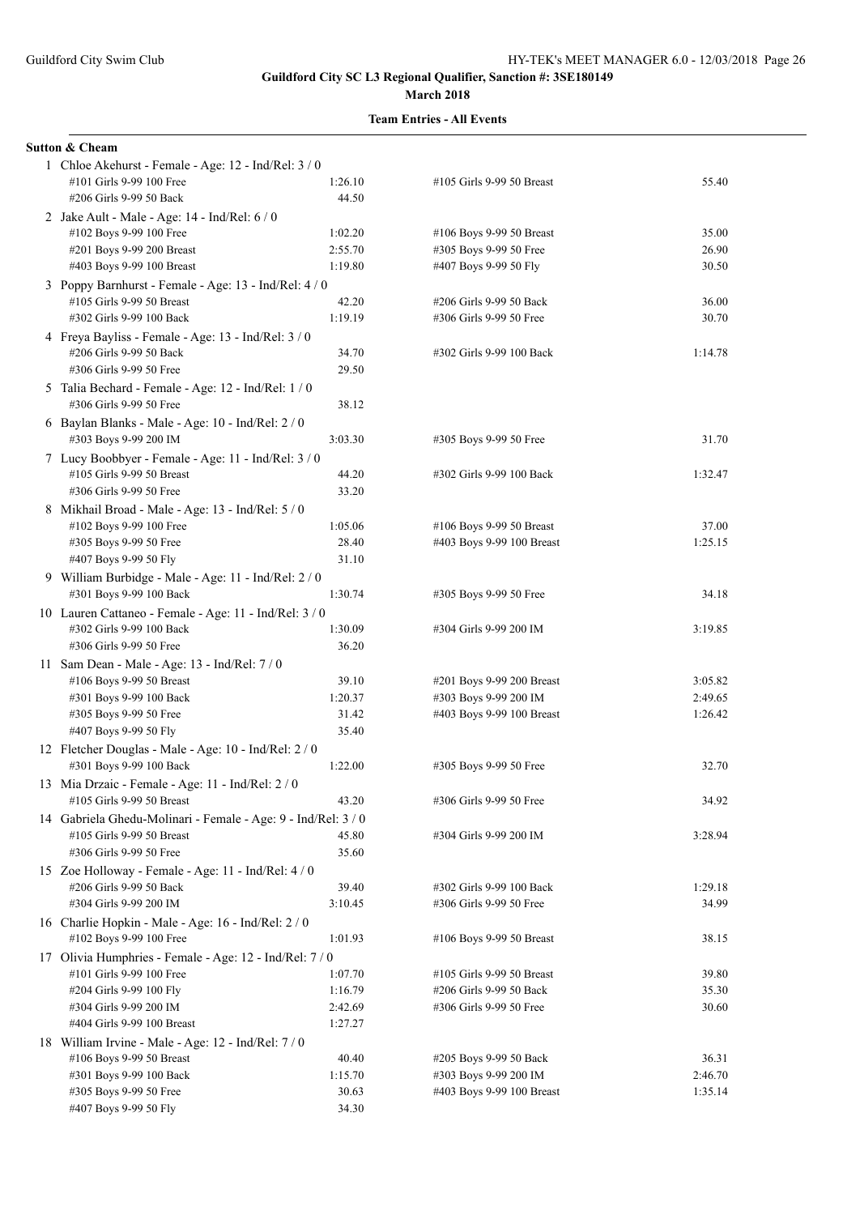**Guildford City SC L3 Regional Qualifier, Sanction #: 3SE180149**

**March 2018**

**Team Entries - All Events**

**Sutton & Cheam**

1 Chloe Akehurst - Female - Age: 12 - Ind/Rel: 3 / 0

| Event | Time | Event | Time |
|---|---|---|---|
| #101 Girls 9-99 100 Free | 1:26.10 | #105 Girls 9-99 50 Breast | 55.40 |
| #206 Girls 9-99 50 Back | 44.50 | | |

2 Jake Ault - Male - Age: 14 - Ind/Rel: 6 / 0

| Event | Time | Event | Time |
|---|---|---|---|
| #102 Boys 9-99 100 Free | 1:02.20 | #106 Boys 9-99 50 Breast | 35.00 |
| #201 Boys 9-99 200 Breast | 2:55.70 | #305 Boys 9-99 50 Free | 26.90 |
| #403 Boys 9-99 100 Breast | 1:19.80 | #407 Boys 9-99 50 Fly | 30.50 |

3 Poppy Barnhurst - Female - Age: 13 - Ind/Rel: 4 / 0

| Event | Time | Event | Time |
|---|---|---|---|
| #105 Girls 9-99 50 Breast | 42.20 | #206 Girls 9-99 50 Back | 36.00 |
| #302 Girls 9-99 100 Back | 1:19.19 | #306 Girls 9-99 50 Free | 30.70 |

4 Freya Bayliss - Female - Age: 13 - Ind/Rel: 3 / 0

| Event | Time | Event | Time |
|---|---|---|---|
| #206 Girls 9-99 50 Back | 34.70 | #302 Girls 9-99 100 Back | 1:14.78 |
| #306 Girls 9-99 50 Free | 29.50 | | |

5 Talia Bechard - Female - Age: 12 - Ind/Rel: 1 / 0

| Event | Time | Event | Time |
|---|---|---|---|
| #306 Girls 9-99 50 Free | 38.12 | | |

6 Baylan Blanks - Male - Age: 10 - Ind/Rel: 2 / 0

| Event | Time | Event | Time |
|---|---|---|---|
| #303 Boys 9-99 200 IM | 3:03.30 | #305 Boys 9-99 50 Free | 31.70 |

7 Lucy Boobbyer - Female - Age: 11 - Ind/Rel: 3 / 0

| Event | Time | Event | Time |
|---|---|---|---|
| #105 Girls 9-99 50 Breast | 44.20 | #302 Girls 9-99 100 Back | 1:32.47 |
| #306 Girls 9-99 50 Free | 33.20 | | |

8 Mikhail Broad - Male - Age: 13 - Ind/Rel: 5 / 0

| Event | Time | Event | Time |
|---|---|---|---|
| #102 Boys 9-99 100 Free | 1:05.06 | #106 Boys 9-99 50 Breast | 37.00 |
| #305 Boys 9-99 50 Free | 28.40 | #403 Boys 9-99 100 Breast | 1:25.15 |
| #407 Boys 9-99 50 Fly | 31.10 | | |

9 William Burbidge - Male - Age: 11 - Ind/Rel: 2 / 0

| Event | Time | Event | Time |
|---|---|---|---|
| #301 Boys 9-99 100 Back | 1:30.74 | #305 Boys 9-99 50 Free | 34.18 |

10 Lauren Cattaneo - Female - Age: 11 - Ind/Rel: 3 / 0

| Event | Time | Event | Time |
|---|---|---|---|
| #302 Girls 9-99 100 Back | 1:30.09 | #304 Girls 9-99 200 IM | 3:19.85 |
| #306 Girls 9-99 50 Free | 36.20 | | |

11 Sam Dean - Male - Age: 13 - Ind/Rel: 7 / 0

| Event | Time | Event | Time |
|---|---|---|---|
| #106 Boys 9-99 50 Breast | 39.10 | #201 Boys 9-99 200 Breast | 3:05.82 |
| #301 Boys 9-99 100 Back | 1:20.37 | #303 Boys 9-99 200 IM | 2:49.65 |
| #305 Boys 9-99 50 Free | 31.42 | #403 Boys 9-99 100 Breast | 1:26.42 |
| #407 Boys 9-99 50 Fly | 35.40 | | |

12 Fletcher Douglas - Male - Age: 10 - Ind/Rel: 2 / 0

| Event | Time | Event | Time |
|---|---|---|---|
| #301 Boys 9-99 100 Back | 1:22.00 | #305 Boys 9-99 50 Free | 32.70 |

13 Mia Drzaic - Female - Age: 11 - Ind/Rel: 2 / 0

| Event | Time | Event | Time |
|---|---|---|---|
| #105 Girls 9-99 50 Breast | 43.20 | #306 Girls 9-99 50 Free | 34.92 |

14 Gabriela Ghedu-Molinari - Female - Age: 9 - Ind/Rel: 3 / 0

| Event | Time | Event | Time |
|---|---|---|---|
| #105 Girls 9-99 50 Breast | 45.80 | #304 Girls 9-99 200 IM | 3:28.94 |
| #306 Girls 9-99 50 Free | 35.60 | | |

15 Zoe Holloway - Female - Age: 11 - Ind/Rel: 4 / 0

| Event | Time | Event | Time |
|---|---|---|---|
| #206 Girls 9-99 50 Back | 39.40 | #302 Girls 9-99 100 Back | 1:29.18 |
| #304 Girls 9-99 200 IM | 3:10.45 | #306 Girls 9-99 50 Free | 34.99 |

16 Charlie Hopkin - Male - Age: 16 - Ind/Rel: 2 / 0

| Event | Time | Event | Time |
|---|---|---|---|
| #102 Boys 9-99 100 Free | 1:01.93 | #106 Boys 9-99 50 Breast | 38.15 |

17 Olivia Humphries - Female - Age: 12 - Ind/Rel: 7 / 0

| Event | Time | Event | Time |
|---|---|---|---|
| #101 Girls 9-99 100 Free | 1:07.70 | #105 Girls 9-99 50 Breast | 39.80 |
| #204 Girls 9-99 100 Fly | 1:16.79 | #206 Girls 9-99 50 Back | 35.30 |
| #304 Girls 9-99 200 IM | 2:42.69 | #306 Girls 9-99 50 Free | 30.60 |
| #404 Girls 9-99 100 Breast | 1:27.27 | | |

18 William Irvine - Male - Age: 12 - Ind/Rel: 7 / 0

| Event | Time | Event | Time |
|---|---|---|---|
| #106 Boys 9-99 50 Breast | 40.40 | #205 Boys 9-99 50 Back | 36.31 |
| #301 Boys 9-99 100 Back | 1:15.70 | #303 Boys 9-99 200 IM | 2:46.70 |
| #305 Boys 9-99 50 Free | 30.63 | #403 Boys 9-99 100 Breast | 1:35.14 |
| #407 Boys 9-99 50 Fly | 34.30 | | |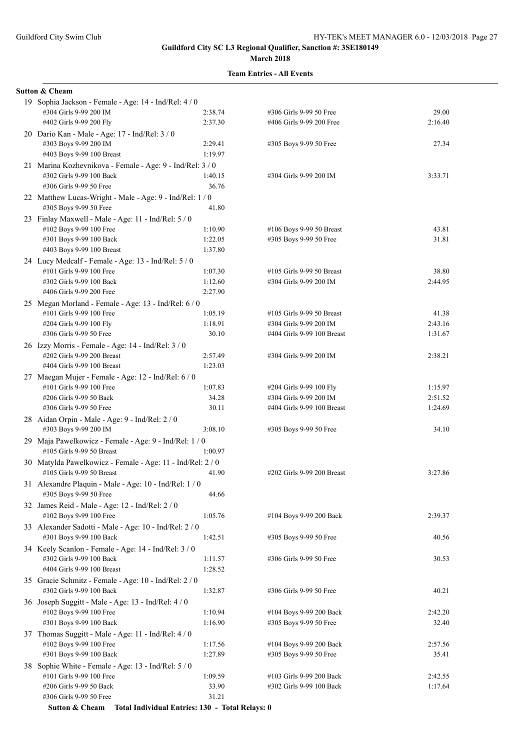**Guildford City SC L3 Regional Qualifier, Sanction #: 3SE180149**

**March 2018**

**Team Entries - All Events**

**Sutton & Cheam**

19 Sophia Jackson - Female - Age: 14 - Ind/Rel: 4 / 0

| Event | Time | Event | Time |
|---|---|---|---|
| #304 Girls 9-99 200 IM | 2:38.74 | #306 Girls 9-99 50 Free | 29.00 |
| #402 Girls 9-99 200 Fly | 2:37.30 | #406 Girls 9-99 200 Free | 2:16.40 |

20 Dario Kan - Male - Age: 17 - Ind/Rel: 3 / 0

| Event | Time | Event | Time |
|---|---|---|---|
| #303 Boys 9-99 200 IM | 2:29.41 | #305 Boys 9-99 50 Free | 27.34 |
| #403 Boys 9-99 100 Breast | 1:19.97 | | |

21 Marina Kozhevnikova - Female - Age: 9 - Ind/Rel: 3 / 0

| Event | Time | Event | Time |
|---|---|---|---|
| #302 Girls 9-99 100 Back | 1:40.15 | #304 Girls 9-99 200 IM | 3:33.71 |
| #306 Girls 9-99 50 Free | 36.76 | | |

22 Matthew Lucas-Wright - Male - Age: 9 - Ind/Rel: 1 / 0

| Event | Time | Event | Time |
|---|---|---|---|
| #305 Boys 9-99 50 Free | 41.80 | | |

23 Finlay Maxwell - Male - Age: 11 - Ind/Rel: 5 / 0

| Event | Time | Event | Time |
|---|---|---|---|
| #102 Boys 9-99 100 Free | 1:10.90 | #106 Boys 9-99 50 Breast | 43.81 |
| #301 Boys 9-99 100 Back | 1:22.05 | #305 Boys 9-99 50 Free | 31.81 |
| #403 Boys 9-99 100 Breast | 1:37.80 | | |

24 Lucy Medcalf - Female - Age: 13 - Ind/Rel: 5 / 0

| Event | Time | Event | Time |
|---|---|---|---|
| #101 Girls 9-99 100 Free | 1:07.30 | #105 Girls 9-99 50 Breast | 38.80 |
| #302 Girls 9-99 100 Back | 1:12.60 | #304 Girls 9-99 200 IM | 2:44.95 |
| #406 Girls 9-99 200 Free | 2:27.90 | | |

25 Megan Morland - Female - Age: 13 - Ind/Rel: 6 / 0

| Event | Time | Event | Time |
|---|---|---|---|
| #101 Girls 9-99 100 Free | 1:05.19 | #105 Girls 9-99 50 Breast | 41.38 |
| #204 Girls 9-99 100 Fly | 1:18.91 | #304 Girls 9-99 200 IM | 2:43.16 |
| #306 Girls 9-99 50 Free | 30.10 | #404 Girls 9-99 100 Breast | 1:31.67 |

26 Izzy Morris - Female - Age: 14 - Ind/Rel: 3 / 0

| Event | Time | Event | Time |
|---|---|---|---|
| #202 Girls 9-99 200 Breast | 2:57.49 | #304 Girls 9-99 200 IM | 2:38.21 |
| #404 Girls 9-99 100 Breast | 1:23.03 | | |

27 Maegan Mujer - Female - Age: 12 - Ind/Rel: 6 / 0

| Event | Time | Event | Time |
|---|---|---|---|
| #101 Girls 9-99 100 Free | 1:07.83 | #204 Girls 9-99 100 Fly | 1:15.97 |
| #206 Girls 9-99 50 Back | 34.28 | #304 Girls 9-99 200 IM | 2:51.52 |
| #306 Girls 9-99 50 Free | 30.11 | #404 Girls 9-99 100 Breast | 1:24.69 |

28 Aidan Orpin - Male - Age: 9 - Ind/Rel: 2 / 0

| Event | Time | Event | Time |
|---|---|---|---|
| #303 Boys 9-99 200 IM | 3:08.10 | #305 Boys 9-99 50 Free | 34.10 |

29 Maja Pawelkowicz - Female - Age: 9 - Ind/Rel: 1 / 0

| Event | Time | Event | Time |
|---|---|---|---|
| #105 Girls 9-99 50 Breast | 1:00.97 | | |

30 Matylda Pawelkowicz - Female - Age: 11 - Ind/Rel: 2 / 0

| Event | Time | Event | Time |
|---|---|---|---|
| #105 Girls 9-99 50 Breast | 41.90 | #202 Girls 9-99 200 Breast | 3:27.86 |

31 Alexandre Plaquin - Male - Age: 10 - Ind/Rel: 1 / 0

| Event | Time | Event | Time |
|---|---|---|---|
| #305 Boys 9-99 50 Free | 44.66 | | |

32 James Reid - Male - Age: 12 - Ind/Rel: 2 / 0

| Event | Time | Event | Time |
|---|---|---|---|
| #102 Boys 9-99 100 Free | 1:05.76 | #104 Boys 9-99 200 Back | 2:39.37 |

33 Alexander Sadotti - Male - Age: 10 - Ind/Rel: 2 / 0

| Event | Time | Event | Time |
|---|---|---|---|
| #301 Boys 9-99 100 Back | 1:42.51 | #305 Boys 9-99 50 Free | 40.56 |

34 Keely Scanlon - Female - Age: 14 - Ind/Rel: 3 / 0

| Event | Time | Event | Time |
|---|---|---|---|
| #302 Girls 9-99 100 Back | 1:11.57 | #306 Girls 9-99 50 Free | 30.53 |
| #404 Girls 9-99 100 Breast | 1:28.52 | | |

35 Gracie Schmitz - Female - Age: 10 - Ind/Rel: 2 / 0

| Event | Time | Event | Time |
|---|---|---|---|
| #302 Girls 9-99 100 Back | 1:32.87 | #306 Girls 9-99 50 Free | 40.21 |

36 Joseph Suggitt - Male - Age: 13 - Ind/Rel: 4 / 0

| Event | Time | Event | Time |
|---|---|---|---|
| #102 Boys 9-99 100 Free | 1:10.94 | #104 Boys 9-99 200 Back | 2:42.20 |
| #301 Boys 9-99 100 Back | 1:16.90 | #305 Boys 9-99 50 Free | 32.40 |

37 Thomas Suggitt - Male - Age: 11 - Ind/Rel: 4 / 0

| Event | Time | Event | Time |
|---|---|---|---|
| #102 Boys 9-99 100 Free | 1:17.56 | #104 Boys 9-99 200 Back | 2:57.56 |
| #301 Boys 9-99 100 Back | 1:27.89 | #305 Boys 9-99 50 Free | 35.41 |

38 Sophie White - Female - Age: 13 - Ind/Rel: 5 / 0

| Event | Time | Event | Time |
|---|---|---|---|
| #101 Girls 9-99 100 Free | 1:09.59 | #103 Girls 9-99 200 Back | 2:42.55 |
| #206 Girls 9-99 50 Back | 33.90 | #302 Girls 9-99 100 Back | 1:17.64 |
| #306 Girls 9-99 50 Free | 31.21 | | |

**Sutton & Cheam Total Individual Entries: 130 - Total Relays: 0**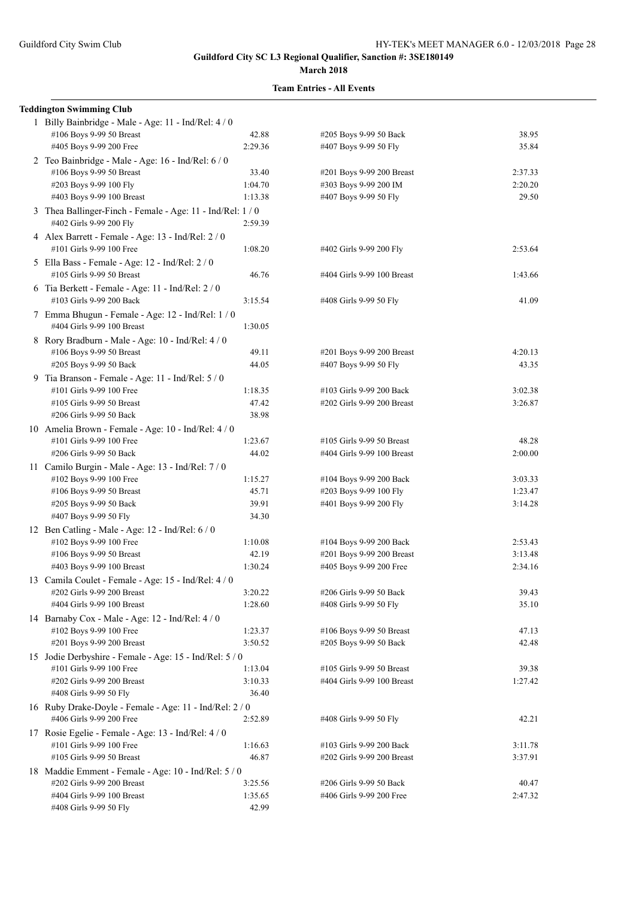**Guildford City SC L3 Regional Qualifier, Sanction #: 3SE180149**

**March 2018**

**Team Entries - All Events**

**Teddington Swimming Club**

1 Billy Bainbridge - Male - Age: 11 - Ind/Rel: 4 / 0

| | | | |
|---|---|---|---|
| #106 Boys 9-99 50 Breast | 42.88 | #205 Boys 9-99 50 Back | 38.95 |
| #405 Boys 9-99 200 Free | 2:29.36 | #407 Boys 9-99 50 Fly | 35.84 |

2 Teo Bainbridge - Male - Age: 16 - Ind/Rel: 6 / 0

| | | | |
|---|---|---|---|
| #106 Boys 9-99 50 Breast | 33.40 | #201 Boys 9-99 200 Breast | 2:37.33 |
| #203 Boys 9-99 100 Fly | 1:04.70 | #303 Boys 9-99 200 IM | 2:20.20 |
| #403 Boys 9-99 100 Breast | 1:13.38 | #407 Boys 9-99 50 Fly | 29.50 |

3 Thea Ballinger-Finch - Female - Age: 11 - Ind/Rel: 1 / 0

| | | | |
|---|---|---|---|
| #402 Girls 9-99 200 Fly | 2:59.39 | | |

4 Alex Barrett - Female - Age: 13 - Ind/Rel: 2 / 0

| | | | |
|---|---|---|---|
| #101 Girls 9-99 100 Free | 1:08.20 | #402 Girls 9-99 200 Fly | 2:53.64 |

5 Ella Bass - Female - Age: 12 - Ind/Rel: 2 / 0

| | | | |
|---|---|---|---|
| #105 Girls 9-99 50 Breast | 46.76 | #404 Girls 9-99 100 Breast | 1:43.66 |

6 Tia Berkett - Female - Age: 11 - Ind/Rel: 2 / 0

| | | | |
|---|---|---|---|
| #103 Girls 9-99 200 Back | 3:15.54 | #408 Girls 9-99 50 Fly | 41.09 |

7 Emma Bhugun - Female - Age: 12 - Ind/Rel: 1 / 0

| | | | |
|---|---|---|---|
| #404 Girls 9-99 100 Breast | 1:30.05 | | |

8 Rory Bradburn - Male - Age: 10 - Ind/Rel: 4 / 0

| | | | |
|---|---|---|---|
| #106 Boys 9-99 50 Breast | 49.11 | #201 Boys 9-99 200 Breast | 4:20.13 |
| #205 Boys 9-99 50 Back | 44.05 | #407 Boys 9-99 50 Fly | 43.35 |

9 Tia Branson - Female - Age: 11 - Ind/Rel: 5 / 0

| | | | |
|---|---|---|---|
| #101 Girls 9-99 100 Free | 1:18.35 | #103 Girls 9-99 200 Back | 3:02.38 |
| #105 Girls 9-99 50 Breast | 47.42 | #202 Girls 9-99 200 Breast | 3:26.87 |
| #206 Girls 9-99 50 Back | 38.98 | | |

10 Amelia Brown - Female - Age: 10 - Ind/Rel: 4 / 0

| | | | |
|---|---|---|---|
| #101 Girls 9-99 100 Free | 1:23.67 | #105 Girls 9-99 50 Breast | 48.28 |
| #206 Girls 9-99 50 Back | 44.02 | #404 Girls 9-99 100 Breast | 2:00.00 |

11 Camilo Burgin - Male - Age: 13 - Ind/Rel: 7 / 0

| | | | |
|---|---|---|---|
| #102 Boys 9-99 100 Free | 1:15.27 | #104 Boys 9-99 200 Back | 3:03.33 |
| #106 Boys 9-99 50 Breast | 45.71 | #203 Boys 9-99 100 Fly | 1:23.47 |
| #205 Boys 9-99 50 Back | 39.91 | #401 Boys 9-99 200 Fly | 3:14.28 |
| #407 Boys 9-99 50 Fly | 34.30 | | |

12 Ben Catling - Male - Age: 12 - Ind/Rel: 6 / 0

| | | | |
|---|---|---|---|
| #102 Boys 9-99 100 Free | 1:10.08 | #104 Boys 9-99 200 Back | 2:53.43 |
| #106 Boys 9-99 50 Breast | 42.19 | #201 Boys 9-99 200 Breast | 3:13.48 |
| #403 Boys 9-99 100 Breast | 1:30.24 | #405 Boys 9-99 200 Free | 2:34.16 |

13 Camila Coulet - Female - Age: 15 - Ind/Rel: 4 / 0

| | | | |
|---|---|---|---|
| #202 Girls 9-99 200 Breast | 3:20.22 | #206 Girls 9-99 50 Back | 39.43 |
| #404 Girls 9-99 100 Breast | 1:28.60 | #408 Girls 9-99 50 Fly | 35.10 |

14 Barnaby Cox - Male - Age: 12 - Ind/Rel: 4 / 0

| | | | |
|---|---|---|---|
| #102 Boys 9-99 100 Free | 1:23.37 | #106 Boys 9-99 50 Breast | 47.13 |
| #201 Boys 9-99 200 Breast | 3:50.52 | #205 Boys 9-99 50 Back | 42.48 |

15 Jodie Derbyshire - Female - Age: 15 - Ind/Rel: 5 / 0

| | | | |
|---|---|---|---|
| #101 Girls 9-99 100 Free | 1:13.04 | #105 Girls 9-99 50 Breast | 39.38 |
| #202 Girls 9-99 200 Breast | 3:10.33 | #404 Girls 9-99 100 Breast | 1:27.42 |
| #408 Girls 9-99 50 Fly | 36.40 | | |

16 Ruby Drake-Doyle - Female - Age: 11 - Ind/Rel: 2 / 0

| | | | |
|---|---|---|---|
| #406 Girls 9-99 200 Free | 2:52.89 | #408 Girls 9-99 50 Fly | 42.21 |

17 Rosie Egelie - Female - Age: 13 - Ind/Rel: 4 / 0

| | | | |
|---|---|---|---|
| #101 Girls 9-99 100 Free | 1:16.63 | #103 Girls 9-99 200 Back | 3:11.78 |
| #105 Girls 9-99 50 Breast | 46.87 | #202 Girls 9-99 200 Breast | 3:37.91 |

18 Maddie Emment - Female - Age: 10 - Ind/Rel: 5 / 0

| | | | |
|---|---|---|---|
| #202 Girls 9-99 200 Breast | 3:25.56 | #206 Girls 9-99 50 Back | 40.47 |
| #404 Girls 9-99 100 Breast | 1:35.65 | #406 Girls 9-99 200 Free | 2:47.32 |
| #408 Girls 9-99 50 Fly | 42.99 | | |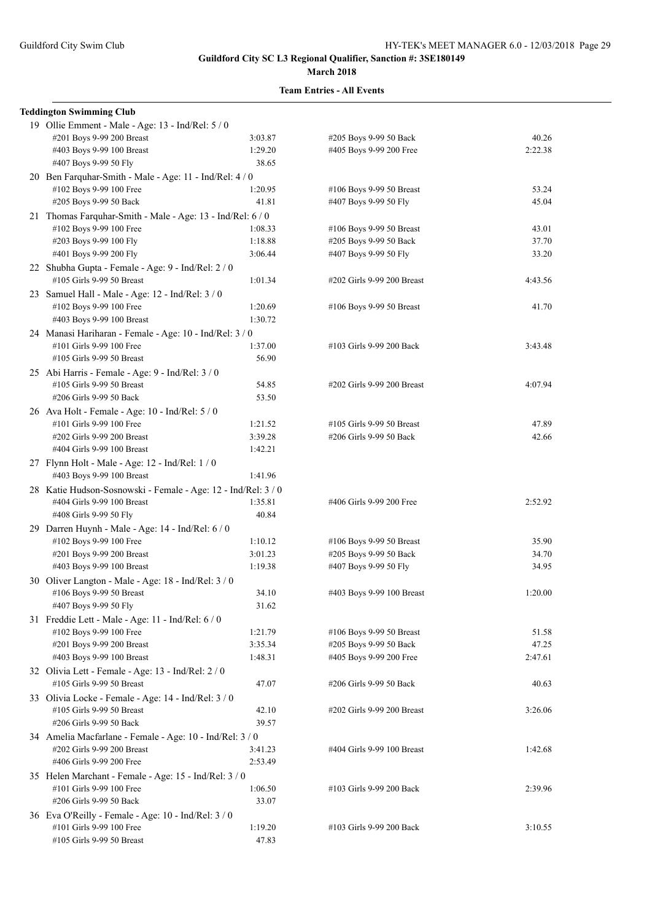**Guildford City SC L3 Regional Qualifier, Sanction #: 3SE180149**

**March 2018**

**Team Entries - All Events**

**Teddington Swimming Club**

19 Ollie Emment - Male - Age: 13 - Ind/Rel: 5 / 0

| | | | |
|---|---|---|---|
| #201 Boys 9-99 200 Breast | 3:03.87 | #205 Boys 9-99 50 Back | 40.26 |
| #403 Boys 9-99 100 Breast | 1:29.20 | #405 Boys 9-99 200 Free | 2:22.38 |
| #407 Boys 9-99 50 Fly | 38.65 | | |

20 Ben Farquhar-Smith - Male - Age: 11 - Ind/Rel: 4 / 0

| | | | |
|---|---|---|---|
| #102 Boys 9-99 100 Free | 1:20.95 | #106 Boys 9-99 50 Breast | 53.24 |
| #205 Boys 9-99 50 Back | 41.81 | #407 Boys 9-99 50 Fly | 45.04 |

21 Thomas Farquhar-Smith - Male - Age: 13 - Ind/Rel: 6 / 0

| | | | |
|---|---|---|---|
| #102 Boys 9-99 100 Free | 1:08.33 | #106 Boys 9-99 50 Breast | 43.01 |
| #203 Boys 9-99 100 Fly | 1:18.88 | #205 Boys 9-99 50 Back | 37.70 |
| #401 Boys 9-99 200 Fly | 3:06.44 | #407 Boys 9-99 50 Fly | 33.20 |

22 Shubha Gupta - Female - Age: 9 - Ind/Rel: 2 / 0

| | | | |
|---|---|---|---|
| #105 Girls 9-99 50 Breast | 1:01.34 | #202 Girls 9-99 200 Breast | 4:43.56 |

23 Samuel Hall - Male - Age: 12 - Ind/Rel: 3 / 0

| | | | |
|---|---|---|---|
| #102 Boys 9-99 100 Free | 1:20.69 | #106 Boys 9-99 50 Breast | 41.70 |
| #403 Boys 9-99 100 Breast | 1:30.72 | | |

24 Manasi Hariharan - Female - Age: 10 - Ind/Rel: 3 / 0

| | | | |
|---|---|---|---|
| #101 Girls 9-99 100 Free | 1:37.00 | #103 Girls 9-99 200 Back | 3:43.48 |
| #105 Girls 9-99 50 Breast | 56.90 | | |

25 Abi Harris - Female - Age: 9 - Ind/Rel: 3 / 0

| | | | |
|---|---|---|---|
| #105 Girls 9-99 50 Breast | 54.85 | #202 Girls 9-99 200 Breast | 4:07.94 |
| #206 Girls 9-99 50 Back | 53.50 | | |

26 Ava Holt - Female - Age: 10 - Ind/Rel: 5 / 0

| | | | |
|---|---|---|---|
| #101 Girls 9-99 100 Free | 1:21.52 | #105 Girls 9-99 50 Breast | 47.89 |
| #202 Girls 9-99 200 Breast | 3:39.28 | #206 Girls 9-99 50 Back | 42.66 |
| #404 Girls 9-99 100 Breast | 1:42.21 | | |

27 Flynn Holt - Male - Age: 12 - Ind/Rel: 1 / 0

| | | | |
|---|---|---|---|
| #403 Boys 9-99 100 Breast | 1:41.96 | | |

28 Katie Hudson-Sosnowski - Female - Age: 12 - Ind/Rel: 3 / 0

| | | | |
|---|---|---|---|
| #404 Girls 9-99 100 Breast | 1:35.81 | #406 Girls 9-99 200 Free | 2:52.92 |
| #408 Girls 9-99 50 Fly | 40.84 | | |

29 Darren Huynh - Male - Age: 14 - Ind/Rel: 6 / 0

| | | | |
|---|---|---|---|
| #102 Boys 9-99 100 Free | 1:10.12 | #106 Boys 9-99 50 Breast | 35.90 |
| #201 Boys 9-99 200 Breast | 3:01.23 | #205 Boys 9-99 50 Back | 34.70 |
| #403 Boys 9-99 100 Breast | 1:19.38 | #407 Boys 9-99 50 Fly | 34.95 |

30 Oliver Langton - Male - Age: 18 - Ind/Rel: 3 / 0

| | | | |
|---|---|---|---|
| #106 Boys 9-99 50 Breast | 34.10 | #403 Boys 9-99 100 Breast | 1:20.00 |
| #407 Boys 9-99 50 Fly | 31.62 | | |

31 Freddie Lett - Male - Age: 11 - Ind/Rel: 6 / 0

| | | | |
|---|---|---|---|
| #102 Boys 9-99 100 Free | 1:21.79 | #106 Boys 9-99 50 Breast | 51.58 |
| #201 Boys 9-99 200 Breast | 3:35.34 | #205 Boys 9-99 50 Back | 47.25 |
| #403 Boys 9-99 100 Breast | 1:48.31 | #405 Boys 9-99 200 Free | 2:47.61 |

32 Olivia Lett - Female - Age: 13 - Ind/Rel: 2 / 0

| | | | |
|---|---|---|---|
| #105 Girls 9-99 50 Breast | 47.07 | #206 Girls 9-99 50 Back | 40.63 |

33 Olivia Locke - Female - Age: 14 - Ind/Rel: 3 / 0

| | | | |
|---|---|---|---|
| #105 Girls 9-99 50 Breast | 42.10 | #202 Girls 9-99 200 Breast | 3:26.06 |
| #206 Girls 9-99 50 Back | 39.57 | | |

34 Amelia Macfarlane - Female - Age: 10 - Ind/Rel: 3 / 0

| | | | |
|---|---|---|---|
| #202 Girls 9-99 200 Breast | 3:41.23 | #404 Girls 9-99 100 Breast | 1:42.68 |
| #406 Girls 9-99 200 Free | 2:53.49 | | |

35 Helen Marchant - Female - Age: 15 - Ind/Rel: 3 / 0

| | | | |
|---|---|---|---|
| #101 Girls 9-99 100 Free | 1:06.50 | #103 Girls 9-99 200 Back | 2:39.96 |
| #206 Girls 9-99 50 Back | 33.07 | | |

36 Eva O'Reilly - Female - Age: 10 - Ind/Rel: 3 / 0

| | | | |
|---|---|---|---|
| #101 Girls 9-99 100 Free | 1:19.20 | #103 Girls 9-99 200 Back | 3:10.55 |
| #105 Girls 9-99 50 Breast | 47.83 | | |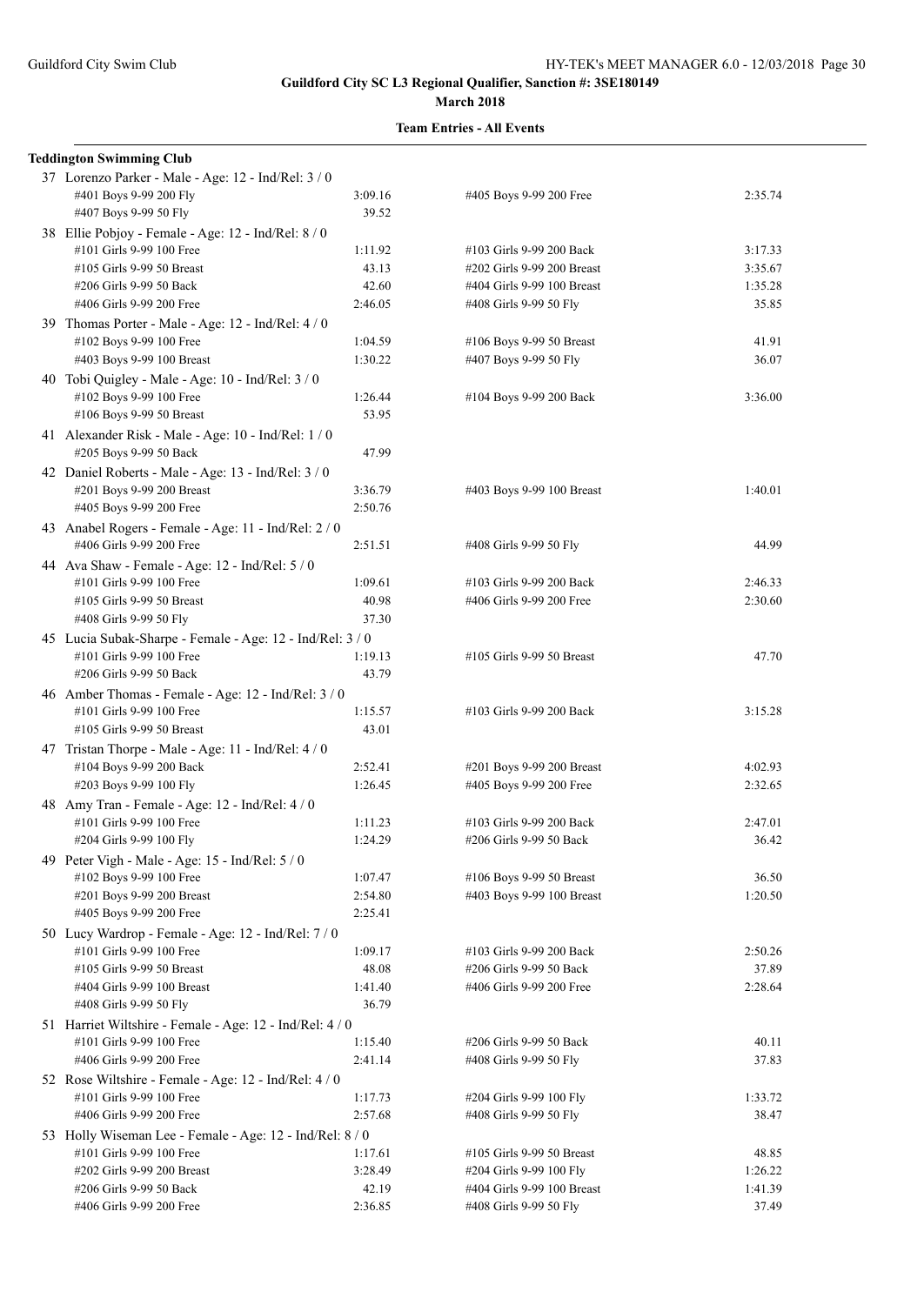**Guildford City SC L3 Regional Qualifier, Sanction #: 3SE180149**

**March 2018**

**Team Entries - All Events**

**Teddington Swimming Club**

37 Lorenzo Parker - Male - Age: 12 - Ind/Rel: 3 / 0

| Event | Time | Event | Time |
|---|---|---|---|
| #401 Boys 9-99 200 Fly | 3:09.16 | #405 Boys 9-99 200 Free | 2:35.74 |
| #407 Boys 9-99 50 Fly | 39.52 | | |

38 Ellie Pobjoy - Female - Age: 12 - Ind/Rel: 8 / 0

| Event | Time | Event | Time |
|---|---|---|---|
| #101 Girls 9-99 100 Free | 1:11.92 | #103 Girls 9-99 200 Back | 3:17.33 |
| #105 Girls 9-99 50 Breast | 43.13 | #202 Girls 9-99 200 Breast | 3:35.67 |
| #206 Girls 9-99 50 Back | 42.60 | #404 Girls 9-99 100 Breast | 1:35.28 |
| #406 Girls 9-99 200 Free | 2:46.05 | #408 Girls 9-99 50 Fly | 35.85 |

39 Thomas Porter - Male - Age: 12 - Ind/Rel: 4 / 0

| Event | Time | Event | Time |
|---|---|---|---|
| #102 Boys 9-99 100 Free | 1:04.59 | #106 Boys 9-99 50 Breast | 41.91 |
| #403 Boys 9-99 100 Breast | 1:30.22 | #407 Boys 9-99 50 Fly | 36.07 |

40 Tobi Quigley - Male - Age: 10 - Ind/Rel: 3 / 0

| Event | Time | Event | Time |
|---|---|---|---|
| #102 Boys 9-99 100 Free | 1:26.44 | #104 Boys 9-99 200 Back | 3:36.00 |
| #106 Boys 9-99 50 Breast | 53.95 | | |

41 Alexander Risk - Male - Age: 10 - Ind/Rel: 1 / 0

| Event | Time | Event | Time |
|---|---|---|---|
| #205 Boys 9-99 50 Back | 47.99 | | |

42 Daniel Roberts - Male - Age: 13 - Ind/Rel: 3 / 0

| Event | Time | Event | Time |
|---|---|---|---|
| #201 Boys 9-99 200 Breast | 3:36.79 | #403 Boys 9-99 100 Breast | 1:40.01 |
| #405 Boys 9-99 200 Free | 2:50.76 | | |

43 Anabel Rogers - Female - Age: 11 - Ind/Rel: 2 / 0

| Event | Time | Event | Time |
|---|---|---|---|
| #406 Girls 9-99 200 Free | 2:51.51 | #408 Girls 9-99 50 Fly | 44.99 |

44 Ava Shaw - Female - Age: 12 - Ind/Rel: 5 / 0

| Event | Time | Event | Time |
|---|---|---|---|
| #101 Girls 9-99 100 Free | 1:09.61 | #103 Girls 9-99 200 Back | 2:46.33 |
| #105 Girls 9-99 50 Breast | 40.98 | #406 Girls 9-99 200 Free | 2:30.60 |
| #408 Girls 9-99 50 Fly | 37.30 | | |

45 Lucia Subak-Sharpe - Female - Age: 12 - Ind/Rel: 3 / 0

| Event | Time | Event | Time |
|---|---|---|---|
| #101 Girls 9-99 100 Free | 1:19.13 | #105 Girls 9-99 50 Breast | 47.70 |
| #206 Girls 9-99 50 Back | 43.79 | | |

46 Amber Thomas - Female - Age: 12 - Ind/Rel: 3 / 0

| Event | Time | Event | Time |
|---|---|---|---|
| #101 Girls 9-99 100 Free | 1:15.57 | #103 Girls 9-99 200 Back | 3:15.28 |
| #105 Girls 9-99 50 Breast | 43.01 | | |

47 Tristan Thorpe - Male - Age: 11 - Ind/Rel: 4 / 0

| Event | Time | Event | Time |
|---|---|---|---|
| #104 Boys 9-99 200 Back | 2:52.41 | #201 Boys 9-99 200 Breast | 4:02.93 |
| #203 Boys 9-99 100 Fly | 1:26.45 | #405 Boys 9-99 200 Free | 2:32.65 |

48 Amy Tran - Female - Age: 12 - Ind/Rel: 4 / 0

| Event | Time | Event | Time |
|---|---|---|---|
| #101 Girls 9-99 100 Free | 1:11.23 | #103 Girls 9-99 200 Back | 2:47.01 |
| #204 Girls 9-99 100 Fly | 1:24.29 | #206 Girls 9-99 50 Back | 36.42 |

49 Peter Vigh - Male - Age: 15 - Ind/Rel: 5 / 0

| Event | Time | Event | Time |
|---|---|---|---|
| #102 Boys 9-99 100 Free | 1:07.47 | #106 Boys 9-99 50 Breast | 36.50 |
| #201 Boys 9-99 200 Breast | 2:54.80 | #403 Boys 9-99 100 Breast | 1:20.50 |
| #405 Boys 9-99 200 Free | 2:25.41 | | |

50 Lucy Wardrop - Female - Age: 12 - Ind/Rel: 7 / 0

| Event | Time | Event | Time |
|---|---|---|---|
| #101 Girls 9-99 100 Free | 1:09.17 | #103 Girls 9-99 200 Back | 2:50.26 |
| #105 Girls 9-99 50 Breast | 48.08 | #206 Girls 9-99 50 Back | 37.89 |
| #404 Girls 9-99 100 Breast | 1:41.40 | #406 Girls 9-99 200 Free | 2:28.64 |
| #408 Girls 9-99 50 Fly | 36.79 | | |

51 Harriet Wiltshire - Female - Age: 12 - Ind/Rel: 4 / 0

| Event | Time | Event | Time |
|---|---|---|---|
| #101 Girls 9-99 100 Free | 1:15.40 | #206 Girls 9-99 50 Back | 40.11 |
| #406 Girls 9-99 200 Free | 2:41.14 | #408 Girls 9-99 50 Fly | 37.83 |

52 Rose Wiltshire - Female - Age: 12 - Ind/Rel: 4 / 0

| Event | Time | Event | Time |
|---|---|---|---|
| #101 Girls 9-99 100 Free | 1:17.73 | #204 Girls 9-99 100 Fly | 1:33.72 |
| #406 Girls 9-99 200 Free | 2:57.68 | #408 Girls 9-99 50 Fly | 38.47 |

53 Holly Wiseman Lee - Female - Age: 12 - Ind/Rel: 8 / 0

| Event | Time | Event | Time |
|---|---|---|---|
| #101 Girls 9-99 100 Free | 1:17.61 | #105 Girls 9-99 50 Breast | 48.85 |
| #202 Girls 9-99 200 Breast | 3:28.49 | #204 Girls 9-99 100 Fly | 1:26.22 |
| #206 Girls 9-99 50 Back | 42.19 | #404 Girls 9-99 100 Breast | 1:41.39 |
| #406 Girls 9-99 200 Free | 2:36.85 | #408 Girls 9-99 50 Fly | 37.49 |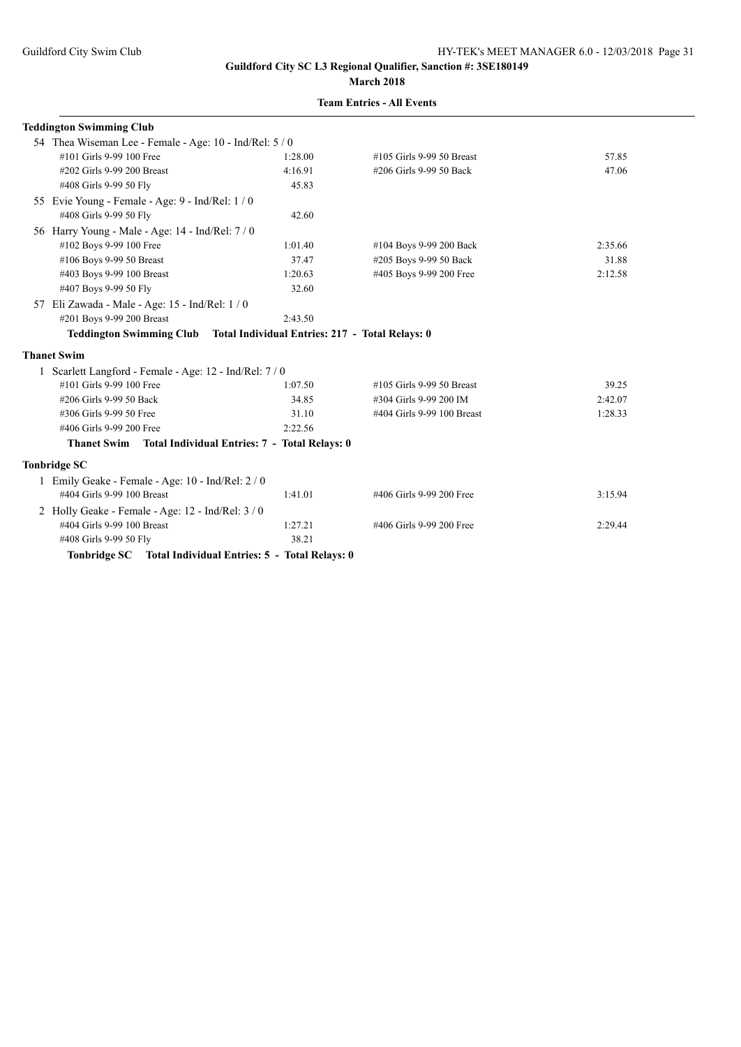**Guildford City SC L3 Regional Qualifier, Sanction #: 3SE180149**

**March 2018**

**Team Entries - All Events**

### Teddington Swimming Club

54 Thea Wiseman Lee - Female - Age: 10 - Ind/Rel: 5 / 0

| | | | |
|---|---|---|---|
| #101 Girls 9-99 100 Free | 1:28.00 | #105 Girls 9-99 50 Breast | 57.85 |
| #202 Girls 9-99 200 Breast | 4:16.91 | #206 Girls 9-99 50 Back | 47.06 |
| #408 Girls 9-99 50 Fly | 45.83 | | |

55 Evie Young - Female - Age: 9 - Ind/Rel: 1 / 0

| | | | |
|---|---|---|---|
| #408 Girls 9-99 50 Fly | 42.60 | | |

56 Harry Young - Male - Age: 14 - Ind/Rel: 7 / 0

| | | | |
|---|---|---|---|
| #102 Boys 9-99 100 Free | 1:01.40 | #104 Boys 9-99 200 Back | 2:35.66 |
| #106 Boys 9-99 50 Breast | 37.47 | #205 Boys 9-99 50 Back | 31.88 |
| #403 Boys 9-99 100 Breast | 1:20.63 | #405 Boys 9-99 200 Free | 2:12.58 |
| #407 Boys 9-99 50 Fly | 32.60 | | |

57 Eli Zawada - Male - Age: 15 - Ind/Rel: 1 / 0

| | | | |
|---|---|---|---|
| #201 Boys 9-99 200 Breast | 2:43.50 | | |

**Teddington Swimming Club Total Individual Entries: 217 - Total Relays: 0**

### Thanet Swim

1 Scarlett Langford - Female - Age: 12 - Ind/Rel: 7 / 0

| | | | |
|---|---|---|---|
| #101 Girls 9-99 100 Free | 1:07.50 | #105 Girls 9-99 50 Breast | 39.25 |
| #206 Girls 9-99 50 Back | 34.85 | #304 Girls 9-99 200 IM | 2:42.07 |
| #306 Girls 9-99 50 Free | 31.10 | #404 Girls 9-99 100 Breast | 1:28.33 |
| #406 Girls 9-99 200 Free | 2:22.56 | | |

**Thanet Swim Total Individual Entries: 7 - Total Relays: 0**

### Tonbridge SC

1 Emily Geake - Female - Age: 10 - Ind/Rel: 2 / 0

| | | | |
|---|---|---|---|
| #404 Girls 9-99 100 Breast | 1:41.01 | #406 Girls 9-99 200 Free | 3:15.94 |

2 Holly Geake - Female - Age: 12 - Ind/Rel: 3 / 0

| | | | |
|---|---|---|---|
| #404 Girls 9-99 100 Breast | 1:27.21 | #406 Girls 9-99 200 Free | 2:29.44 |
| #408 Girls 9-99 50 Fly | 38.21 | | |

**Tonbridge SC Total Individual Entries: 5 - Total Relays: 0**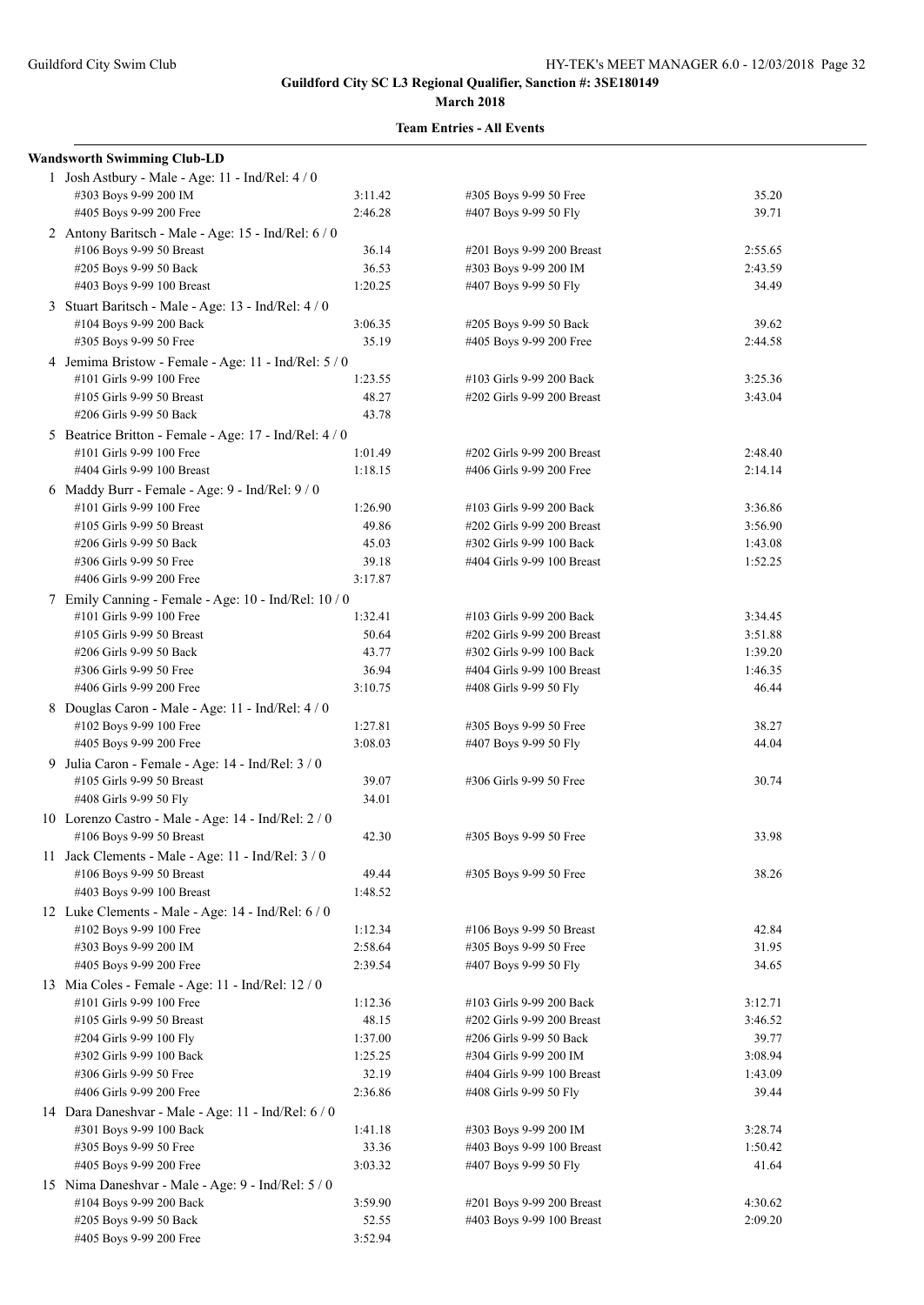**Guildford City SC L3 Regional Qualifier, Sanction #: 3SE180149**

**March 2018**

**Team Entries - All Events**

**Wandsworth Swimming Club-LD**

1 Josh Astbury - Male - Age: 11 - Ind/Rel: 4 / 0

| Event | Time | Event | Time |
|---|---|---|---|
| #303 Boys 9-99 200 IM | 3:11.42 | #305 Boys 9-99 50 Free | 35.20 |
| #405 Boys 9-99 200 Free | 2:46.28 | #407 Boys 9-99 50 Fly | 39.71 |

2 Antony Baritsch - Male - Age: 15 - Ind/Rel: 6 / 0

| Event | Time | Event | Time |
|---|---|---|---|
| #106 Boys 9-99 50 Breast | 36.14 | #201 Boys 9-99 200 Breast | 2:55.65 |
| #205 Boys 9-99 50 Back | 36.53 | #303 Boys 9-99 200 IM | 2:43.59 |
| #403 Boys 9-99 100 Breast | 1:20.25 | #407 Boys 9-99 50 Fly | 34.49 |

3 Stuart Baritsch - Male - Age: 13 - Ind/Rel: 4 / 0

| Event | Time | Event | Time |
|---|---|---|---|
| #104 Boys 9-99 200 Back | 3:06.35 | #205 Boys 9-99 50 Back | 39.62 |
| #305 Boys 9-99 50 Free | 35.19 | #405 Boys 9-99 200 Free | 2:44.58 |

4 Jemima Bristow - Female - Age: 11 - Ind/Rel: 5 / 0

| Event | Time | Event | Time |
|---|---|---|---|
| #101 Girls 9-99 100 Free | 1:23.55 | #103 Girls 9-99 200 Back | 3:25.36 |
| #105 Girls 9-99 50 Breast | 48.27 | #202 Girls 9-99 200 Breast | 3:43.04 |
| #206 Girls 9-99 50 Back | 43.78 | | |

5 Beatrice Britton - Female - Age: 17 - Ind/Rel: 4 / 0

| Event | Time | Event | Time |
|---|---|---|---|
| #101 Girls 9-99 100 Free | 1:01.49 | #202 Girls 9-99 200 Breast | 2:48.40 |
| #404 Girls 9-99 100 Breast | 1:18.15 | #406 Girls 9-99 200 Free | 2:14.14 |

6 Maddy Burr - Female - Age: 9 - Ind/Rel: 9 / 0

| Event | Time | Event | Time |
|---|---|---|---|
| #101 Girls 9-99 100 Free | 1:26.90 | #103 Girls 9-99 200 Back | 3:36.86 |
| #105 Girls 9-99 50 Breast | 49.86 | #202 Girls 9-99 200 Breast | 3:56.90 |
| #206 Girls 9-99 50 Back | 45.03 | #302 Girls 9-99 100 Back | 1:43.08 |
| #306 Girls 9-99 50 Free | 39.18 | #404 Girls 9-99 100 Breast | 1:52.25 |
| #406 Girls 9-99 200 Free | 3:17.87 | | |

7 Emily Canning - Female - Age: 10 - Ind/Rel: 10 / 0

| Event | Time | Event | Time |
|---|---|---|---|
| #101 Girls 9-99 100 Free | 1:32.41 | #103 Girls 9-99 200 Back | 3:34.45 |
| #105 Girls 9-99 50 Breast | 50.64 | #202 Girls 9-99 200 Breast | 3:51.88 |
| #206 Girls 9-99 50 Back | 43.77 | #302 Girls 9-99 100 Back | 1:39.20 |
| #306 Girls 9-99 50 Free | 36.94 | #404 Girls 9-99 100 Breast | 1:46.35 |
| #406 Girls 9-99 200 Free | 3:10.75 | #408 Girls 9-99 50 Fly | 46.44 |

8 Douglas Caron - Male - Age: 11 - Ind/Rel: 4 / 0

| Event | Time | Event | Time |
|---|---|---|---|
| #102 Boys 9-99 100 Free | 1:27.81 | #305 Boys 9-99 50 Free | 38.27 |
| #405 Boys 9-99 200 Free | 3:08.03 | #407 Boys 9-99 50 Fly | 44.04 |

9 Julia Caron - Female - Age: 14 - Ind/Rel: 3 / 0

| Event | Time | Event | Time |
|---|---|---|---|
| #105 Girls 9-99 50 Breast | 39.07 | #306 Girls 9-99 50 Free | 30.74 |
| #408 Girls 9-99 50 Fly | 34.01 | | |

10 Lorenzo Castro - Male - Age: 14 - Ind/Rel: 2 / 0

| Event | Time | Event | Time |
|---|---|---|---|
| #106 Boys 9-99 50 Breast | 42.30 | #305 Boys 9-99 50 Free | 33.98 |

11 Jack Clements - Male - Age: 11 - Ind/Rel: 3 / 0

| Event | Time | Event | Time |
|---|---|---|---|
| #106 Boys 9-99 50 Breast | 49.44 | #305 Boys 9-99 50 Free | 38.26 |
| #403 Boys 9-99 100 Breast | 1:48.52 | | |

12 Luke Clements - Male - Age: 14 - Ind/Rel: 6 / 0

| Event | Time | Event | Time |
|---|---|---|---|
| #102 Boys 9-99 100 Free | 1:12.34 | #106 Boys 9-99 50 Breast | 42.84 |
| #303 Boys 9-99 200 IM | 2:58.64 | #305 Boys 9-99 50 Free | 31.95 |
| #405 Boys 9-99 200 Free | 2:39.54 | #407 Boys 9-99 50 Fly | 34.65 |

13 Mia Coles - Female - Age: 11 - Ind/Rel: 12 / 0

| Event | Time | Event | Time |
|---|---|---|---|
| #101 Girls 9-99 100 Free | 1:12.36 | #103 Girls 9-99 200 Back | 3:12.71 |
| #105 Girls 9-99 50 Breast | 48.15 | #202 Girls 9-99 200 Breast | 3:46.52 |
| #204 Girls 9-99 100 Fly | 1:37.00 | #206 Girls 9-99 50 Back | 39.77 |
| #302 Girls 9-99 100 Back | 1:25.25 | #304 Girls 9-99 200 IM | 3:08.94 |
| #306 Girls 9-99 50 Free | 32.19 | #404 Girls 9-99 100 Breast | 1:43.09 |
| #406 Girls 9-99 200 Free | 2:36.86 | #408 Girls 9-99 50 Fly | 39.44 |

14 Dara Daneshvar - Male - Age: 11 - Ind/Rel: 6 / 0

| Event | Time | Event | Time |
|---|---|---|---|
| #301 Boys 9-99 100 Back | 1:41.18 | #303 Boys 9-99 200 IM | 3:28.74 |
| #305 Boys 9-99 50 Free | 33.36 | #403 Boys 9-99 100 Breast | 1:50.42 |
| #405 Boys 9-99 200 Free | 3:03.32 | #407 Boys 9-99 50 Fly | 41.64 |

15 Nima Daneshvar - Male - Age: 9 - Ind/Rel: 5 / 0

| Event | Time | Event | Time |
|---|---|---|---|
| #104 Boys 9-99 200 Back | 3:59.90 | #201 Boys 9-99 200 Breast | 4:30.62 |
| #205 Boys 9-99 50 Back | 52.55 | #403 Boys 9-99 100 Breast | 2:09.20 |
| #405 Boys 9-99 200 Free | 3:52.94 | | |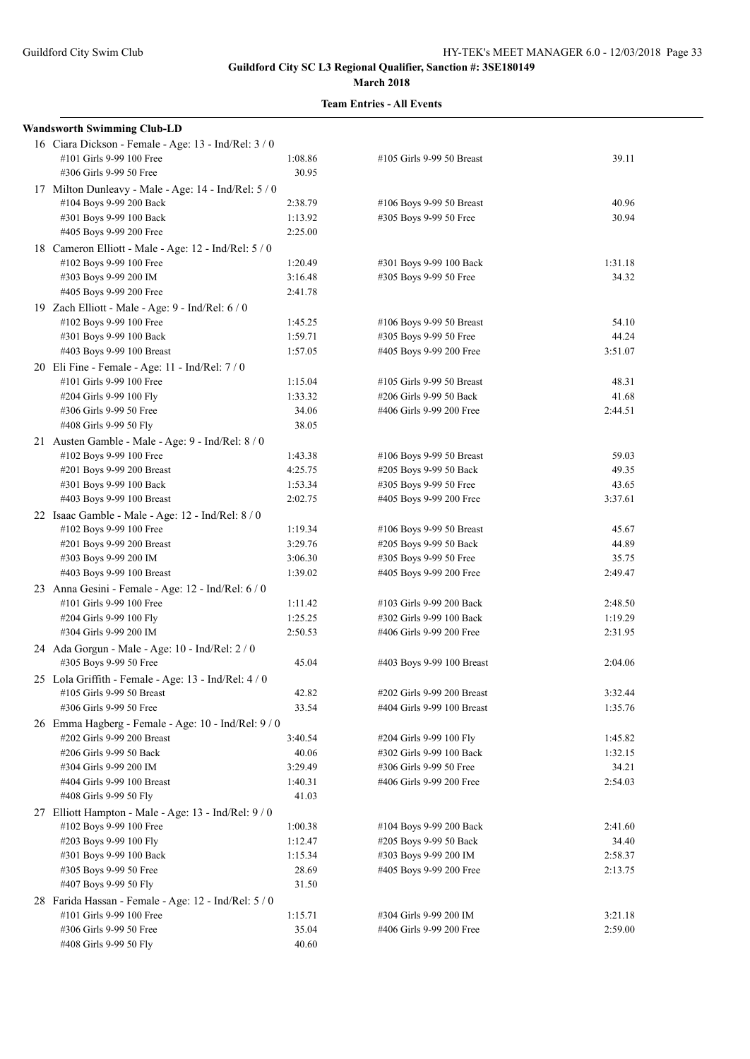**Guildford City SC L3 Regional Qualifier, Sanction #: 3SE180149**

**March 2018**

**Team Entries - All Events**

**Wandsworth Swimming Club-LD**

16 Ciara Dickson - Female - Age: 13 - Ind/Rel: 3 / 0

| | | | |
|---|---|---|---|
| #101 Girls 9-99 100 Free | 1:08.86 | #105 Girls 9-99 50 Breast | 39.11 |
| #306 Girls 9-99 50 Free | 30.95 | | |

17 Milton Dunleavy - Male - Age: 14 - Ind/Rel: 5 / 0

| | | | |
|---|---|---|---|
| #104 Boys 9-99 200 Back | 2:38.79 | #106 Boys 9-99 50 Breast | 40.96 |
| #301 Boys 9-99 100 Back | 1:13.92 | #305 Boys 9-99 50 Free | 30.94 |
| #405 Boys 9-99 200 Free | 2:25.00 | | |

18 Cameron Elliott - Male - Age: 12 - Ind/Rel: 5 / 0

| | | | |
|---|---|---|---|
| #102 Boys 9-99 100 Free | 1:20.49 | #301 Boys 9-99 100 Back | 1:31.18 |
| #303 Boys 9-99 200 IM | 3:16.48 | #305 Boys 9-99 50 Free | 34.32 |
| #405 Boys 9-99 200 Free | 2:41.78 | | |

19 Zach Elliott - Male - Age: 9 - Ind/Rel: 6 / 0

| | | | |
|---|---|---|---|
| #102 Boys 9-99 100 Free | 1:45.25 | #106 Boys 9-99 50 Breast | 54.10 |
| #301 Boys 9-99 100 Back | 1:59.71 | #305 Boys 9-99 50 Free | 44.24 |
| #403 Boys 9-99 100 Breast | 1:57.05 | #405 Boys 9-99 200 Free | 3:51.07 |

20 Eli Fine - Female - Age: 11 - Ind/Rel: 7 / 0

| | | | |
|---|---|---|---|
| #101 Girls 9-99 100 Free | 1:15.04 | #105 Girls 9-99 50 Breast | 48.31 |
| #204 Girls 9-99 100 Fly | 1:33.32 | #206 Girls 9-99 50 Back | 41.68 |
| #306 Girls 9-99 50 Free | 34.06 | #406 Girls 9-99 200 Free | 2:44.51 |
| #408 Girls 9-99 50 Fly | 38.05 | | |

21 Austen Gamble - Male - Age: 9 - Ind/Rel: 8 / 0

| | | | |
|---|---|---|---|
| #102 Boys 9-99 100 Free | 1:43.38 | #106 Boys 9-99 50 Breast | 59.03 |
| #201 Boys 9-99 200 Breast | 4:25.75 | #205 Boys 9-99 50 Back | 49.35 |
| #301 Boys 9-99 100 Back | 1:53.34 | #305 Boys 9-99 50 Free | 43.65 |
| #403 Boys 9-99 100 Breast | 2:02.75 | #405 Boys 9-99 200 Free | 3:37.61 |

22 Isaac Gamble - Male - Age: 12 - Ind/Rel: 8 / 0

| | | | |
|---|---|---|---|
| #102 Boys 9-99 100 Free | 1:19.34 | #106 Boys 9-99 50 Breast | 45.67 |
| #201 Boys 9-99 200 Breast | 3:29.76 | #205 Boys 9-99 50 Back | 44.89 |
| #303 Boys 9-99 200 IM | 3:06.30 | #305 Boys 9-99 50 Free | 35.75 |
| #403 Boys 9-99 100 Breast | 1:39.02 | #405 Boys 9-99 200 Free | 2:49.47 |

23 Anna Gesini - Female - Age: 12 - Ind/Rel: 6 / 0

| | | | |
|---|---|---|---|
| #101 Girls 9-99 100 Free | 1:11.42 | #103 Girls 9-99 200 Back | 2:48.50 |
| #204 Girls 9-99 100 Fly | 1:25.25 | #302 Girls 9-99 100 Back | 1:19.29 |
| #304 Girls 9-99 200 IM | 2:50.53 | #406 Girls 9-99 200 Free | 2:31.95 |

24 Ada Gorgun - Male - Age: 10 - Ind/Rel: 2 / 0

| | | | |
|---|---|---|---|
| #305 Boys 9-99 50 Free | 45.04 | #403 Boys 9-99 100 Breast | 2:04.06 |

25 Lola Griffith - Female - Age: 13 - Ind/Rel: 4 / 0

| | | | |
|---|---|---|---|
| #105 Girls 9-99 50 Breast | 42.82 | #202 Girls 9-99 200 Breast | 3:32.44 |
| #306 Girls 9-99 50 Free | 33.54 | #404 Girls 9-99 100 Breast | 1:35.76 |

26 Emma Hagberg - Female - Age: 10 - Ind/Rel: 9 / 0

| | | | |
|---|---|---|---|
| #202 Girls 9-99 200 Breast | 3:40.54 | #204 Girls 9-99 100 Fly | 1:45.82 |
| #206 Girls 9-99 50 Back | 40.06 | #302 Girls 9-99 100 Back | 1:32.15 |
| #304 Girls 9-99 200 IM | 3:29.49 | #306 Girls 9-99 50 Free | 34.21 |
| #404 Girls 9-99 100 Breast | 1:40.31 | #406 Girls 9-99 200 Free | 2:54.03 |
| #408 Girls 9-99 50 Fly | 41.03 | | |

27 Elliott Hampton - Male - Age: 13 - Ind/Rel: 9 / 0

| | | | |
|---|---|---|---|
| #102 Boys 9-99 100 Free | 1:00.38 | #104 Boys 9-99 200 Back | 2:41.60 |
| #203 Boys 9-99 100 Fly | 1:12.47 | #205 Boys 9-99 50 Back | 34.40 |
| #301 Boys 9-99 100 Back | 1:15.34 | #303 Boys 9-99 200 IM | 2:58.37 |
| #305 Boys 9-99 50 Free | 28.69 | #405 Boys 9-99 200 Free | 2:13.75 |
| #407 Boys 9-99 50 Fly | 31.50 | | |

28 Farida Hassan - Female - Age: 12 - Ind/Rel: 5 / 0

| | | | |
|---|---|---|---|
| #101 Girls 9-99 100 Free | 1:15.71 | #304 Girls 9-99 200 IM | 3:21.18 |
| #306 Girls 9-99 50 Free | 35.04 | #406 Girls 9-99 200 Free | 2:59.00 |
| #408 Girls 9-99 50 Fly | 40.60 | | |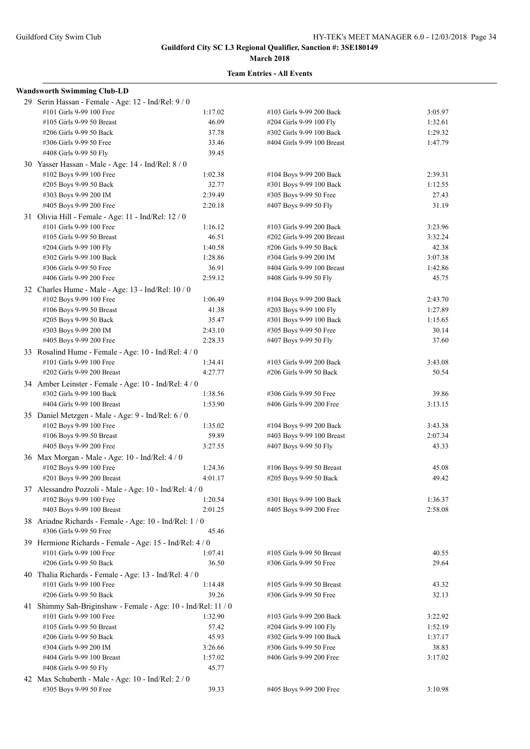**Guildford City SC L3 Regional Qualifier, Sanction #: 3SE180149**

**March 2018**

**Team Entries - All Events**

**Wandsworth Swimming Club-LD**

29 Serin Hassan - Female - Age: 12 - Ind/Rel: 9 / 0

| Event | Time | Event | Time |
|---|---|---|---|
| #101 Girls 9-99 100 Free | 1:17.02 | #103 Girls 9-99 200 Back | 3:05.97 |
| #105 Girls 9-99 50 Breast | 46.09 | #204 Girls 9-99 100 Fly | 1:32.61 |
| #206 Girls 9-99 50 Back | 37.78 | #302 Girls 9-99 100 Back | 1:29.32 |
| #306 Girls 9-99 50 Free | 33.46 | #404 Girls 9-99 100 Breast | 1:47.79 |
| #408 Girls 9-99 50 Fly | 39.45 | | |

30 Yasser Hassan - Male - Age: 14 - Ind/Rel: 8 / 0

| Event | Time | Event | Time |
|---|---|---|---|
| #102 Boys 9-99 100 Free | 1:02.38 | #104 Boys 9-99 200 Back | 2:39.31 |
| #205 Boys 9-99 50 Back | 32.77 | #301 Boys 9-99 100 Back | 1:12.55 |
| #303 Boys 9-99 200 IM | 2:39.49 | #305 Boys 9-99 50 Free | 27.43 |
| #405 Boys 9-99 200 Free | 2:20.18 | #407 Boys 9-99 50 Fly | 31.19 |

31 Olivia Hill - Female - Age: 11 - Ind/Rel: 12 / 0

| Event | Time | Event | Time |
|---|---|---|---|
| #101 Girls 9-99 100 Free | 1:16.12 | #103 Girls 9-99 200 Back | 3:23.96 |
| #105 Girls 9-99 50 Breast | 46.51 | #202 Girls 9-99 200 Breast | 3:32.24 |
| #204 Girls 9-99 100 Fly | 1:40.58 | #206 Girls 9-99 50 Back | 42.38 |
| #302 Girls 9-99 100 Back | 1:28.86 | #304 Girls 9-99 200 IM | 3:07.38 |
| #306 Girls 9-99 50 Free | 36.91 | #404 Girls 9-99 100 Breast | 1:42.86 |
| #406 Girls 9-99 200 Free | 2:59.12 | #408 Girls 9-99 50 Fly | 45.75 |

32 Charles Hume - Male - Age: 13 - Ind/Rel: 10 / 0

| Event | Time | Event | Time |
|---|---|---|---|
| #102 Boys 9-99 100 Free | 1:06.49 | #104 Boys 9-99 200 Back | 2:43.70 |
| #106 Boys 9-99 50 Breast | 41.38 | #203 Boys 9-99 100 Fly | 1:27.89 |
| #205 Boys 9-99 50 Back | 35.47 | #301 Boys 9-99 100 Back | 1:15.65 |
| #303 Boys 9-99 200 IM | 2:43.10 | #305 Boys 9-99 50 Free | 30.14 |
| #405 Boys 9-99 200 Free | 2:28.33 | #407 Boys 9-99 50 Fly | 37.60 |

33 Rosalind Hume - Female - Age: 10 - Ind/Rel: 4 / 0

| Event | Time | Event | Time |
|---|---|---|---|
| #101 Girls 9-99 100 Free | 1:34.41 | #103 Girls 9-99 200 Back | 3:43.08 |
| #202 Girls 9-99 200 Breast | 4:27.77 | #206 Girls 9-99 50 Back | 50.54 |

34 Amber Leinster - Female - Age: 10 - Ind/Rel: 4 / 0

| Event | Time | Event | Time |
|---|---|---|---|
| #302 Girls 9-99 100 Back | 1:38.56 | #306 Girls 9-99 50 Free | 39.86 |
| #404 Girls 9-99 100 Breast | 1:53.90 | #406 Girls 9-99 200 Free | 3:13.15 |

35 Daniel Metzgen - Male - Age: 9 - Ind/Rel: 6 / 0

| Event | Time | Event | Time |
|---|---|---|---|
| #102 Boys 9-99 100 Free | 1:35.02 | #104 Boys 9-99 200 Back | 3:43.38 |
| #106 Boys 9-99 50 Breast | 59.89 | #403 Boys 9-99 100 Breast | 2:07.34 |
| #405 Boys 9-99 200 Free | 3:27.55 | #407 Boys 9-99 50 Fly | 43.33 |

36 Max Morgan - Male - Age: 10 - Ind/Rel: 4 / 0

| Event | Time | Event | Time |
|---|---|---|---|
| #102 Boys 9-99 100 Free | 1:24.36 | #106 Boys 9-99 50 Breast | 45.08 |
| #201 Boys 9-99 200 Breast | 4:01.17 | #205 Boys 9-99 50 Back | 49.42 |

37 Alessandro Pozzoli - Male - Age: 10 - Ind/Rel: 4 / 0

| Event | Time | Event | Time |
|---|---|---|---|
| #102 Boys 9-99 100 Free | 1:20.54 | #301 Boys 9-99 100 Back | 1:36.37 |
| #403 Boys 9-99 100 Breast | 2:01.25 | #405 Boys 9-99 200 Free | 2:58.08 |

38 Ariadne Richards - Female - Age: 10 - Ind/Rel: 1 / 0

| Event | Time | Event | Time |
|---|---|---|---|
| #306 Girls 9-99 50 Free | 45.46 | | |

39 Hermione Richards - Female - Age: 15 - Ind/Rel: 4 / 0

| Event | Time | Event | Time |
|---|---|---|---|
| #101 Girls 9-99 100 Free | 1:07.41 | #105 Girls 9-99 50 Breast | 40.55 |
| #206 Girls 9-99 50 Back | 36.50 | #306 Girls 9-99 50 Free | 29.64 |

40 Thalia Richards - Female - Age: 13 - Ind/Rel: 4 / 0

| Event | Time | Event | Time |
|---|---|---|---|
| #101 Girls 9-99 100 Free | 1:14.48 | #105 Girls 9-99 50 Breast | 43.32 |
| #206 Girls 9-99 50 Back | 39.26 | #306 Girls 9-99 50 Free | 32.13 |

41 Shimmy Sah-Briginshaw - Female - Age: 10 - Ind/Rel: 11 / 0

| Event | Time | Event | Time |
|---|---|---|---|
| #101 Girls 9-99 100 Free | 1:32.90 | #103 Girls 9-99 200 Back | 3:22.92 |
| #105 Girls 9-99 50 Breast | 57.42 | #204 Girls 9-99 100 Fly | 1:52.19 |
| #206 Girls 9-99 50 Back | 45.93 | #302 Girls 9-99 100 Back | 1:37.17 |
| #304 Girls 9-99 200 IM | 3:26.66 | #306 Girls 9-99 50 Free | 38.83 |
| #404 Girls 9-99 100 Breast | 1:57.02 | #406 Girls 9-99 200 Free | 3:17.02 |
| #408 Girls 9-99 50 Fly | 45.77 | | |

42 Max Schuberth - Male - Age: 10 - Ind/Rel: 2 / 0

| Event | Time | Event | Time |
|---|---|---|---|
| #305 Boys 9-99 50 Free | 39.33 | #405 Boys 9-99 200 Free | 3:10.98 |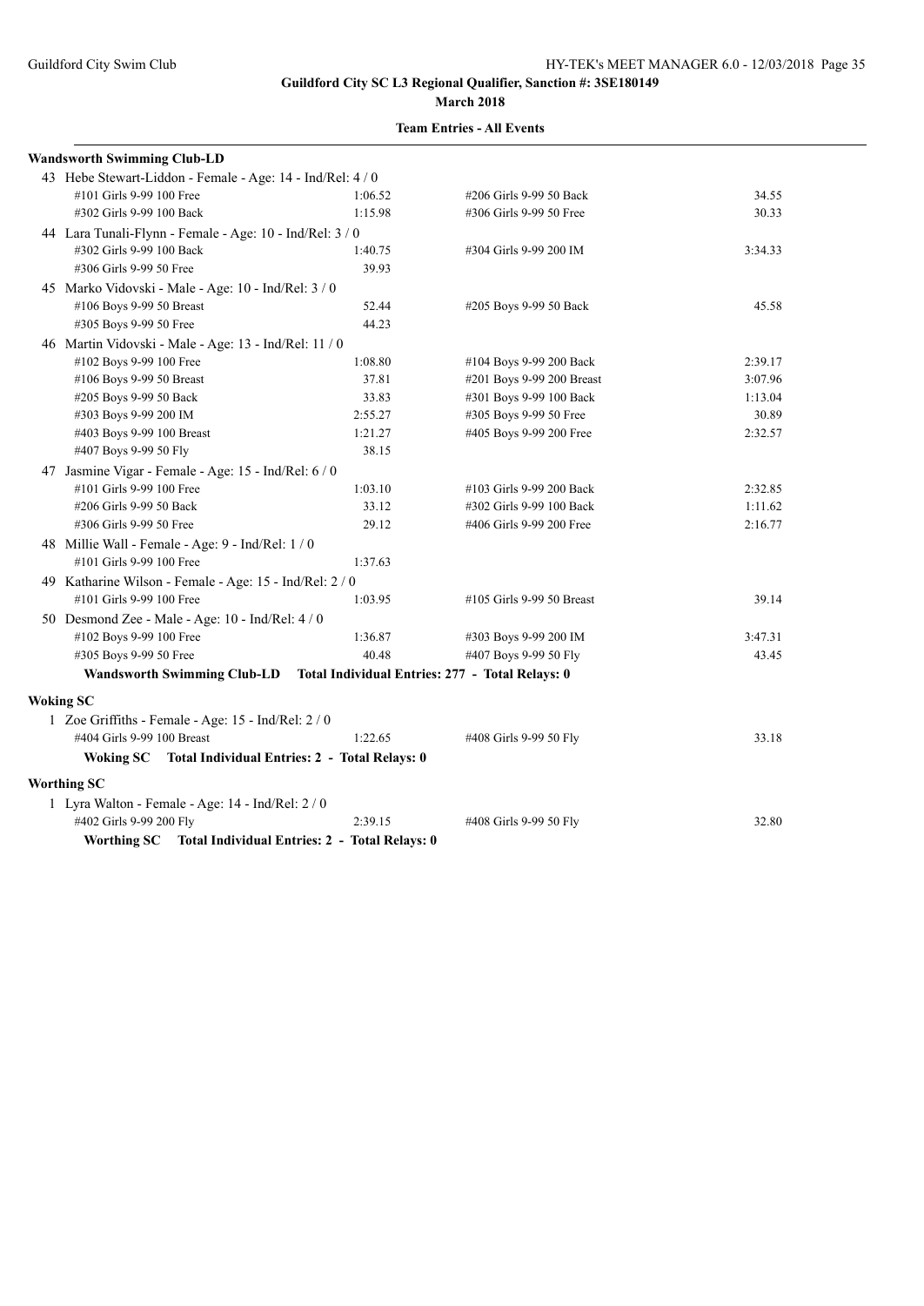**Guildford City SC L3 Regional Qualifier, Sanction #: 3SE180149**

**March 2018**

**Team Entries - All Events**

**Wandsworth Swimming Club-LD**

43 Hebe Stewart-Liddon - Female - Age: 14 - Ind/Rel: 4 / 0

| | | | |
|---|---|---|---|
| #101 Girls 9-99 100 Free | 1:06.52 | #206 Girls 9-99 50 Back | 34.55 |
| #302 Girls 9-99 100 Back | 1:15.98 | #306 Girls 9-99 50 Free | 30.33 |

44 Lara Tunali-Flynn - Female - Age: 10 - Ind/Rel: 3 / 0

| | | | |
|---|---|---|---|
| #302 Girls 9-99 100 Back | 1:40.75 | #304 Girls 9-99 200 IM | 3:34.33 |
| #306 Girls 9-99 50 Free | 39.93 | | |

45 Marko Vidovski - Male - Age: 10 - Ind/Rel: 3 / 0

| | | | |
|---|---|---|---|
| #106 Boys 9-99 50 Breast | 52.44 | #205 Boys 9-99 50 Back | 45.58 |
| #305 Boys 9-99 50 Free | 44.23 | | |

46 Martin Vidovski - Male - Age: 13 - Ind/Rel: 11 / 0

| | | | |
|---|---|---|---|
| #102 Boys 9-99 100 Free | 1:08.80 | #104 Boys 9-99 200 Back | 2:39.17 |
| #106 Boys 9-99 50 Breast | 37.81 | #201 Boys 9-99 200 Breast | 3:07.96 |
| #205 Boys 9-99 50 Back | 33.83 | #301 Boys 9-99 100 Back | 1:13.04 |
| #303 Boys 9-99 200 IM | 2:55.27 | #305 Boys 9-99 50 Free | 30.89 |
| #403 Boys 9-99 100 Breast | 1:21.27 | #405 Boys 9-99 200 Free | 2:32.57 |
| #407 Boys 9-99 50 Fly | 38.15 | | |

47 Jasmine Vigar - Female - Age: 15 - Ind/Rel: 6 / 0

| | | | |
|---|---|---|---|
| #101 Girls 9-99 100 Free | 1:03.10 | #103 Girls 9-99 200 Back | 2:32.85 |
| #206 Girls 9-99 50 Back | 33.12 | #302 Girls 9-99 100 Back | 1:11.62 |
| #306 Girls 9-99 50 Free | 29.12 | #406 Girls 9-99 200 Free | 2:16.77 |

48 Millie Wall - Female - Age: 9 - Ind/Rel: 1 / 0

| | | | |
|---|---|---|---|
| #101 Girls 9-99 100 Free | 1:37.63 | | |

49 Katharine Wilson - Female - Age: 15 - Ind/Rel: 2 / 0

| | | | |
|---|---|---|---|
| #101 Girls 9-99 100 Free | 1:03.95 | #105 Girls 9-99 50 Breast | 39.14 |

50 Desmond Zee - Male - Age: 10 - Ind/Rel: 4 / 0

| | | | |
|---|---|---|---|
| #102 Boys 9-99 100 Free | 1:36.87 | #303 Boys 9-99 200 IM | 3:47.31 |
| #305 Boys 9-99 50 Free | 40.48 | #407 Boys 9-99 50 Fly | 43.45 |

**Wandsworth Swimming Club-LD Total Individual Entries: 277 - Total Relays: 0**

**Woking SC**

1 Zoe Griffiths - Female - Age: 15 - Ind/Rel: 2 / 0

| | | | |
|---|---|---|---|
| #404 Girls 9-99 100 Breast | 1:22.65 | #408 Girls 9-99 50 Fly | 33.18 |

**Woking SC Total Individual Entries: 2 - Total Relays: 0**

**Worthing SC**

1 Lyra Walton - Female - Age: 14 - Ind/Rel: 2 / 0

| | | | |
|---|---|---|---|
| #402 Girls 9-99 200 Fly | 2:39.15 | #408 Girls 9-99 50 Fly | 32.80 |

**Worthing SC Total Individual Entries: 2 - Total Relays: 0**